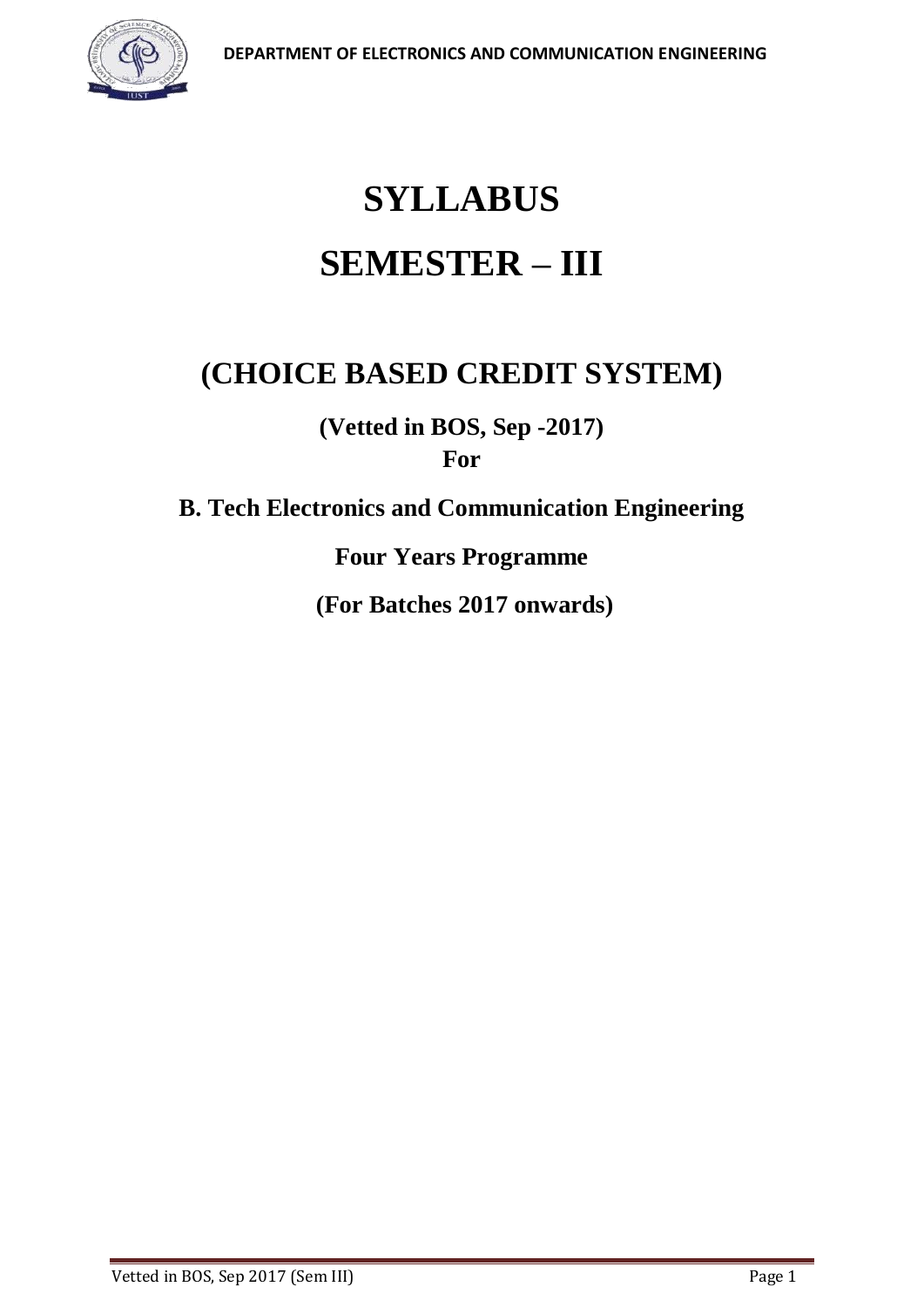# SYLLABUS

# SEMESTER – III

## (CHOICE BASED CREDIT SYSTEM)

**(Vetted in BOS, Sep -2017)**

**For**

**B. Tech Electronics and Communication Engineering**

**Four Years Programme**

**(For Batches 2017 onwards)**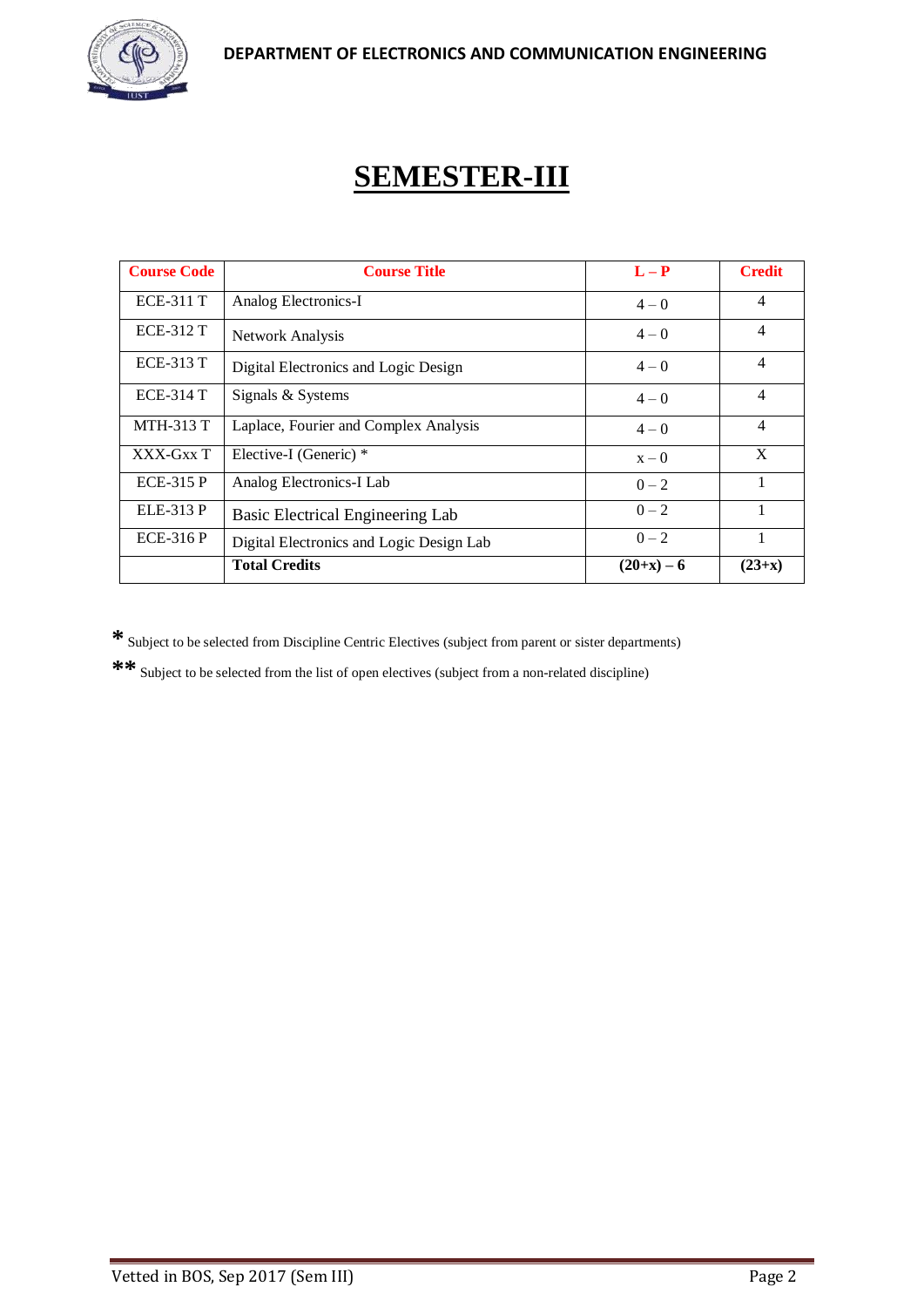# SEMESTER-III

| Course Code | Course Title | L – P | Credit |
|---|---|---|---|
| ECE-311 T | Analog Electronics-I | 4 – 0 | 4 |
| ECE-312 T | Network Analysis | 4 – 0 | 4 |
| ECE-313 T | Digital Electronics and Logic Design | 4 – 0 | 4 |
| ECE-314 T | Signals & Systems | 4 – 0 | 4 |
| MTH-313 T | Laplace, Fourier and Complex Analysis | 4 – 0 | 4 |
| XXX-Gxx T | Elective-I (Generic) * | x – 0 | X |
| ECE-315 P | Analog Electronics-I Lab | 0 – 2 | 1 |
| ELE-313 P | Basic Electrical Engineering Lab | 0 – 2 | 1 |
| ECE-316 P | Digital Electronics and Logic Design Lab | 0 – 2 | 1 |
| | **Total Credits** | **(20+x) – 6** | **(23+x)** |

**\*** Subject to be selected from Discipline Centric Electives (subject from parent or sister departments)

**\*\*** Subject to be selected from the list of open electives (subject from a non-related discipline)

Vetted in BOS, Sep 2017 (Sem III)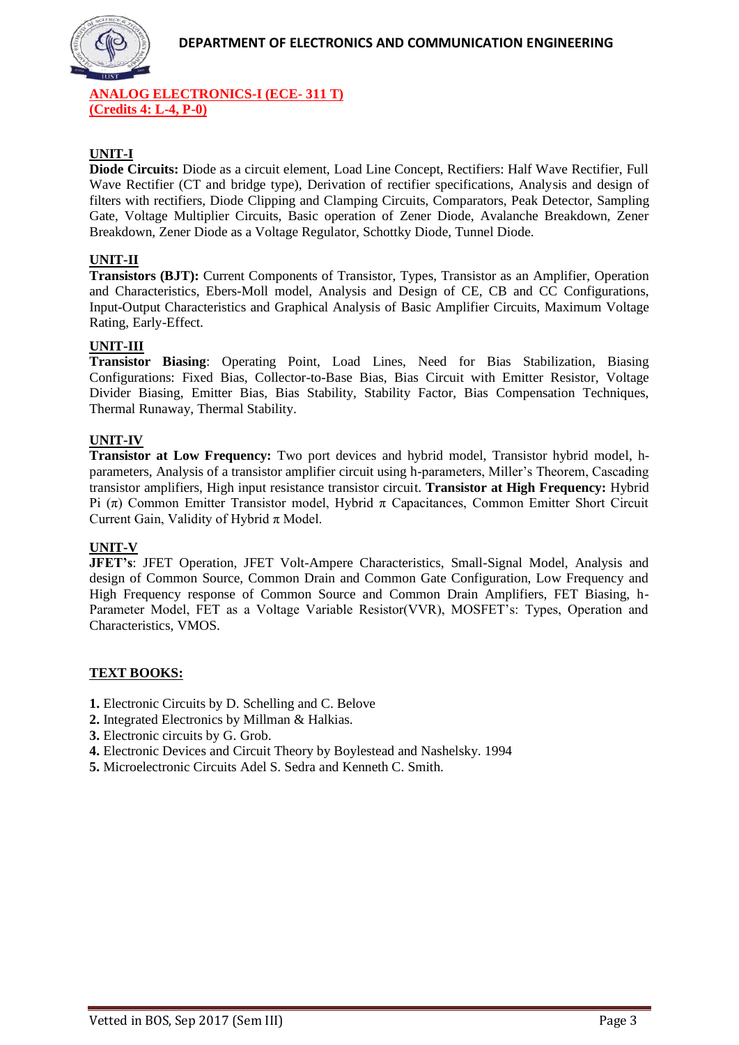## ANALOG ELECTRONICS-I (ECE- 311 T)
**(Credits 4: L-4, P-0)**

### UNIT-I

**Diode Circuits:** Diode as a circuit element, Load Line Concept, Rectifiers: Half Wave Rectifier, Full Wave Rectifier (CT and bridge type), Derivation of rectifier specifications, Analysis and design of filters with rectifiers, Diode Clipping and Clamping Circuits, Comparators, Peak Detector, Sampling Gate, Voltage Multiplier Circuits, Basic operation of Zener Diode, Avalanche Breakdown, Zener Breakdown, Zener Diode as a Voltage Regulator, Schottky Diode, Tunnel Diode.

### UNIT-II

**Transistors (BJT):** Current Components of Transistor, Types, Transistor as an Amplifier, Operation and Characteristics, Ebers-Moll model, Analysis and Design of CE, CB and CC Configurations, Input-Output Characteristics and Graphical Analysis of Basic Amplifier Circuits, Maximum Voltage Rating, Early-Effect.

### UNIT-III

**Transistor Biasing**: Operating Point, Load Lines, Need for Bias Stabilization, Biasing Configurations: Fixed Bias, Collector-to-Base Bias, Bias Circuit with Emitter Resistor, Voltage Divider Biasing, Emitter Bias, Bias Stability, Stability Factor, Bias Compensation Techniques, Thermal Runaway, Thermal Stability.

### UNIT-IV

**Transistor at Low Frequency:** Two port devices and hybrid model, Transistor hybrid model, h-parameters, Analysis of a transistor amplifier circuit using h-parameters, Miller's Theorem, Cascading transistor amplifiers, High input resistance transistor circuit. **Transistor at High Frequency:** Hybrid Pi ($\pi$) Common Emitter Transistor model, Hybrid $\pi$ Capacitances, Common Emitter Short Circuit Current Gain, Validity of Hybrid $\pi$ Model.

### UNIT-V

**JFET's**: JFET Operation, JFET Volt-Ampere Characteristics, Small-Signal Model, Analysis and design of Common Source, Common Drain and Common Gate Configuration, Low Frequency and High Frequency response of Common Source and Common Drain Amplifiers, FET Biasing, h-Parameter Model, FET as a Voltage Variable Resistor(VVR), MOSFET's: Types, Operation and Characteristics, VMOS.

### TEXT BOOKS:

1. Electronic Circuits by D. Schelling and C. Belove
2. Integrated Electronics by Millman & Halkias.
3. Electronic circuits by G. Grob.
4. Electronic Devices and Circuit Theory by Boylestead and Nashelsky. 1994
5. Microelectronic Circuits Adel S. Sedra and Kenneth C. Smith.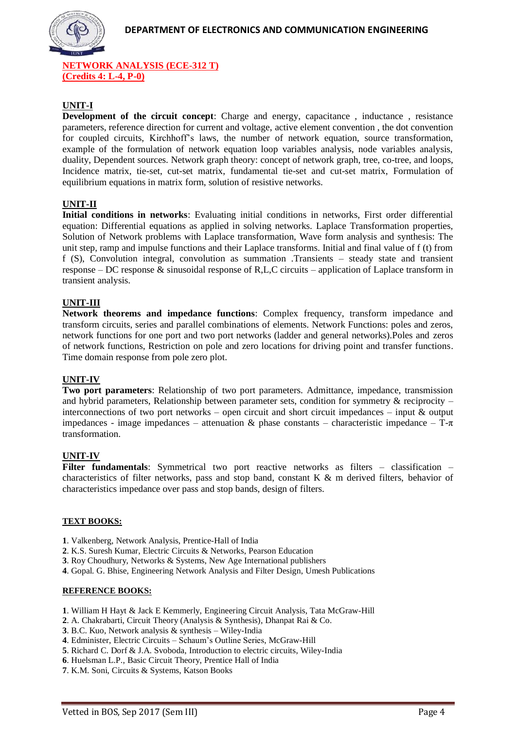## DEPARTMENT OF ELECTRONICS AND COMMUNICATION ENGINEERING

**NETWORK ANALYSIS (ECE-312 T)**
**(Credits 4: L-4, P-0)**

### UNIT-I

**Development of the circuit concept**: Charge and energy, capacitance , inductance , resistance parameters, reference direction for current and voltage, active element convention , the dot convention for coupled circuits, Kirchhoff's laws, the number of network equation, source transformation, example of the formulation of network equation loop variables analysis, node variables analysis, duality, Dependent sources. Network graph theory: concept of network graph, tree, co-tree, and loops, Incidence matrix, tie-set, cut-set matrix, fundamental tie-set and cut-set matrix, Formulation of equilibrium equations in matrix form, solution of resistive networks.

### UNIT-II

**Initial conditions in networks**: Evaluating initial conditions in networks, First order differential equation: Differential equations as applied in solving networks. Laplace Transformation properties, Solution of Network problems with Laplace transformation, Wave form analysis and synthesis: The unit step, ramp and impulse functions and their Laplace transforms. Initial and final value of f (t) from f (S), Convolution integral, convolution as summation .Transients – steady state and transient response – DC response & sinusoidal response of R,L,C circuits – application of Laplace transform in transient analysis.

### UNIT-III

**Network theorems and impedance functions**: Complex frequency, transform impedance and transform circuits, series and parallel combinations of elements. Network Functions: poles and zeros, network functions for one port and two port networks (ladder and general networks).Poles and zeros of network functions, Restriction on pole and zero locations for driving point and transfer functions. Time domain response from pole zero plot.

### UNIT-IV

**Two port parameters**: Relationship of two port parameters. Admittance, impedance, transmission and hybrid parameters, Relationship between parameter sets, condition for symmetry & reciprocity – interconnections of two port networks – open circuit and short circuit impedances – input & output impedances - image impedances – attenuation & phase constants – characteristic impedance – T-π transformation.

### UNIT-IV

**Filter fundamentals**: Symmetrical two port reactive networks as filters – classification – characteristics of filter networks, pass and stop band, constant K & m derived filters, behavior of characteristics impedance over pass and stop bands, design of filters.

#### TEXT BOOKS:

**1**. Valkenberg, Network Analysis, Prentice-Hall of India
**2**. K.S. Suresh Kumar, Electric Circuits & Networks, Pearson Education
**3**. Roy Choudhury, Networks & Systems, New Age International publishers
**4**. Gopal. G. Bhise, Engineering Network Analysis and Filter Design, Umesh Publications

#### REFERENCE BOOKS:

**1**. William H Hayt & Jack E Kemmerly, Engineering Circuit Analysis, Tata McGraw-Hill
**2**. A. Chakrabarti, Circuit Theory (Analysis & Synthesis), Dhanpat Rai & Co.
**3**. B.C. Kuo, Network analysis & synthesis – Wiley-India
**4**. Edminister, Electric Circuits – Schaum's Outline Series, McGraw-Hill
**5**. Richard C. Dorf & J.A. Svoboda, Introduction to electric circuits, Wiley-India
**6**. Huelsman L.P., Basic Circuit Theory, Prentice Hall of India
**7**. K.M. Soni, Circuits & Systems, Katson Books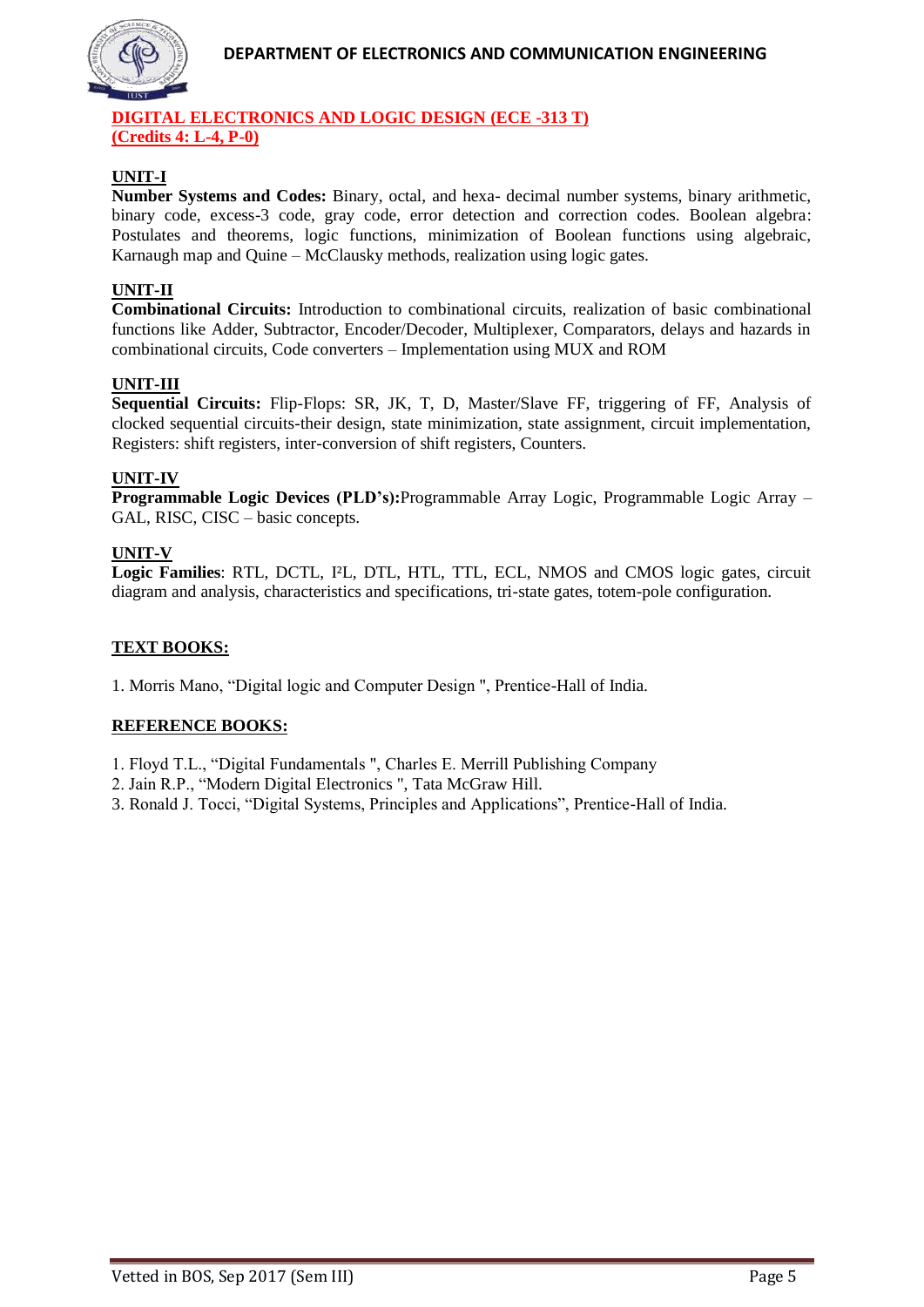## DIGITAL ELECTRONICS AND LOGIC DESIGN (ECE -313 T)
**(Credits 4: L-4, P-0)**

### UNIT-I

**Number Systems and Codes:** Binary, octal, and hexa- decimal number systems, binary arithmetic, binary code, excess-3 code, gray code, error detection and correction codes. Boolean algebra: Postulates and theorems, logic functions, minimization of Boolean functions using algebraic, Karnaugh map and Quine – McClausky methods, realization using logic gates.

### UNIT-II

**Combinational Circuits:** Introduction to combinational circuits, realization of basic combinational functions like Adder, Subtractor, Encoder/Decoder, Multiplexer, Comparators, delays and hazards in combinational circuits, Code converters – Implementation using MUX and ROM

### UNIT-III

**Sequential Circuits:** Flip-Flops: SR, JK, T, D, Master/Slave FF, triggering of FF, Analysis of clocked sequential circuits-their design, state minimization, state assignment, circuit implementation, Registers: shift registers, inter-conversion of shift registers, Counters.

### UNIT-IV

**Programmable Logic Devices (PLD's):**Programmable Array Logic, Programmable Logic Array – GAL, RISC, CISC – basic concepts.

### UNIT-V

**Logic Families**: RTL, DCTL, I²L, DTL, HTL, TTL, ECL, NMOS and CMOS logic gates, circuit diagram and analysis, characteristics and specifications, tri-state gates, totem-pole configuration.

### TEXT BOOKS:

1. Morris Mano, "Digital logic and Computer Design ", Prentice-Hall of India.

### REFERENCE BOOKS:

1. Floyd T.L., "Digital Fundamentals ", Charles E. Merrill Publishing Company
2. Jain R.P., "Modern Digital Electronics ", Tata McGraw Hill.
3. Ronald J. Tocci, "Digital Systems, Principles and Applications", Prentice-Hall of India.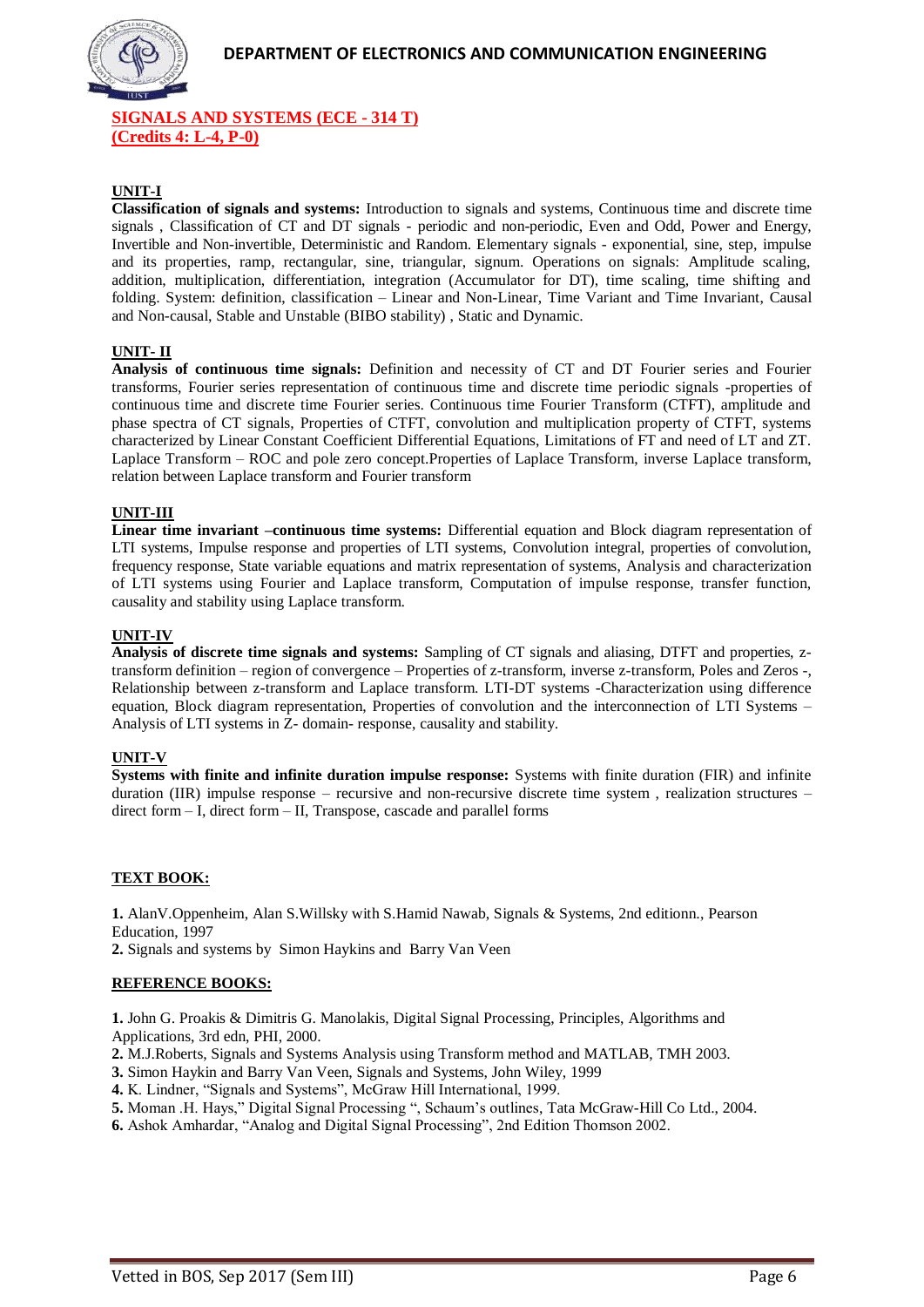## SIGNALS AND SYSTEMS (ECE - 314 T)
## (Credits 4: L-4, P-0)

### UNIT-I

**Classification of signals and systems:** Introduction to signals and systems, Continuous time and discrete time signals , Classification of CT and DT signals - periodic and non-periodic, Even and Odd, Power and Energy, Invertible and Non-invertible, Deterministic and Random. Elementary signals - exponential, sine, step, impulse and its properties, ramp, rectangular, sine, triangular, signum. Operations on signals: Amplitude scaling, addition, multiplication, differentiation, integration (Accumulator for DT), time scaling, time shifting and folding. System: definition, classification – Linear and Non-Linear, Time Variant and Time Invariant, Causal and Non-causal, Stable and Unstable (BIBO stability) , Static and Dynamic.

### UNIT- II

**Analysis of continuous time signals:** Definition and necessity of CT and DT Fourier series and Fourier transforms, Fourier series representation of continuous time and discrete time periodic signals -properties of continuous time and discrete time Fourier series. Continuous time Fourier Transform (CTFT), amplitude and phase spectra of CT signals, Properties of CTFT, convolution and multiplication property of CTFT, systems characterized by Linear Constant Coefficient Differential Equations, Limitations of FT and need of LT and ZT. Laplace Transform – ROC and pole zero concept.Properties of Laplace Transform, inverse Laplace transform, relation between Laplace transform and Fourier transform

### UNIT-III

**Linear time invariant –continuous time systems:** Differential equation and Block diagram representation of LTI systems, Impulse response and properties of LTI systems, Convolution integral, properties of convolution, frequency response, State variable equations and matrix representation of systems, Analysis and characterization of LTI systems using Fourier and Laplace transform, Computation of impulse response, transfer function, causality and stability using Laplace transform.

### UNIT-IV

**Analysis of discrete time signals and systems:** Sampling of CT signals and aliasing, DTFT and properties, z-transform definition – region of convergence – Properties of z-transform, inverse z-transform, Poles and Zeros -, Relationship between z-transform and Laplace transform. LTI-DT systems -Characterization using difference equation, Block diagram representation, Properties of convolution and the interconnection of LTI Systems – Analysis of LTI systems in Z- domain- response, causality and stability.

### UNIT-V

**Systems with finite and infinite duration impulse response:** Systems with finite duration (FIR) and infinite duration (IIR) impulse response – recursive and non-recursive discrete time system , realization structures – direct form – I, direct form – II, Transpose, cascade and parallel forms

### TEXT BOOK:

**1.** AlanV.Oppenheim, Alan S.Willsky with S.Hamid Nawab, Signals & Systems, 2nd editionn., Pearson Education, 1997
**2.** Signals and systems by Simon Haykins and Barry Van Veen

### REFERENCE BOOKS:

**1.** John G. Proakis & Dimitris G. Manolakis, Digital Signal Processing, Principles, Algorithms and Applications, 3rd edn, PHI, 2000.
**2.** M.J.Roberts, Signals and Systems Analysis using Transform method and MATLAB, TMH 2003.
**3.** Simon Haykin and Barry Van Veen, Signals and Systems, John Wiley, 1999
**4.** K. Lindner, "Signals and Systems", McGraw Hill International, 1999.
**5.** Moman .H. Hays," Digital Signal Processing ", Schaum's outlines, Tata McGraw-Hill Co Ltd., 2004.
**6.** Ashok Amhardar, "Analog and Digital Signal Processing", 2nd Edition Thomson 2002.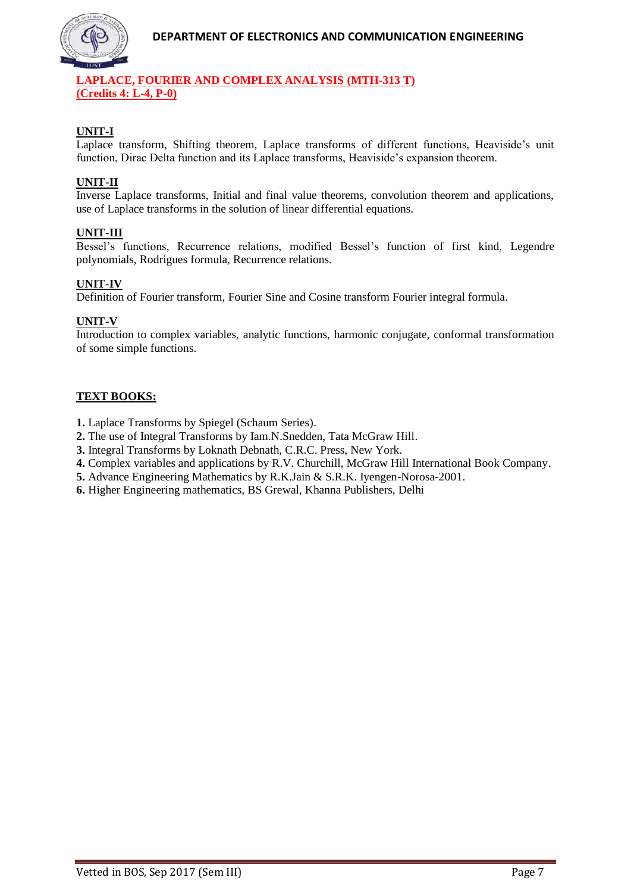## LAPLACE, FOURIER AND COMPLEX ANALYSIS (MTH-313 T)
**(Credits 4: L-4, P-0)**

### UNIT-I

Laplace transform, Shifting theorem, Laplace transforms of different functions, Heaviside's unit function, Dirac Delta function and its Laplace transforms, Heaviside's expansion theorem.

### UNIT-II

Inverse Laplace transforms, Initial and final value theorems, convolution theorem and applications, use of Laplace transforms in the solution of linear differential equations.

### UNIT-III

Bessel's functions, Recurrence relations, modified Bessel's function of first kind, Legendre polynomials, Rodrigues formula, Recurrence relations.

### UNIT-IV

Definition of Fourier transform, Fourier Sine and Cosine transform Fourier integral formula.

### UNIT-V

Introduction to complex variables, analytic functions, harmonic conjugate, conformal transformation of some simple functions.

### TEXT BOOKS:

**1.** Laplace Transforms by Spiegel (Schaum Series).
**2.** The use of Integral Transforms by Iam.N.Snedden, Tata McGraw Hill.
**3.** Integral Transforms by Loknath Debnath, C.R.C. Press, New York.
**4.** Complex variables and applications by R.V. Churchill, McGraw Hill International Book Company.
**5.** Advance Engineering Mathematics by R.K.Jain & S.R.K. Iyengen-Norosa-2001.
**6.** Higher Engineering mathematics, BS Grewal, Khanna Publishers, Delhi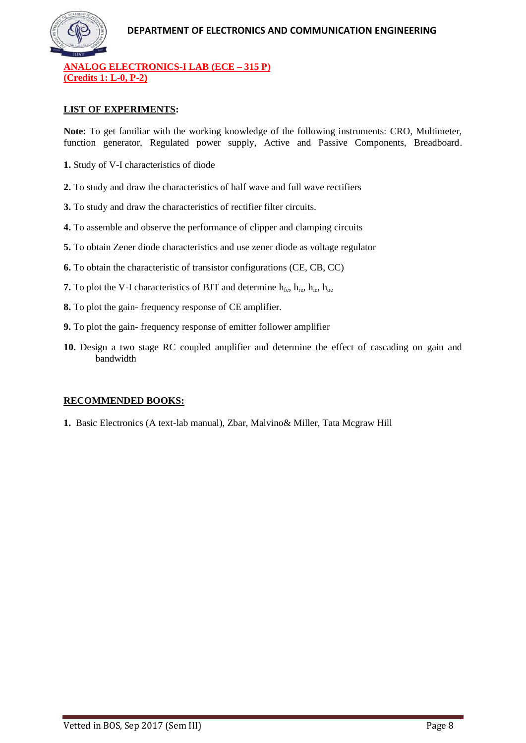## ANALOG ELECTRONICS-I LAB (ECE – 315 P)
## (Credits 1: L-0, P-2)

### LIST OF EXPERIMENTS:

**Note:** To get familiar with the working knowledge of the following instruments: CRO, Multimeter, function generator, Regulated power supply, Active and Passive Components, Breadboard.

**1.** Study of V-I characteristics of diode

**2.** To study and draw the characteristics of half wave and full wave rectifiers

**3.** To study and draw the characteristics of rectifier filter circuits.

**4.** To assemble and observe the performance of clipper and clamping circuits

**5.** To obtain Zener diode characteristics and use zener diode as voltage regulator

**6.** To obtain the characteristic of transistor configurations (CE, CB, CC)

**7.** To plot the V-I characteristics of BJT and determine $h_{fe}$, $h_{re}$, $h_{ie}$, $h_{oe}$

**8.** To plot the gain- frequency response of CE amplifier.

**9.** To plot the gain- frequency response of emitter follower amplifier

**10.** Design a two stage RC coupled amplifier and determine the effect of cascading on gain and bandwidth

### RECOMMENDED BOOKS:

**1.** Basic Electronics (A text-lab manual), Zbar, Malvino& Miller, Tata Mcgraw Hill

Vetted in BOS, Sep 2017 (Sem III)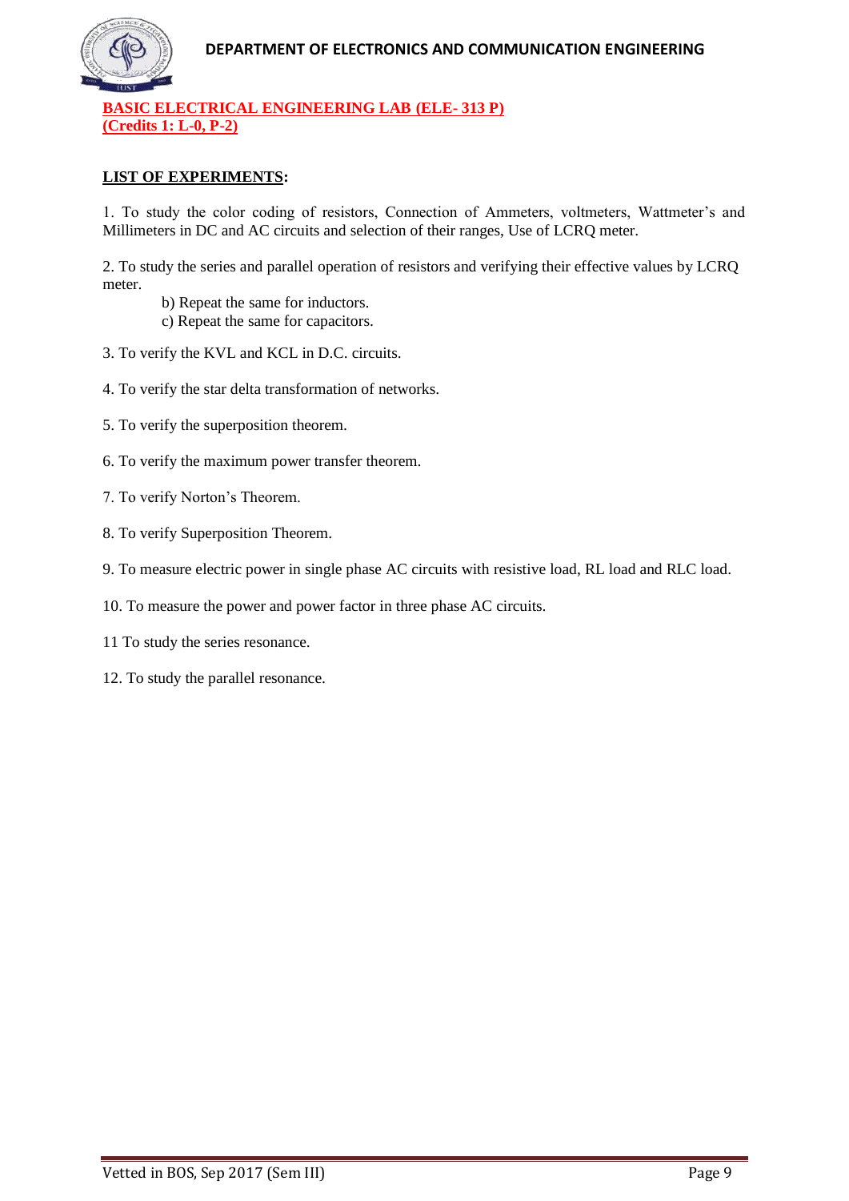## BASIC ELECTRICAL ENGINEERING LAB (ELE- 313 P)
## (Credits 1: L-0, P-2)

**LIST OF EXPERIMENTS:**

1. To study the color coding of resistors, Connection of Ammeters, voltmeters, Wattmeter's and Millimeters in DC and AC circuits and selection of their ranges, Use of LCRQ meter.

2. To study the series and parallel operation of resistors and verifying their effective values by LCRQ meter.
   - b) Repeat the same for inductors.
   - c) Repeat the same for capacitors.

3. To verify the KVL and KCL in D.C. circuits.

4. To verify the star delta transformation of networks.

5. To verify the superposition theorem.

6. To verify the maximum power transfer theorem.

7. To verify Norton's Theorem.

8. To verify Superposition Theorem.

9. To measure electric power in single phase AC circuits with resistive load, RL load and RLC load.

10. To measure the power and power factor in three phase AC circuits.

11 To study the series resonance.

12. To study the parallel resonance.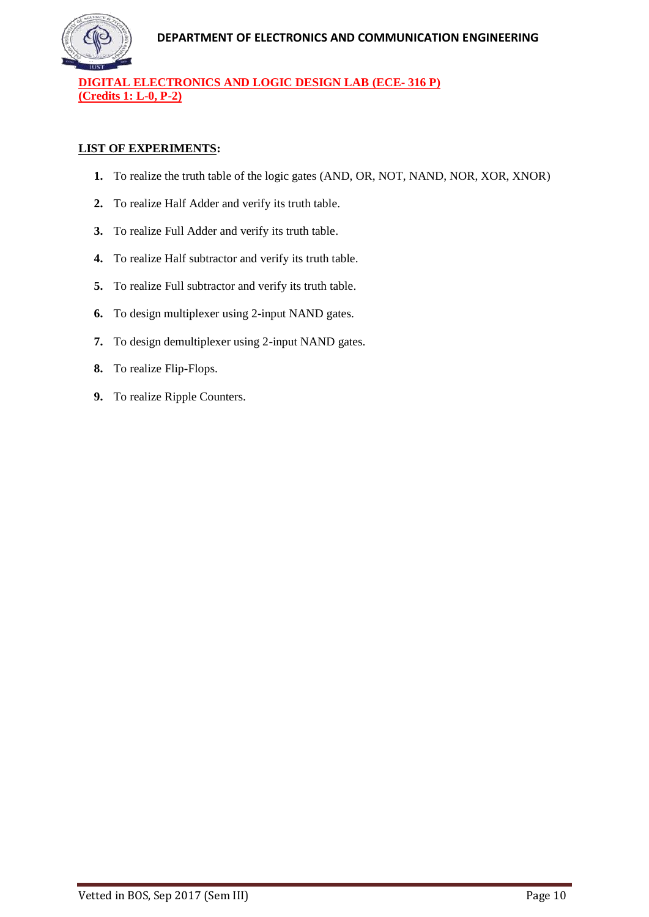## DIGITAL ELECTRONICS AND LOGIC DESIGN LAB (ECE- 316 P)
## (Credits 1: L-0, P-2)

**LIST OF EXPERIMENTS:**

1. To realize the truth table of the logic gates (AND, OR, NOT, NAND, NOR, XOR, XNOR)
2. To realize Half Adder and verify its truth table.
3. To realize Full Adder and verify its truth table.
4. To realize Half subtractor and verify its truth table.
5. To realize Full subtractor and verify its truth table.
6. To design multiplexer using 2-input NAND gates.
7. To design demultiplexer using 2-input NAND gates.
8. To realize Flip-Flops.
9. To realize Ripple Counters.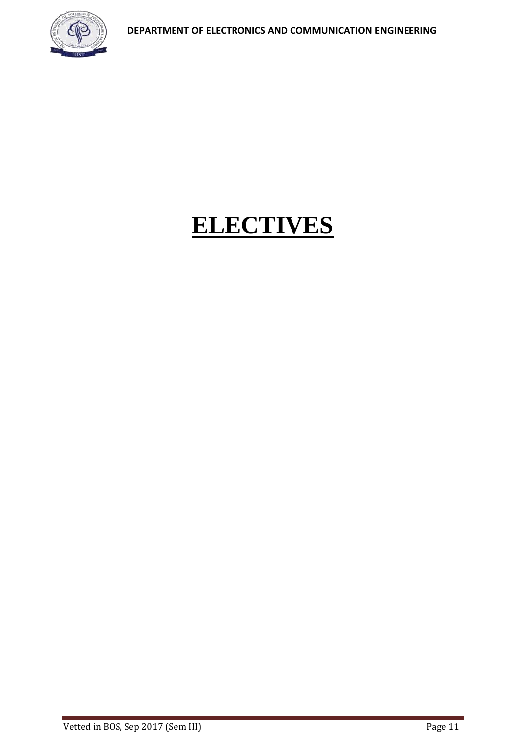# **ELECTIVES**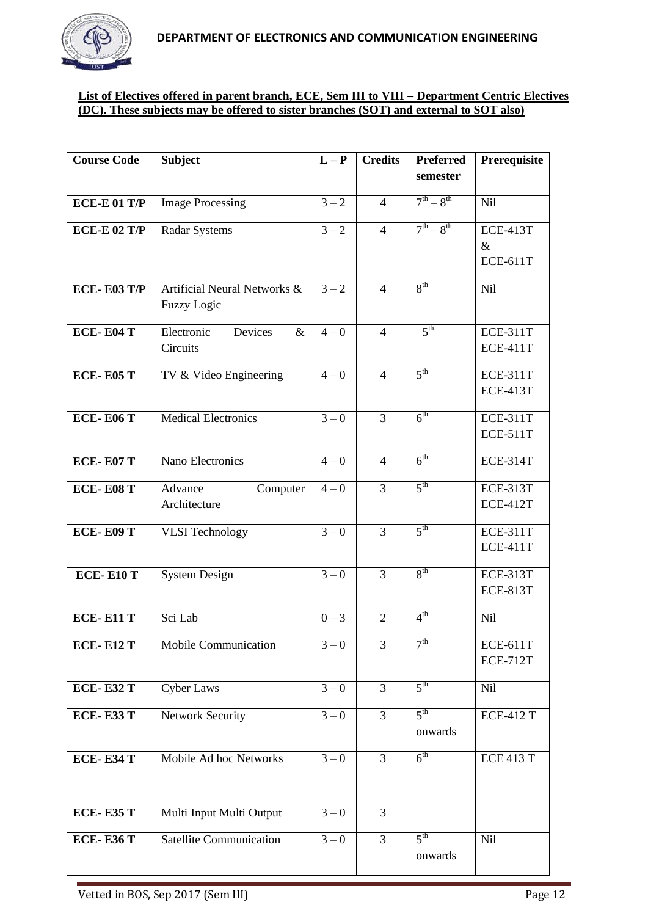**List of Electives offered in parent branch, ECE, Sem III to VIII – Department Centric Electives (DC). These subjects may be offered to sister branches (SOT) and external to SOT also)**

| Course Code | Subject | L – P | Credits | Preferred semester | Prerequisite |
|---|---|---|---|---|---|
| **ECE-E 01 T/P** | Image Processing | 3 – 2 | 4 | 7th – 8th | Nil |
| **ECE-E 02 T/P** | Radar Systems | 3 – 2 | 4 | 7th – 8th | ECE-413T & ECE-611T |
| **ECE- E03 T/P** | Artificial Neural Networks & Fuzzy Logic | 3 – 2 | 4 | 8th | Nil |
| **ECE- E04 T** | Electronic Devices & Circuits | 4 – 0 | 4 | 5th | ECE-311T ECE-411T |
| **ECE- E05 T** | TV & Video Engineering | 4 – 0 | 4 | 5th | ECE-311T ECE-413T |
| **ECE- E06 T** | Medical Electronics | 3 – 0 | 3 | 6th | ECE-311T ECE-511T |
| **ECE- E07 T** | Nano Electronics | 4 – 0 | 4 | 6th | ECE-314T |
| **ECE- E08 T** | Advance Computer Architecture | 4 – 0 | 3 | 5th | ECE-313T ECE-412T |
| **ECE- E09 T** | VLSI Technology | 3 – 0 | 3 | 5th | ECE-311T ECE-411T |
| **ECE- E10 T** | System Design | 3 – 0 | 3 | 8th | ECE-313T ECE-813T |
| **ECE- E11 T** | Sci Lab | 0 – 3 | 2 | 4th | Nil |
| **ECE- E12 T** | Mobile Communication | 3 – 0 | 3 | 7th | ECE-611T ECE-712T |
| **ECE- E32 T** | Cyber Laws | 3 – 0 | 3 | 5th | Nil |
| **ECE- E33 T** | Network Security | 3 – 0 | 3 | 5th onwards | ECE-412 T |
| **ECE- E34 T** | Mobile Ad hoc Networks | 3 – 0 | 3 | 6th | ECE 413 T |
| **ECE- E35 T** | Multi Input Multi Output | 3 – 0 | 3 | | |
| **ECE- E36 T** | Satellite Communication | 3 – 0 | 3 | 5th onwards | Nil |

Vetted in BOS, Sep 2017 (Sem III)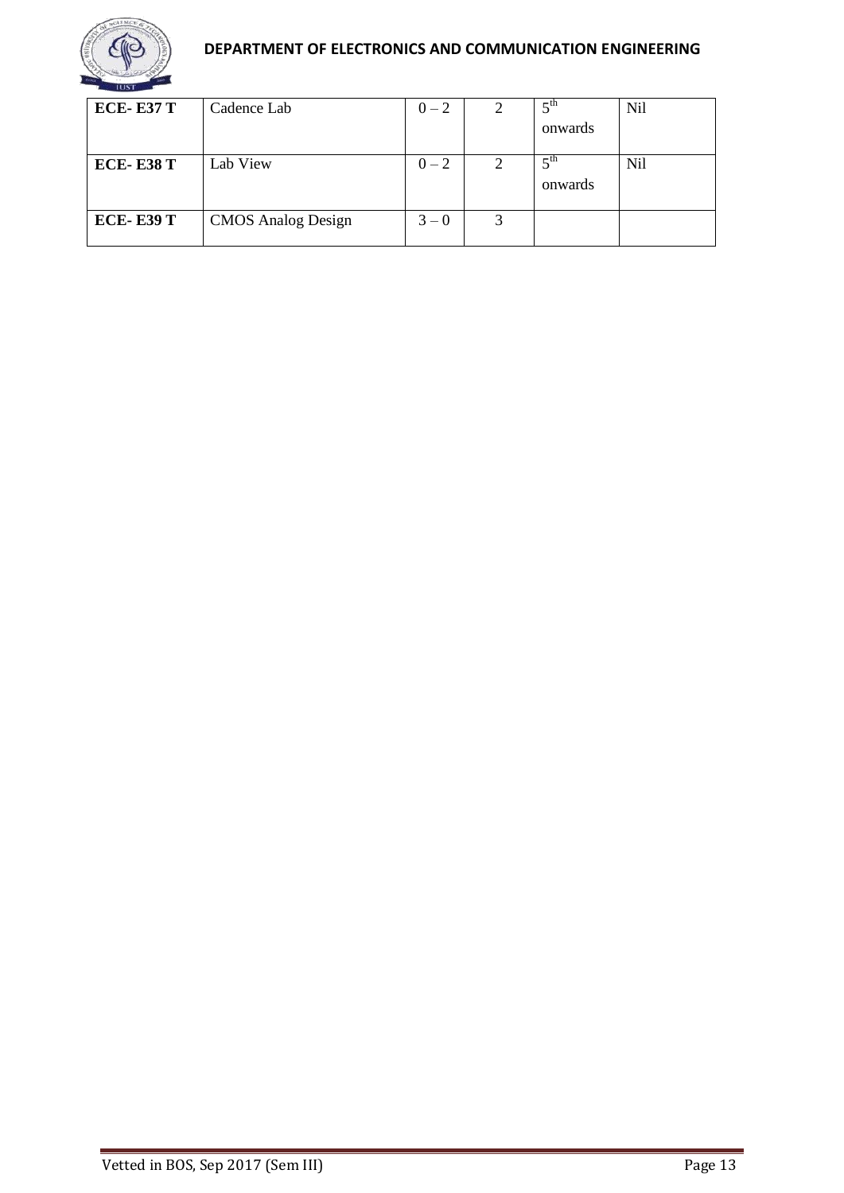| ECE- E37 T | Cadence Lab | 0 – 2 | 2 | 5th onwards | Nil |
|---|---|---|---|---|---|
| **ECE- E38 T** | Lab View | 0 – 2 | 2 | 5th onwards | Nil |
| **ECE- E39 T** | CMOS Analog Design | 3 – 0 | 3 | | |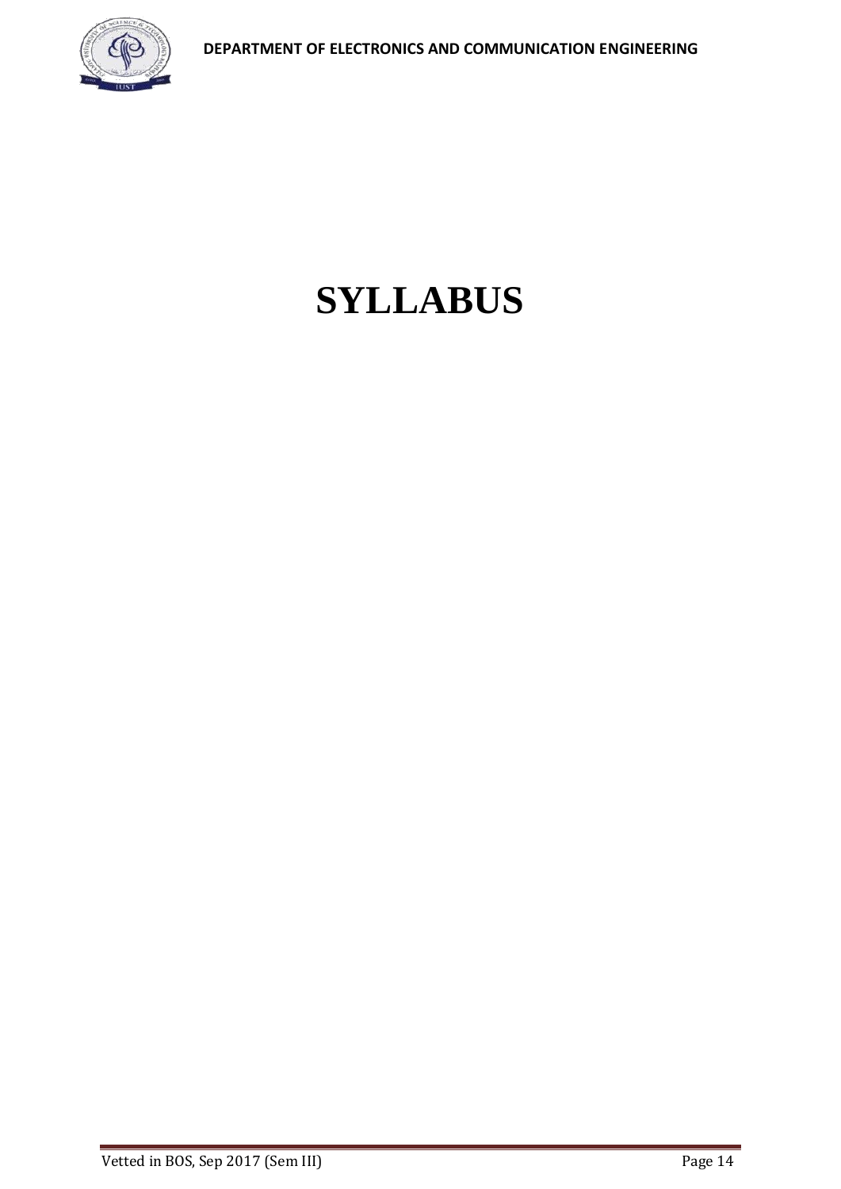# SYLLABUS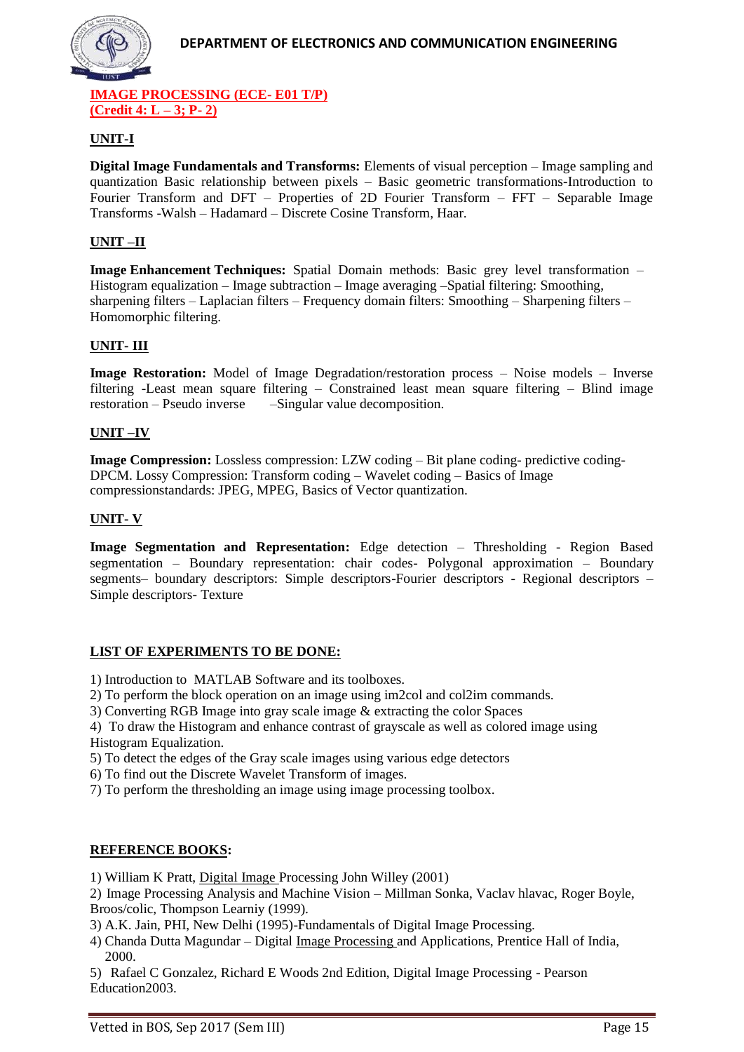# IMAGE PROCESSING (ECE- E01 T/P)
**(Credit 4: L – 3; P- 2)**

## UNIT-I

**Digital Image Fundamentals and Transforms:** Elements of visual perception – Image sampling and quantization Basic relationship between pixels – Basic geometric transformations-Introduction to Fourier Transform and DFT – Properties of 2D Fourier Transform – FFT – Separable Image Transforms -Walsh – Hadamard – Discrete Cosine Transform, Haar.

## UNIT –II

**Image Enhancement Techniques:** Spatial Domain methods: Basic grey level transformation – Histogram equalization – Image subtraction – Image averaging –Spatial filtering: Smoothing, sharpening filters – Laplacian filters – Frequency domain filters: Smoothing – Sharpening filters – Homomorphic filtering.

## UNIT- III

**Image Restoration:** Model of Image Degradation/restoration process – Noise models – Inverse filtering -Least mean square filtering – Constrained least mean square filtering – Blind image restoration – Pseudo inverse –Singular value decomposition.

## UNIT –IV

**Image Compression:** Lossless compression: LZW coding – Bit plane coding- predictive coding-DPCM. Lossy Compression: Transform coding – Wavelet coding – Basics of Image compressionstandards: JPEG, MPEG, Basics of Vector quantization.

## UNIT- V

**Image Segmentation and Representation:** Edge detection – Thresholding - Region Based segmentation – Boundary representation: chair codes- Polygonal approximation – Boundary segments– boundary descriptors: Simple descriptors-Fourier descriptors - Regional descriptors – Simple descriptors- Texture

## LIST OF EXPERIMENTS TO BE DONE:

1) Introduction to MATLAB Software and its toolboxes.
2) To perform the block operation on an image using im2col and col2im commands.
3) Converting RGB Image into gray scale image & extracting the color Spaces
4) To draw the Histogram and enhance contrast of grayscale as well as colored image using Histogram Equalization.
5) To detect the edges of the Gray scale images using various edge detectors
6) To find out the Discrete Wavelet Transform of images.
7) To perform the thresholding an image using image processing toolbox.

## REFERENCE BOOKS:

1) William K Pratt, Digital Image Processing John Willey (2001)
2) Image Processing Analysis and Machine Vision – Millman Sonka, Vaclav hlavac, Roger Boyle, Broos/colic, Thompson Learniy (1999).
3) A.K. Jain, PHI, New Delhi (1995)-Fundamentals of Digital Image Processing.
4) Chanda Dutta Magundar – Digital Image Processing and Applications, Prentice Hall of India, 2000.
5) Rafael C Gonzalez, Richard E Woods 2nd Edition, Digital Image Processing - Pearson Education2003.

Vetted in BOS, Sep 2017 (Sem III)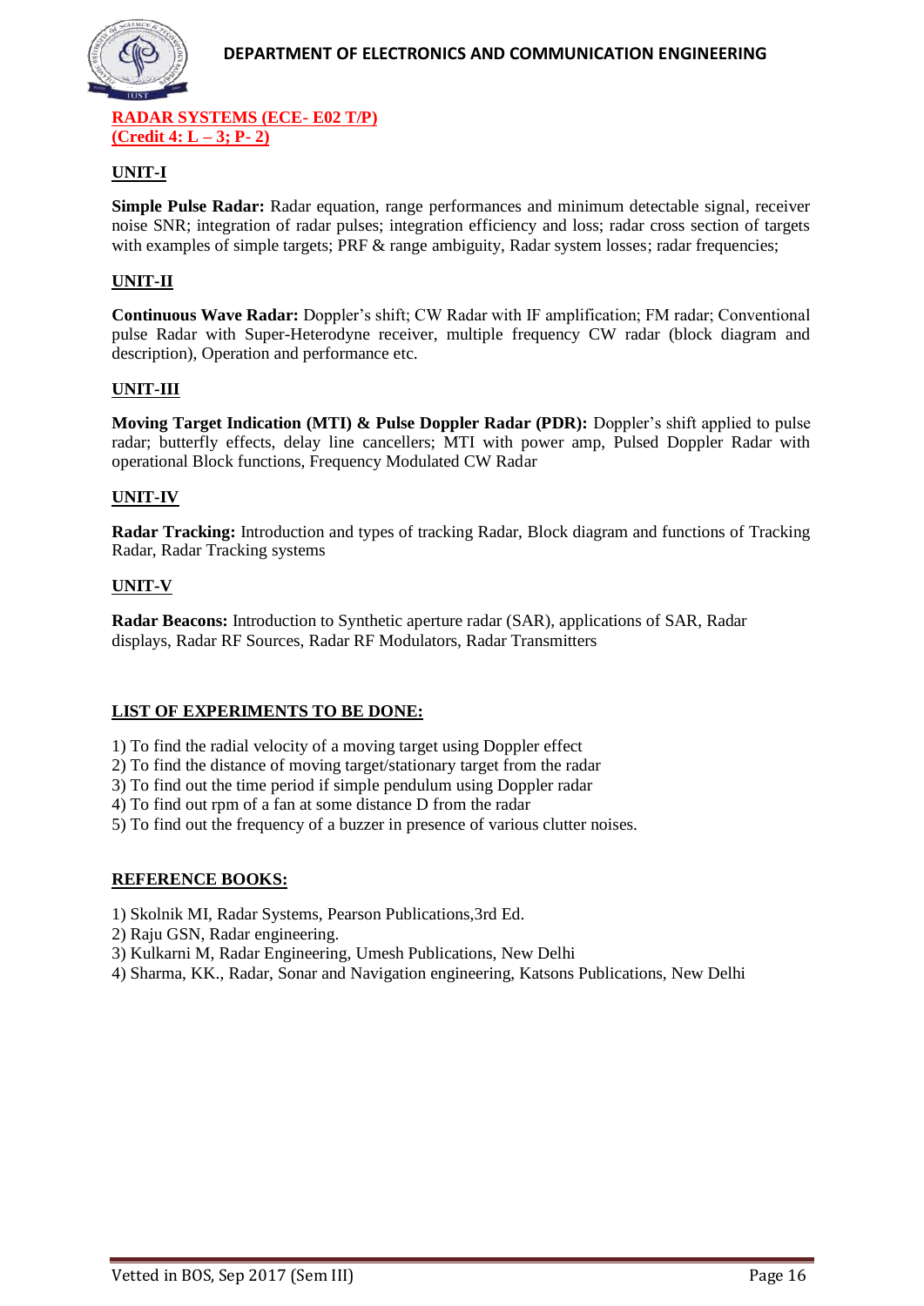**RADAR SYSTEMS (ECE- E02 T/P)**
**(Credit 4: L – 3; P- 2)**

## UNIT-I

**Simple Pulse Radar:** Radar equation, range performances and minimum detectable signal, receiver noise SNR; integration of radar pulses; integration efficiency and loss; radar cross section of targets with examples of simple targets; PRF & range ambiguity, Radar system losses; radar frequencies;

## UNIT-II

**Continuous Wave Radar:** Doppler's shift; CW Radar with IF amplification; FM radar; Conventional pulse Radar with Super-Heterodyne receiver, multiple frequency CW radar (block diagram and description), Operation and performance etc.

## UNIT-III

**Moving Target Indication (MTI) & Pulse Doppler Radar (PDR):** Doppler's shift applied to pulse radar; butterfly effects, delay line cancellers; MTI with power amp, Pulsed Doppler Radar with operational Block functions, Frequency Modulated CW Radar

## UNIT-IV

**Radar Tracking:** Introduction and types of tracking Radar, Block diagram and functions of Tracking Radar, Radar Tracking systems

## UNIT-V

**Radar Beacons:** Introduction to Synthetic aperture radar (SAR), applications of SAR, Radar displays, Radar RF Sources, Radar RF Modulators, Radar Transmitters

## LIST OF EXPERIMENTS TO BE DONE:

1) To find the radial velocity of a moving target using Doppler effect
2) To find the distance of moving target/stationary target from the radar
3) To find out the time period if simple pendulum using Doppler radar
4) To find out rpm of a fan at some distance D from the radar
5) To find out the frequency of a buzzer in presence of various clutter noises.

## REFERENCE BOOKS:

1) Skolnik MI, Radar Systems, Pearson Publications,3rd Ed.
2) Raju GSN, Radar engineering.
3) Kulkarni M, Radar Engineering, Umesh Publications, New Delhi
4) Sharma, KK., Radar, Sonar and Navigation engineering, Katsons Publications, New Delhi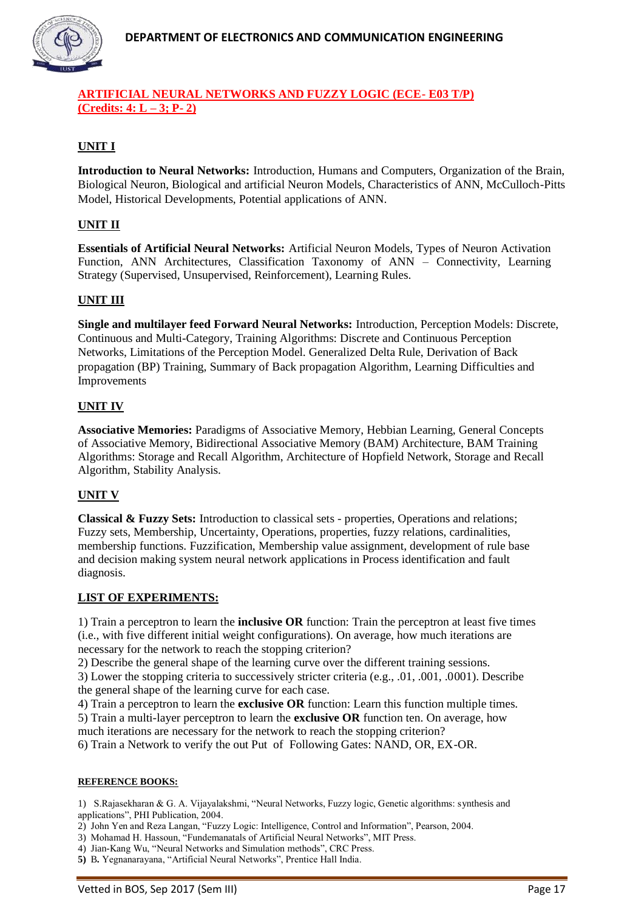## ARTIFICIAL NEURAL NETWORKS AND FUZZY LOGIC (ECE- E03 T/P)
## (Credits: 4: L – 3; P- 2)

### UNIT I

**Introduction to Neural Networks:** Introduction, Humans and Computers, Organization of the Brain, Biological Neuron, Biological and artificial Neuron Models, Characteristics of ANN, McCulloch-Pitts Model, Historical Developments, Potential applications of ANN.

### UNIT II

**Essentials of Artificial Neural Networks:** Artificial Neuron Models, Types of Neuron Activation Function, ANN Architectures, Classification Taxonomy of ANN – Connectivity, Learning Strategy (Supervised, Unsupervised, Reinforcement), Learning Rules.

### UNIT III

**Single and multilayer feed Forward Neural Networks:** Introduction, Perception Models: Discrete, Continuous and Multi-Category, Training Algorithms: Discrete and Continuous Perception Networks, Limitations of the Perception Model. Generalized Delta Rule, Derivation of Back propagation (BP) Training, Summary of Back propagation Algorithm, Learning Difficulties and Improvements

### UNIT IV

**Associative Memories:** Paradigms of Associative Memory, Hebbian Learning, General Concepts of Associative Memory, Bidirectional Associative Memory (BAM) Architecture, BAM Training Algorithms: Storage and Recall Algorithm, Architecture of Hopfield Network, Storage and Recall Algorithm, Stability Analysis.

### UNIT V

**Classical & Fuzzy Sets:** Introduction to classical sets - properties, Operations and relations; Fuzzy sets, Membership, Uncertainty, Operations, properties, fuzzy relations, cardinalities, membership functions. Fuzzification, Membership value assignment, development of rule base and decision making system neural network applications in Process identification and fault diagnosis.

### LIST OF EXPERIMENTS:

1) Train a perceptron to learn the **inclusive OR** function: Train the perceptron at least five times (i.e., with five different initial weight configurations). On average, how much iterations are necessary for the network to reach the stopping criterion?
2) Describe the general shape of the learning curve over the different training sessions.
3) Lower the stopping criteria to successively stricter criteria (e.g., .01, .001, .0001). Describe the general shape of the learning curve for each case.
4) Train a perceptron to learn the **exclusive OR** function: Learn this function multiple times.
5) Train a multi-layer perceptron to learn the **exclusive OR** function ten. On average, how much iterations are necessary for the network to reach the stopping criterion?
6) Train a Network to verify the out Put of Following Gates: NAND, OR, EX-OR.

#### REFERENCE BOOKS:

1) S.Rajasekharan & G. A. Vijayalakshmi, "Neural Networks, Fuzzy logic, Genetic algorithms: synthesis and applications", PHI Publication, 2004.
2) John Yen and Reza Langan, "Fuzzy Logic: Intelligence, Control and Information", Pearson, 2004.
3) Mohamad H. Hassoun, "Fundemanatals of Artificial Neural Networks", MIT Press.
4) Jian-Kang Wu, "Neural Networks and Simulation methods", CRC Press.
5) B. Yegnanarayana, "Artificial Neural Networks", Prentice Hall India.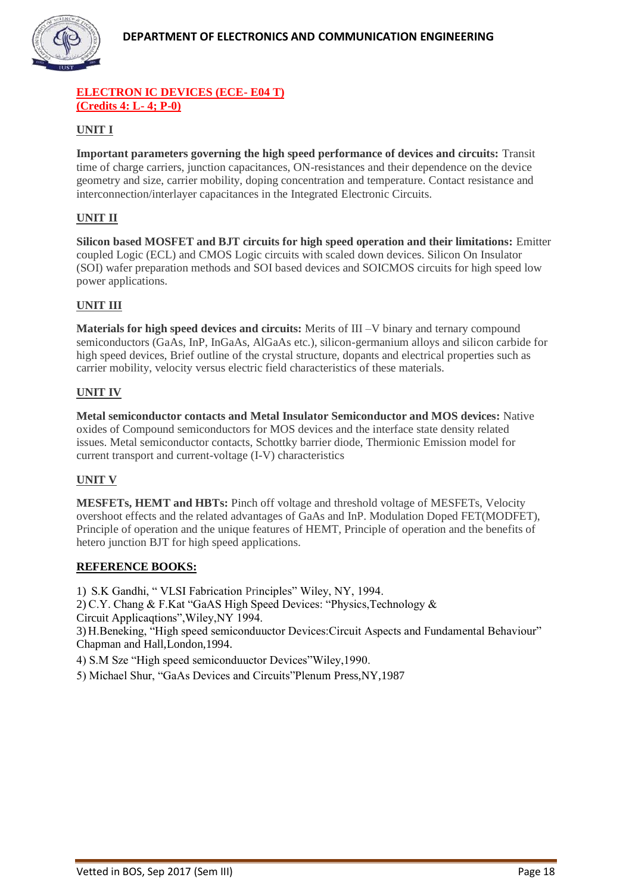## ELECTRON IC DEVICES (ECE- E04 T)
## (Credits 4: L- 4; P-0)

### UNIT I

**Important parameters governing the high speed performance of devices and circuits:** Transit time of charge carriers, junction capacitances, ON-resistances and their dependence on the device geometry and size, carrier mobility, doping concentration and temperature. Contact resistance and interconnection/interlayer capacitances in the Integrated Electronic Circuits.

### UNIT II

**Silicon based MOSFET and BJT circuits for high speed operation and their limitations:** Emitter coupled Logic (ECL) and CMOS Logic circuits with scaled down devices. Silicon On Insulator (SOI) wafer preparation methods and SOI based devices and SOICMOS circuits for high speed low power applications.

### UNIT III

**Materials for high speed devices and circuits:** Merits of III –V binary and ternary compound semiconductors (GaAs, InP, InGaAs, AlGaAs etc.), silicon-germanium alloys and silicon carbide for high speed devices, Brief outline of the crystal structure, dopants and electrical properties such as carrier mobility, velocity versus electric field characteristics of these materials.

### UNIT IV

**Metal semiconductor contacts and Metal Insulator Semiconductor and MOS devices:** Native oxides of Compound semiconductors for MOS devices and the interface state density related issues. Metal semiconductor contacts, Schottky barrier diode, Thermionic Emission model for current transport and current-voltage (I-V) characteristics

### UNIT V

**MESFETs, HEMT and HBTs:** Pinch off voltage and threshold voltage of MESFETs, Velocity overshoot effects and the related advantages of GaAs and InP. Modulation Doped FET(MODFET), Principle of operation and the unique features of HEMT, Principle of operation and the benefits of hetero junction BJT for high speed applications.

### REFERENCE BOOKS:

1) S.K Gandhi, " VLSI Fabrication Principles" Wiley, NY, 1994.
2) C.Y. Chang & F.Kat "GaAS High Speed Devices: "Physics,Technology & Circuit Applicaqtions",Wiley,NY 1994.
3) H.Beneking, "High speed semiconduuctor Devices:Circuit Aspects and Fundamental Behaviour" Chapman and Hall,London,1994.
4) S.M Sze "High speed semiconduuctor Devices"Wiley,1990.
5) Michael Shur, "GaAs Devices and Circuits"Plenum Press,NY,1987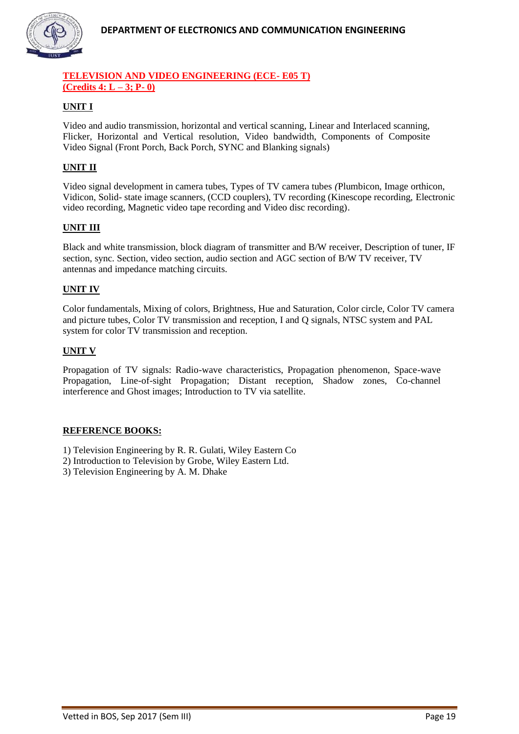## TELEVISION AND VIDEO ENGINEERING (ECE- E05 T)
**(Credits 4: L – 3; P- 0)**

### UNIT I

Video and audio transmission, horizontal and vertical scanning, Linear and Interlaced scanning, Flicker, Horizontal and Vertical resolution, Video bandwidth, Components of Composite Video Signal (Front Porch, Back Porch, SYNC and Blanking signals)

### UNIT II

Video signal development in camera tubes, Types of TV camera tubes (Plumbicon, Image orthicon, Vidicon, Solid- state image scanners, (CCD couplers), TV recording (Kinescope recording, Electronic video recording, Magnetic video tape recording and Video disc recording).

### UNIT III

Black and white transmission, block diagram of transmitter and B/W receiver, Description of tuner, IF section, sync. Section, video section, audio section and AGC section of B/W TV receiver, TV antennas and impedance matching circuits.

### UNIT IV

Color fundamentals, Mixing of colors, Brightness, Hue and Saturation, Color circle, Color TV camera and picture tubes, Color TV transmission and reception, I and Q signals, NTSC system and PAL system for color TV transmission and reception.

### UNIT V

Propagation of TV signals: Radio-wave characteristics, Propagation phenomenon, Space-wave Propagation, Line-of-sight Propagation; Distant reception, Shadow zones, Co-channel interference and Ghost images; Introduction to TV via satellite.

### REFERENCE BOOKS:

1) Television Engineering by R. R. Gulati, Wiley Eastern Co
2) Introduction to Television by Grobe, Wiley Eastern Ltd.
3) Television Engineering by A. M. Dhake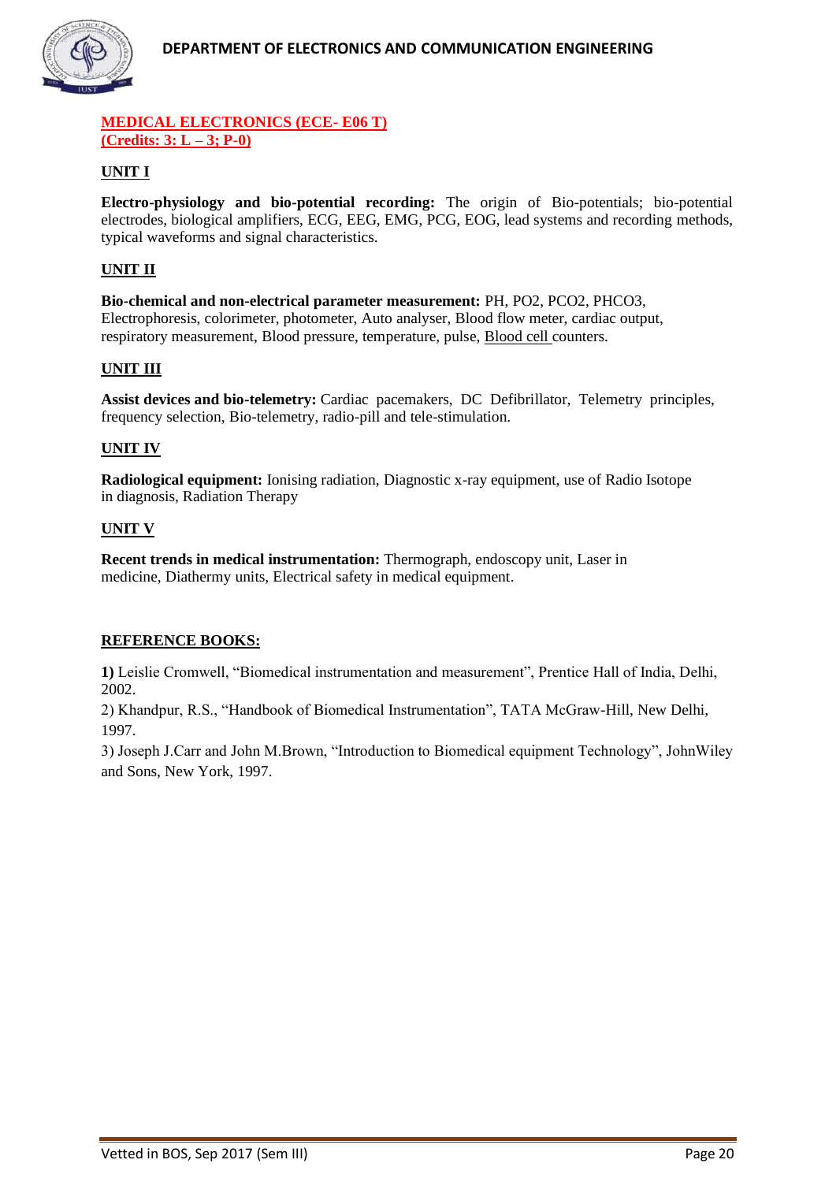## MEDICAL ELECTRONICS (ECE- E06 T)
**(Credits: 3: L – 3; P-0)**

### UNIT I

**Electro-physiology and bio-potential recording:** The origin of Bio-potentials; bio-potential electrodes, biological amplifiers, ECG, EEG, EMG, PCG, EOG, lead systems and recording methods, typical waveforms and signal characteristics.

### UNIT II

**Bio-chemical and non-electrical parameter measurement:** PH, PO2, PCO2, PHCO3, Electrophoresis, colorimeter, photometer, Auto analyser, Blood flow meter, cardiac output, respiratory measurement, Blood pressure, temperature, pulse, Blood cell counters.

### UNIT III

**Assist devices and bio-telemetry:** Cardiac pacemakers, DC Defibrillator, Telemetry principles, frequency selection, Bio-telemetry, radio-pill and tele-stimulation.

### UNIT IV

**Radiological equipment:** Ionising radiation, Diagnostic x-ray equipment, use of Radio Isotope in diagnosis, Radiation Therapy

### UNIT V

**Recent trends in medical instrumentation:** Thermograph, endoscopy unit, Laser in medicine, Diathermy units, Electrical safety in medical equipment.

### REFERENCE BOOKS:

**1)** Leislie Cromwell, "Biomedical instrumentation and measurement", Prentice Hall of India, Delhi, 2002.

2) Khandpur, R.S., "Handbook of Biomedical Instrumentation", TATA McGraw-Hill, New Delhi, 1997.

3) Joseph J.Carr and John M.Brown, "Introduction to Biomedical equipment Technology", JohnWiley and Sons, New York, 1997.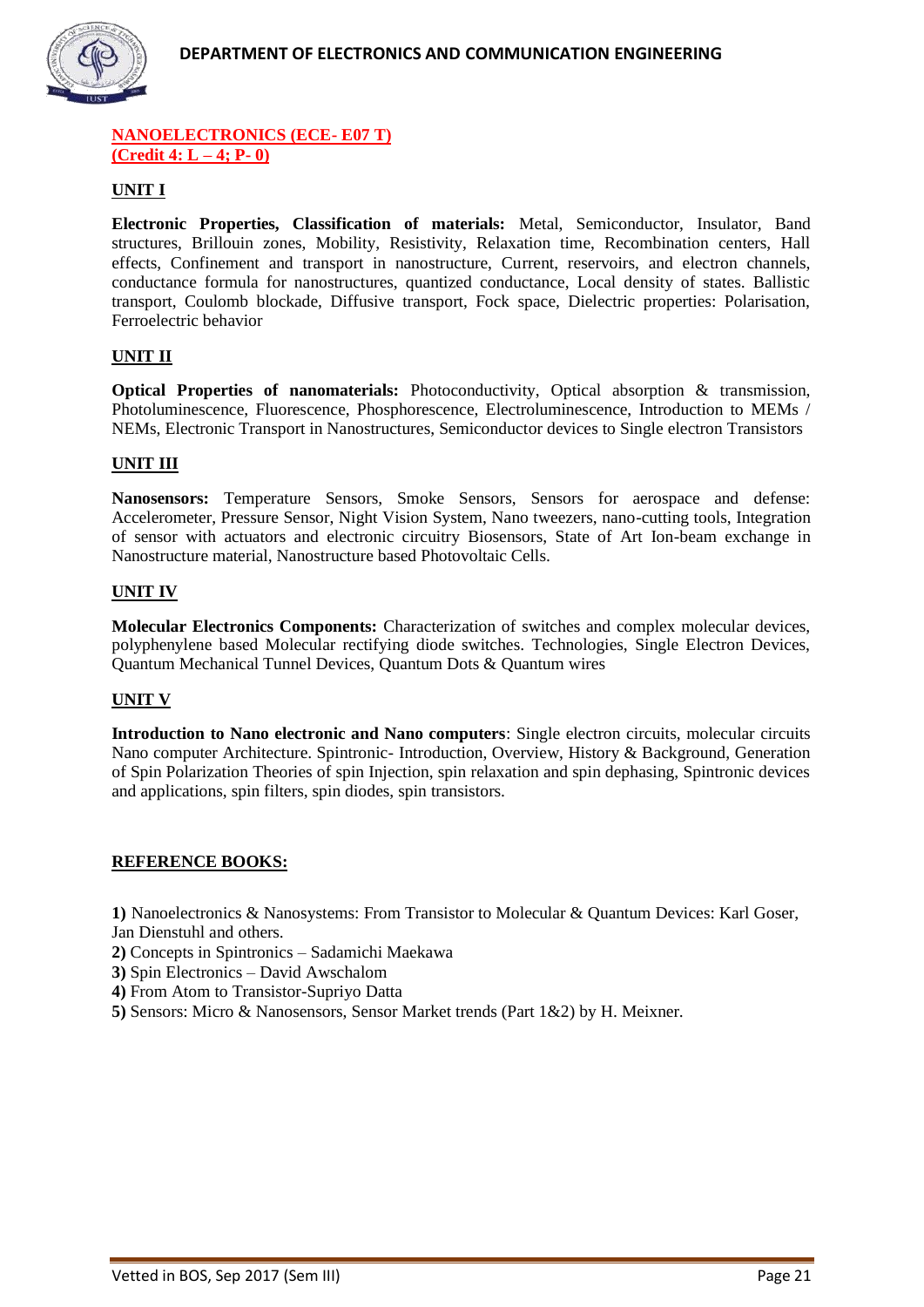## NANOELECTRONICS (ECE- E07 T)
## (Credit 4: L – 4; P- 0)

### UNIT I

**Electronic Properties, Classification of materials:** Metal, Semiconductor, Insulator, Band structures, Brillouin zones, Mobility, Resistivity, Relaxation time, Recombination centers, Hall effects, Confinement and transport in nanostructure, Current, reservoirs, and electron channels, conductance formula for nanostructures, quantized conductance, Local density of states. Ballistic transport, Coulomb blockade, Diffusive transport, Fock space, Dielectric properties: Polarisation, Ferroelectric behavior

### UNIT II

**Optical Properties of nanomaterials:** Photoconductivity, Optical absorption & transmission, Photoluminescence, Fluorescence, Phosphorescence, Electroluminescence, Introduction to MEMs / NEMs, Electronic Transport in Nanostructures, Semiconductor devices to Single electron Transistors

### UNIT III

**Nanosensors:** Temperature Sensors, Smoke Sensors, Sensors for aerospace and defense: Accelerometer, Pressure Sensor, Night Vision System, Nano tweezers, nano-cutting tools, Integration of sensor with actuators and electronic circuitry Biosensors, State of Art Ion-beam exchange in Nanostructure material, Nanostructure based Photovoltaic Cells.

### UNIT IV

**Molecular Electronics Components:** Characterization of switches and complex molecular devices, polyphenylene based Molecular rectifying diode switches. Technologies, Single Electron Devices, Quantum Mechanical Tunnel Devices, Quantum Dots & Quantum wires

### UNIT V

**Introduction to Nano electronic and Nano computers**: Single electron circuits, molecular circuits Nano computer Architecture. Spintronic- Introduction, Overview, History & Background, Generation of Spin Polarization Theories of spin Injection, spin relaxation and spin dephasing, Spintronic devices and applications, spin filters, spin diodes, spin transistors.

### REFERENCE BOOKS:

**1)** Nanoelectronics & Nanosystems: From Transistor to Molecular & Quantum Devices: Karl Goser, Jan Dienstuhl and others.
**2)** Concepts in Spintronics – Sadamichi Maekawa
**3)** Spin Electronics – David Awschalom
**4)** From Atom to Transistor-Supriyo Datta
**5)** Sensors: Micro & Nanosensors, Sensor Market trends (Part 1&2) by H. Meixner.

Vetted in BOS, Sep 2017 (Sem III)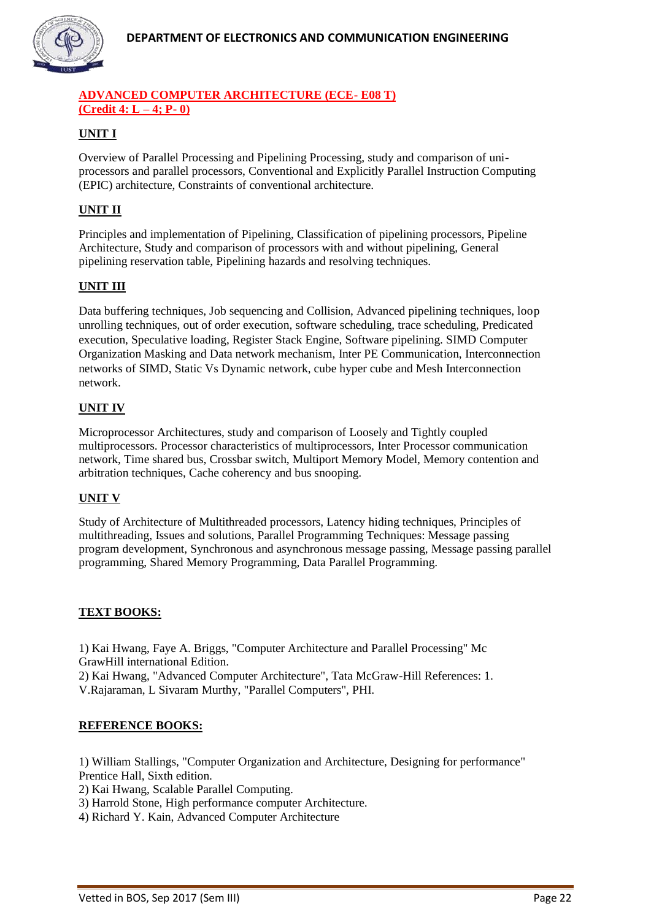## ADVANCED COMPUTER ARCHITECTURE (ECE- E08 T)
## (Credit 4: L – 4; P- 0)

### UNIT I

Overview of Parallel Processing and Pipelining Processing, study and comparison of uni-processors and parallel processors, Conventional and Explicitly Parallel Instruction Computing (EPIC) architecture, Constraints of conventional architecture.

### UNIT II

Principles and implementation of Pipelining, Classification of pipelining processors, Pipeline Architecture, Study and comparison of processors with and without pipelining, General pipelining reservation table, Pipelining hazards and resolving techniques.

### UNIT III

Data buffering techniques, Job sequencing and Collision, Advanced pipelining techniques, loop unrolling techniques, out of order execution, software scheduling, trace scheduling, Predicated execution, Speculative loading, Register Stack Engine, Software pipelining. SIMD Computer Organization Masking and Data network mechanism, Inter PE Communication, Interconnection networks of SIMD, Static Vs Dynamic network, cube hyper cube and Mesh Interconnection network.

### UNIT IV

Microprocessor Architectures, study and comparison of Loosely and Tightly coupled multiprocessors. Processor characteristics of multiprocessors, Inter Processor communication network, Time shared bus, Crossbar switch, Multiport Memory Model, Memory contention and arbitration techniques, Cache coherency and bus snooping.

### UNIT V

Study of Architecture of Multithreaded processors, Latency hiding techniques, Principles of multithreading, Issues and solutions, Parallel Programming Techniques: Message passing program development, Synchronous and asynchronous message passing, Message passing parallel programming, Shared Memory Programming, Data Parallel Programming.

### TEXT BOOKS:

1) Kai Hwang, Faye A. Briggs, "Computer Architecture and Parallel Processing" Mc GrawHill international Edition.
2) Kai Hwang, "Advanced Computer Architecture", Tata McGraw-Hill References: 1. V.Rajaraman, L Sivaram Murthy, "Parallel Computers", PHI.

### REFERENCE BOOKS:

1) William Stallings, "Computer Organization and Architecture, Designing for performance" Prentice Hall, Sixth edition.
2) Kai Hwang, Scalable Parallel Computing.
3) Harrold Stone, High performance computer Architecture.
4) Richard Y. Kain, Advanced Computer Architecture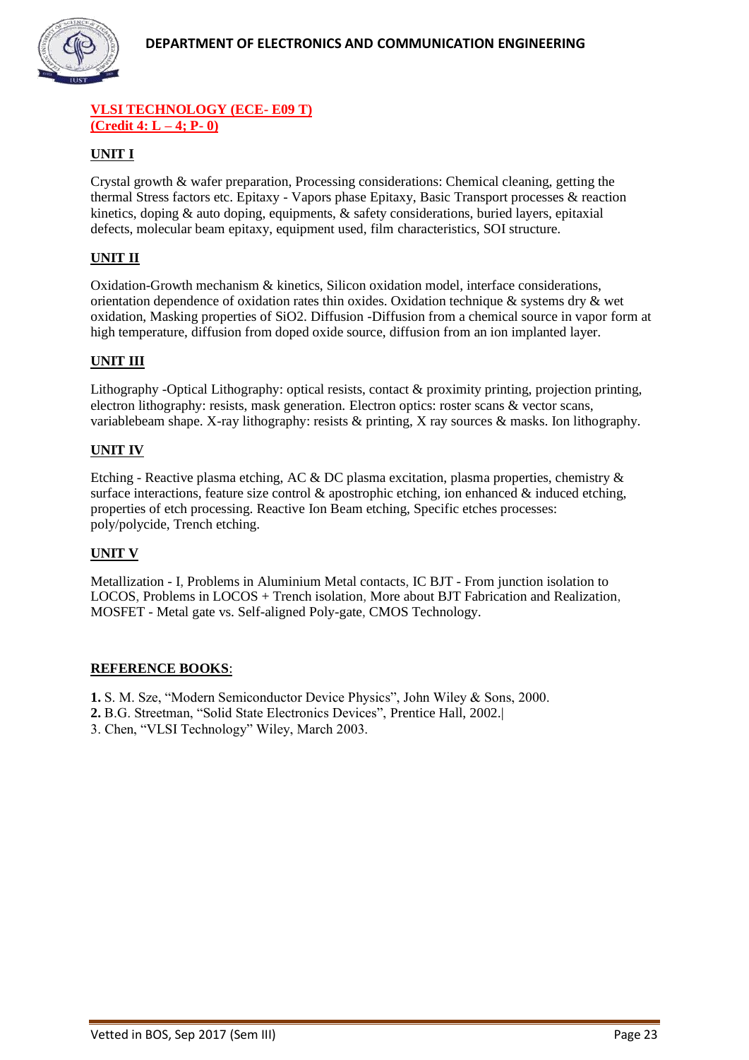**VLSI TECHNOLOGY (ECE- E09 T)**
**(Credit 4: L – 4; P- 0)**

**UNIT I**

Crystal growth & wafer preparation, Processing considerations: Chemical cleaning, getting the thermal Stress factors etc. Epitaxy - Vapors phase Epitaxy, Basic Transport processes & reaction kinetics, doping & auto doping, equipments, & safety considerations, buried layers, epitaxial defects, molecular beam epitaxy, equipment used, film characteristics, SOI structure.

**UNIT II**

Oxidation-Growth mechanism & kinetics, Silicon oxidation model, interface considerations, orientation dependence of oxidation rates thin oxides. Oxidation technique & systems dry & wet oxidation, Masking properties of $SiO_2$. Diffusion -Diffusion from a chemical source in vapor form at high temperature, diffusion from doped oxide source, diffusion from an ion implanted layer.

**UNIT III**

Lithography -Optical Lithography: optical resists, contact & proximity printing, projection printing, electron lithography: resists, mask generation. Electron optics: roster scans & vector scans, variablebeam shape. X-ray lithography: resists & printing, X ray sources & masks. Ion lithography.

**UNIT IV**

Etching - Reactive plasma etching, AC & DC plasma excitation, plasma properties, chemistry & surface interactions, feature size control & apostrophic etching, ion enhanced & induced etching, properties of etch processing. Reactive Ion Beam etching, Specific etches processes: poly/polycide, Trench etching.

**UNIT V**

Metallization - I, Problems in Aluminium Metal contacts, IC BJT - From junction isolation to LOCOS, Problems in LOCOS + Trench isolation, More about BJT Fabrication and Realization, MOSFET - Metal gate vs. Self-aligned Poly-gate, CMOS Technology.

**REFERENCE BOOKS**:

**1.** S. M. Sze, "Modern Semiconductor Device Physics", John Wiley & Sons, 2000.
**2.** B.G. Streetman, "Solid State Electronics Devices", Prentice Hall, 2002.|
3. Chen, "VLSI Technology" Wiley, March 2003.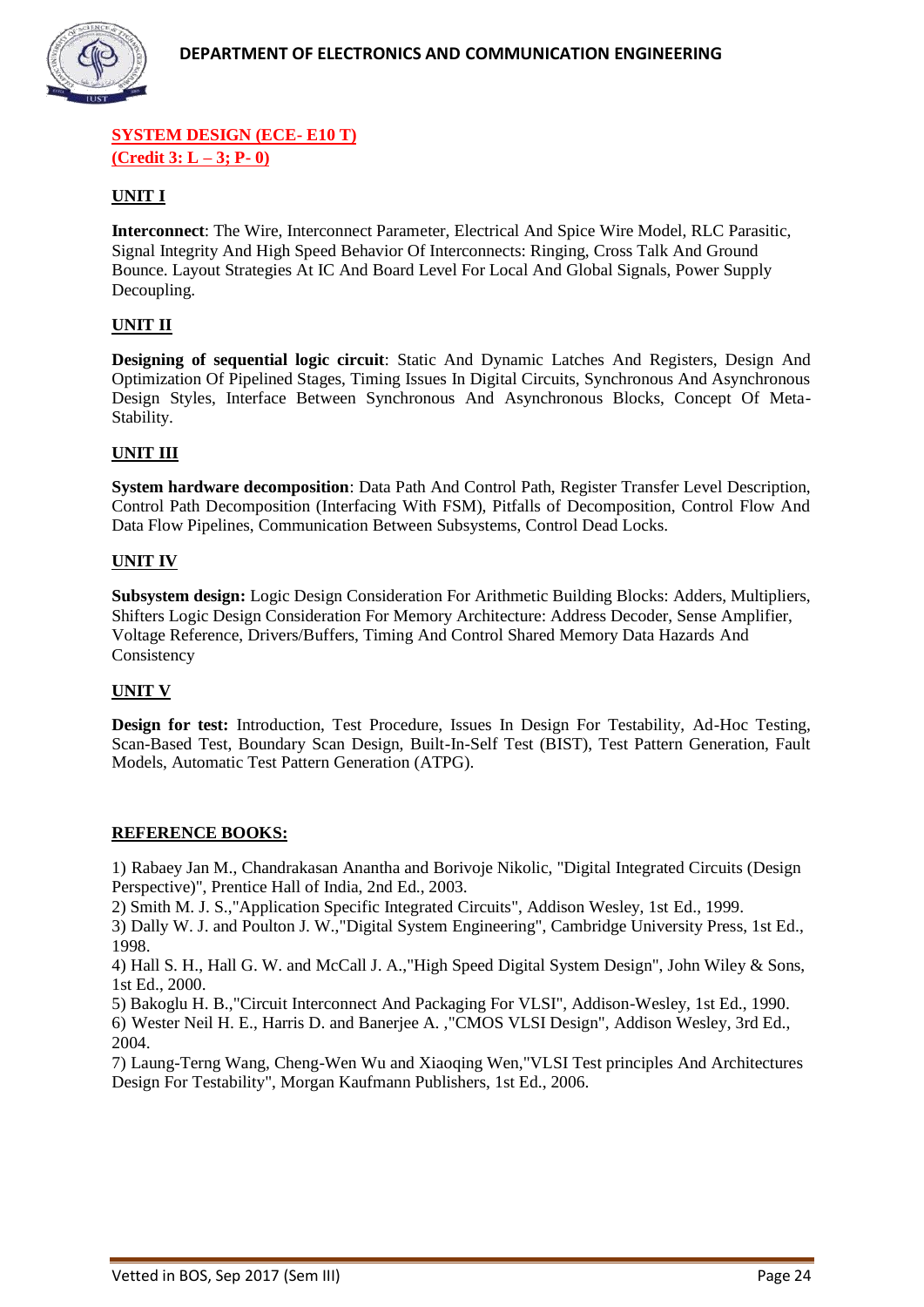**SYSTEM DESIGN (ECE- E10 T)**
**(Credit 3: L – 3; P- 0)**

**UNIT I**

**Interconnect**: The Wire, Interconnect Parameter, Electrical And Spice Wire Model, RLC Parasitic, Signal Integrity And High Speed Behavior Of Interconnects: Ringing, Cross Talk And Ground Bounce. Layout Strategies At IC And Board Level For Local And Global Signals, Power Supply Decoupling.

**UNIT II**

**Designing of sequential logic circuit**: Static And Dynamic Latches And Registers, Design And Optimization Of Pipelined Stages, Timing Issues In Digital Circuits, Synchronous And Asynchronous Design Styles, Interface Between Synchronous And Asynchronous Blocks, Concept Of Meta-Stability.

**UNIT III**

**System hardware decomposition**: Data Path And Control Path, Register Transfer Level Description, Control Path Decomposition (Interfacing With FSM), Pitfalls of Decomposition, Control Flow And Data Flow Pipelines, Communication Between Subsystems, Control Dead Locks.

**UNIT IV**

**Subsystem design:** Logic Design Consideration For Arithmetic Building Blocks: Adders, Multipliers, Shifters Logic Design Consideration For Memory Architecture: Address Decoder, Sense Amplifier, Voltage Reference, Drivers/Buffers, Timing And Control Shared Memory Data Hazards And Consistency

**UNIT V**

**Design for test:** Introduction, Test Procedure, Issues In Design For Testability, Ad-Hoc Testing, Scan-Based Test, Boundary Scan Design, Built-In-Self Test (BIST), Test Pattern Generation, Fault Models, Automatic Test Pattern Generation (ATPG).

**REFERENCE BOOKS:**

1) Rabaey Jan M., Chandrakasan Anantha and Borivoje Nikolic, "Digital Integrated Circuits (Design Perspective)", Prentice Hall of India, 2nd Ed., 2003.
2) Smith M. J. S.,"Application Specific Integrated Circuits", Addison Wesley, 1st Ed., 1999.
3) Dally W. J. and Poulton J. W.,"Digital System Engineering", Cambridge University Press, 1st Ed., 1998.
4) Hall S. H., Hall G. W. and McCall J. A.,"High Speed Digital System Design", John Wiley & Sons, 1st Ed., 2000.
5) Bakoglu H. B.,"Circuit Interconnect And Packaging For VLSI", Addison-Wesley, 1st Ed., 1990.
6) Wester Neil H. E., Harris D. and Banerjee A. ,"CMOS VLSI Design", Addison Wesley, 3rd Ed., 2004.
7) Laung-Terng Wang, Cheng-Wen Wu and Xiaoqing Wen,"VLSI Test principles And Architectures Design For Testability", Morgan Kaufmann Publishers, 1st Ed., 2006.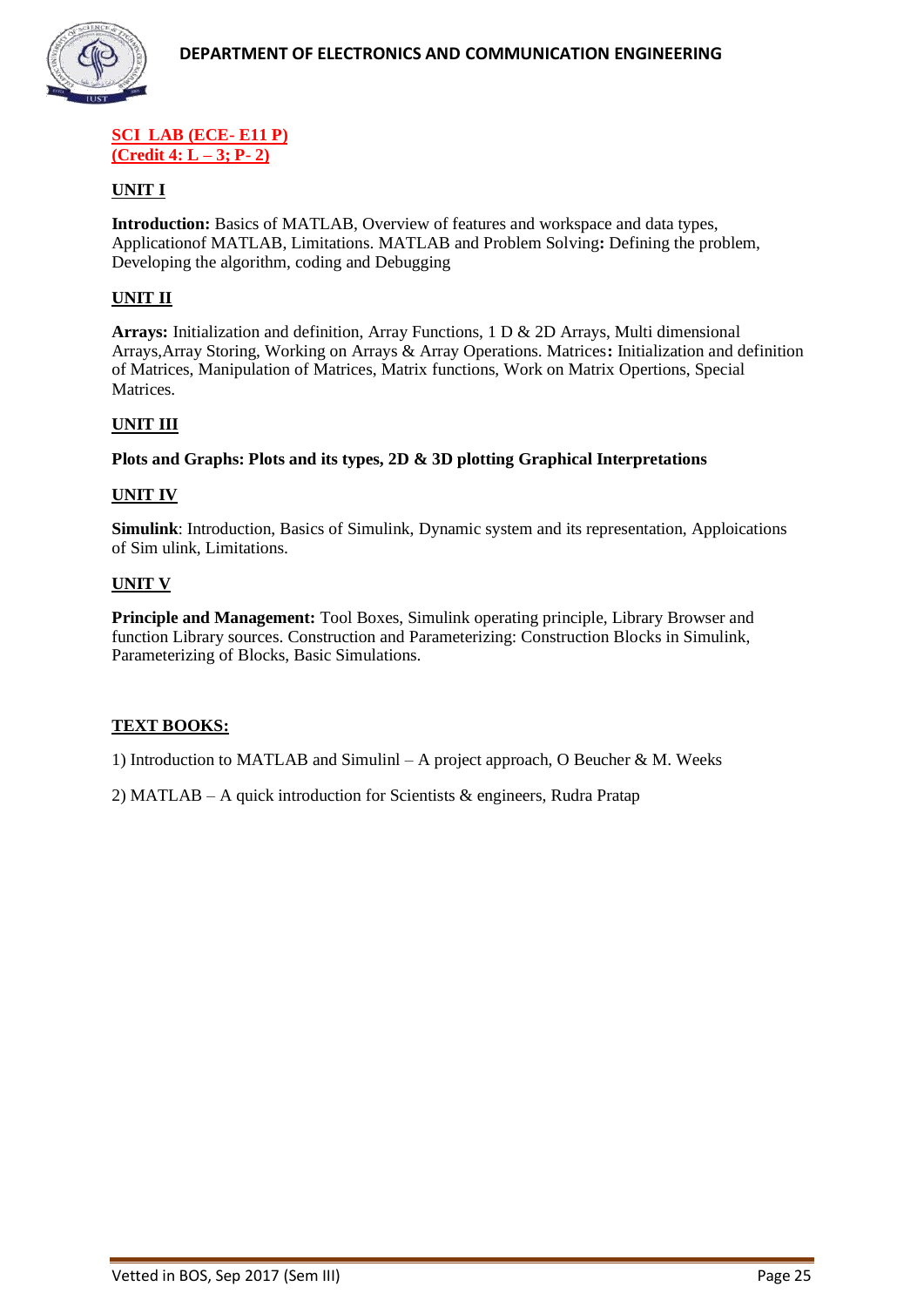**SCI LAB (ECE- E11 P)**
**(Credit 4: L – 3; P- 2)**

## UNIT I

**Introduction:** Basics of MATLAB, Overview of features and workspace and data types, Applicationof MATLAB, Limitations. MATLAB and Problem Solving**:** Defining the problem, Developing the algorithm, coding and Debugging

## UNIT II

**Arrays:** Initialization and definition, Array Functions, 1 D & 2D Arrays, Multi dimensional Arrays,Array Storing, Working on Arrays & Array Operations. Matrices**:** Initialization and definition of Matrices, Manipulation of Matrices, Matrix functions, Work on Matrix Opertions, Special Matrices.

## UNIT III

**Plots and Graphs: Plots and its types, 2D & 3D plotting Graphical Interpretations**

## UNIT IV

**Simulink**: Introduction, Basics of Simulink, Dynamic system and its representation, Apploications of Sim ulink, Limitations.

## UNIT V

**Principle and Management:** Tool Boxes, Simulink operating principle, Library Browser and function Library sources. Construction and Parameterizing: Construction Blocks in Simulink, Parameterizing of Blocks, Basic Simulations.

## TEXT BOOKS:

1) Introduction to MATLAB and Simulinl – A project approach, O Beucher & M. Weeks

2) MATLAB – A quick introduction for Scientists & engineers, Rudra Pratap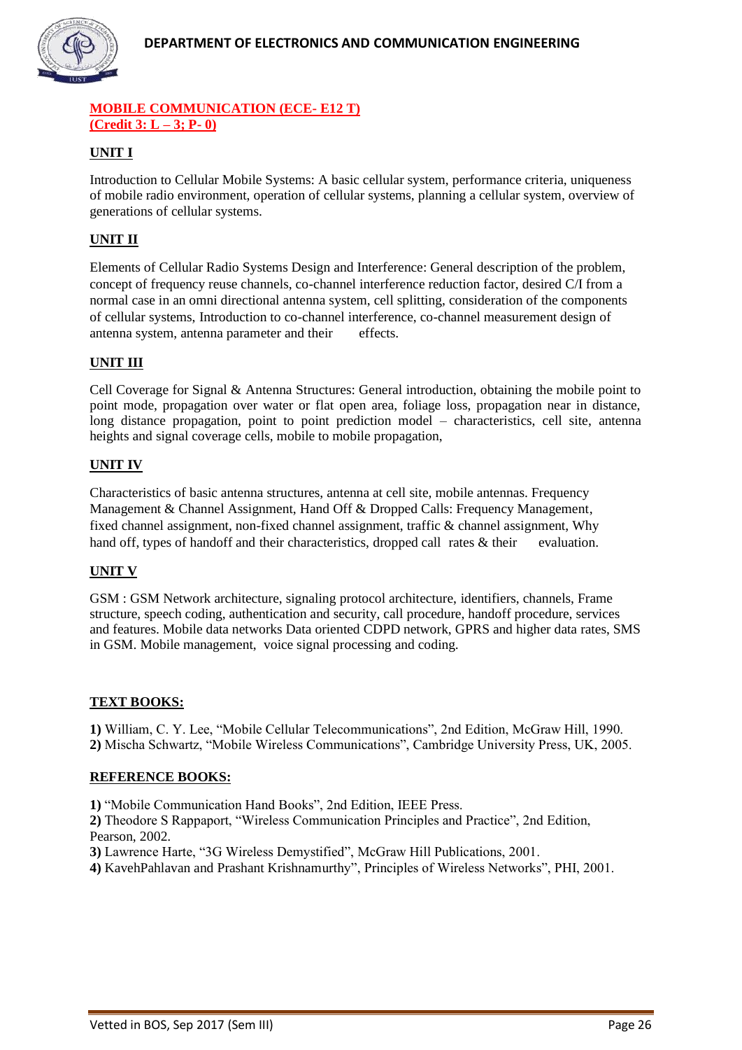**MOBILE COMMUNICATION (ECE- E12 T)**
**(Credit 3: L – 3; P- 0)**

## UNIT I

Introduction to Cellular Mobile Systems: A basic cellular system, performance criteria, uniqueness of mobile radio environment, operation of cellular systems, planning a cellular system, overview of generations of cellular systems.

## UNIT II

Elements of Cellular Radio Systems Design and Interference: General description of the problem, concept of frequency reuse channels, co-channel interference reduction factor, desired C/I from a normal case in an omni directional antenna system, cell splitting, consideration of the components of cellular systems, Introduction to co-channel interference, co-channel measurement design of antenna system, antenna parameter and their effects.

## UNIT III

Cell Coverage for Signal & Antenna Structures: General introduction, obtaining the mobile point to point mode, propagation over water or flat open area, foliage loss, propagation near in distance, long distance propagation, point to point prediction model – characteristics, cell site, antenna heights and signal coverage cells, mobile to mobile propagation,

## UNIT IV

Characteristics of basic antenna structures, antenna at cell site, mobile antennas. Frequency Management & Channel Assignment, Hand Off & Dropped Calls: Frequency Management, fixed channel assignment, non-fixed channel assignment, traffic & channel assignment, Why hand off, types of handoff and their characteristics, dropped call rates & their evaluation.

## UNIT V

GSM : GSM Network architecture, signaling protocol architecture, identifiers, channels, Frame structure, speech coding, authentication and security, call procedure, handoff procedure, services and features. Mobile data networks Data oriented CDPD network, GPRS and higher data rates, SMS in GSM. Mobile management, voice signal processing and coding.

## TEXT BOOKS:

**1)** William, C. Y. Lee, "Mobile Cellular Telecommunications", 2nd Edition, McGraw Hill, 1990.
**2)** Mischa Schwartz, "Mobile Wireless Communications", Cambridge University Press, UK, 2005.

## REFERENCE BOOKS:

**1)** "Mobile Communication Hand Books", 2nd Edition, IEEE Press.
**2)** Theodore S Rappaport, "Wireless Communication Principles and Practice", 2nd Edition, Pearson, 2002.
**3)** Lawrence Harte, "3G Wireless Demystified", McGraw Hill Publications, 2001.
**4)** KavehPahlavan and Prashant Krishnamurthy", Principles of Wireless Networks", PHI, 2001.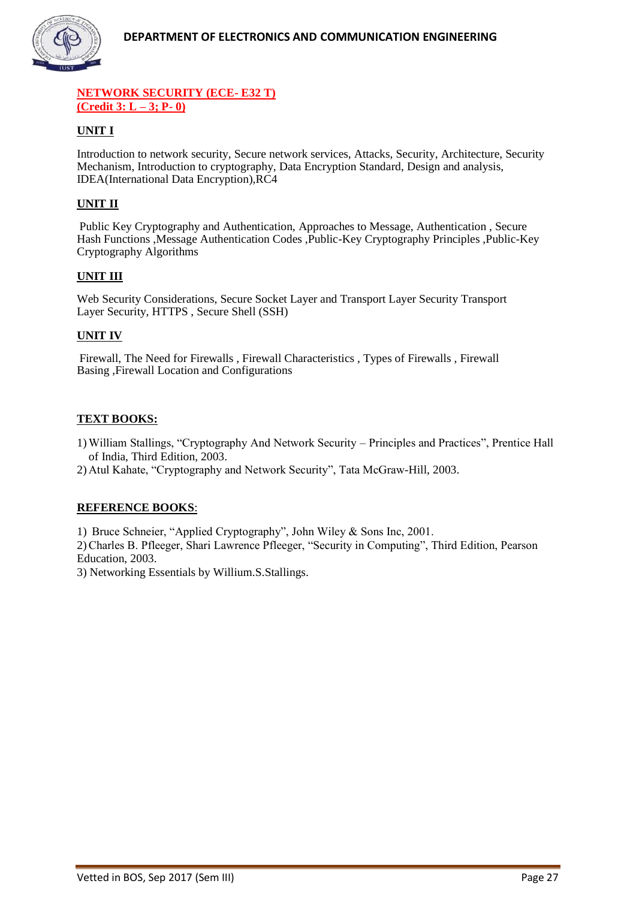**NETWORK SECURITY (ECE- E32 T)**
**(Credit 3: L – 3; P- 0)**

**UNIT I**

Introduction to network security, Secure network services, Attacks, Security, Architecture, Security Mechanism, Introduction to cryptography, Data Encryption Standard, Design and analysis, IDEA(International Data Encryption),RC4

**UNIT II**

Public Key Cryptography and Authentication, Approaches to Message, Authentication , Secure Hash Functions ,Message Authentication Codes ,Public-Key Cryptography Principles ,Public-Key Cryptography Algorithms

**UNIT III**

Web Security Considerations, Secure Socket Layer and Transport Layer Security Transport Layer Security, HTTPS , Secure Shell (SSH)

**UNIT IV**

Firewall, The Need for Firewalls , Firewall Characteristics , Types of Firewalls , Firewall Basing ,Firewall Location and Configurations

**TEXT BOOKS:**

1) William Stallings, "Cryptography And Network Security – Principles and Practices", Prentice Hall of India, Third Edition, 2003.
2) Atul Kahate, "Cryptography and Network Security", Tata McGraw-Hill, 2003.

**REFERENCE BOOKS**:

1) Bruce Schneier, "Applied Cryptography", John Wiley & Sons Inc, 2001.
2) Charles B. Pfleeger, Shari Lawrence Pfleeger, "Security in Computing", Third Edition, Pearson Education, 2003.
3) Networking Essentials by Willium.S.Stallings.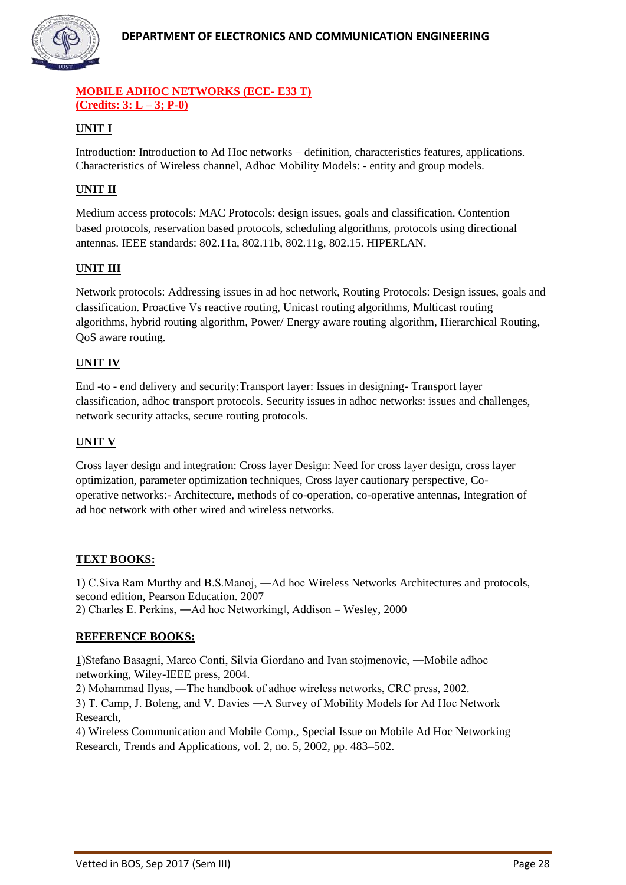**MOBILE ADHOC NETWORKS (ECE- E33 T)**
**(Credits: 3: L – 3; P-0)**

## UNIT I

Introduction: Introduction to Ad Hoc networks – definition, characteristics features, applications. Characteristics of Wireless channel, Adhoc Mobility Models: - entity and group models.

## UNIT II

Medium access protocols: MAC Protocols: design issues, goals and classification. Contention based protocols, reservation based protocols, scheduling algorithms, protocols using directional antennas. IEEE standards: 802.11a, 802.11b, 802.11g, 802.15. HIPERLAN.

## UNIT III

Network protocols: Addressing issues in ad hoc network, Routing Protocols: Design issues, goals and classification. Proactive Vs reactive routing, Unicast routing algorithms, Multicast routing algorithms, hybrid routing algorithm, Power/ Energy aware routing algorithm, Hierarchical Routing, QoS aware routing.

## UNIT IV

End -to - end delivery and security:Transport layer: Issues in designing- Transport layer classification, adhoc transport protocols. Security issues in adhoc networks: issues and challenges, network security attacks, secure routing protocols.

## UNIT V

Cross layer design and integration: Cross layer Design: Need for cross layer design, cross layer optimization, parameter optimization techniques, Cross layer cautionary perspective, Co-operative networks:- Architecture, methods of co-operation, co-operative antennas, Integration of ad hoc network with other wired and wireless networks.

## TEXT BOOKS:

1) C.Siva Ram Murthy and B.S.Manoj, ―Ad hoc Wireless Networks Architectures and protocols, second edition, Pearson Education. 2007
2) Charles E. Perkins, ―Ad hoc Networking‖, Addison – Wesley, 2000

## REFERENCE BOOKS:

1)Stefano Basagni, Marco Conti, Silvia Giordano and Ivan stojmenovic, ―Mobile adhoc networking, Wiley-IEEE press, 2004.
2) Mohammad Ilyas, ―The handbook of adhoc wireless networks, CRC press, 2002.
3) T. Camp, J. Boleng, and V. Davies ―A Survey of Mobility Models for Ad Hoc Network Research,
4) Wireless Communication and Mobile Comp., Special Issue on Mobile Ad Hoc Networking Research, Trends and Applications, vol. 2, no. 5, 2002, pp. 483–502.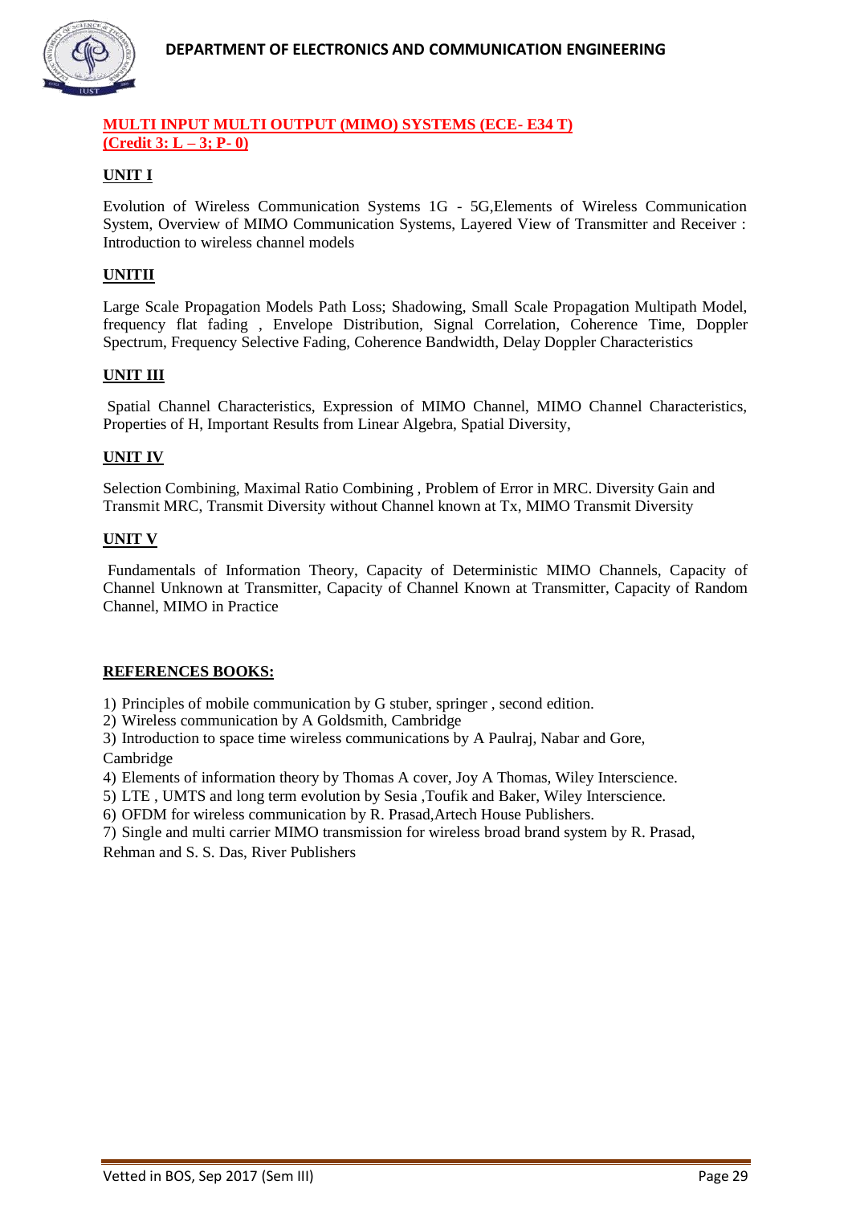## MULTI INPUT MULTI OUTPUT (MIMO) SYSTEMS (ECE- E34 T)
## (Credit 3: L – 3; P- 0)

### UNIT I

Evolution of Wireless Communication Systems 1G - 5G,Elements of Wireless Communication System, Overview of MIMO Communication Systems, Layered View of Transmitter and Receiver : Introduction to wireless channel models

### UNITII

Large Scale Propagation Models Path Loss; Shadowing, Small Scale Propagation Multipath Model, frequency flat fading , Envelope Distribution, Signal Correlation, Coherence Time, Doppler Spectrum, Frequency Selective Fading, Coherence Bandwidth, Delay Doppler Characteristics

### UNIT III

Spatial Channel Characteristics, Expression of MIMO Channel, MIMO Channel Characteristics, Properties of H, Important Results from Linear Algebra, Spatial Diversity,

### UNIT IV

Selection Combining, Maximal Ratio Combining , Problem of Error in MRC. Diversity Gain and Transmit MRC, Transmit Diversity without Channel known at Tx, MIMO Transmit Diversity

### UNIT V

Fundamentals of Information Theory, Capacity of Deterministic MIMO Channels, Capacity of Channel Unknown at Transmitter, Capacity of Channel Known at Transmitter, Capacity of Random Channel, MIMO in Practice

### REFERENCES BOOKS:

1) Principles of mobile communication by G stuber, springer , second edition.
2) Wireless communication by A Goldsmith, Cambridge
3) Introduction to space time wireless communications by A Paulraj, Nabar and Gore, Cambridge
4) Elements of information theory by Thomas A cover, Joy A Thomas, Wiley Interscience.
5) LTE , UMTS and long term evolution by Sesia ,Toufik and Baker, Wiley Interscience.
6) OFDM for wireless communication by R. Prasad,Artech House Publishers.
7) Single and multi carrier MIMO transmission for wireless broad brand system by R. Prasad, Rehman and S. S. Das, River Publishers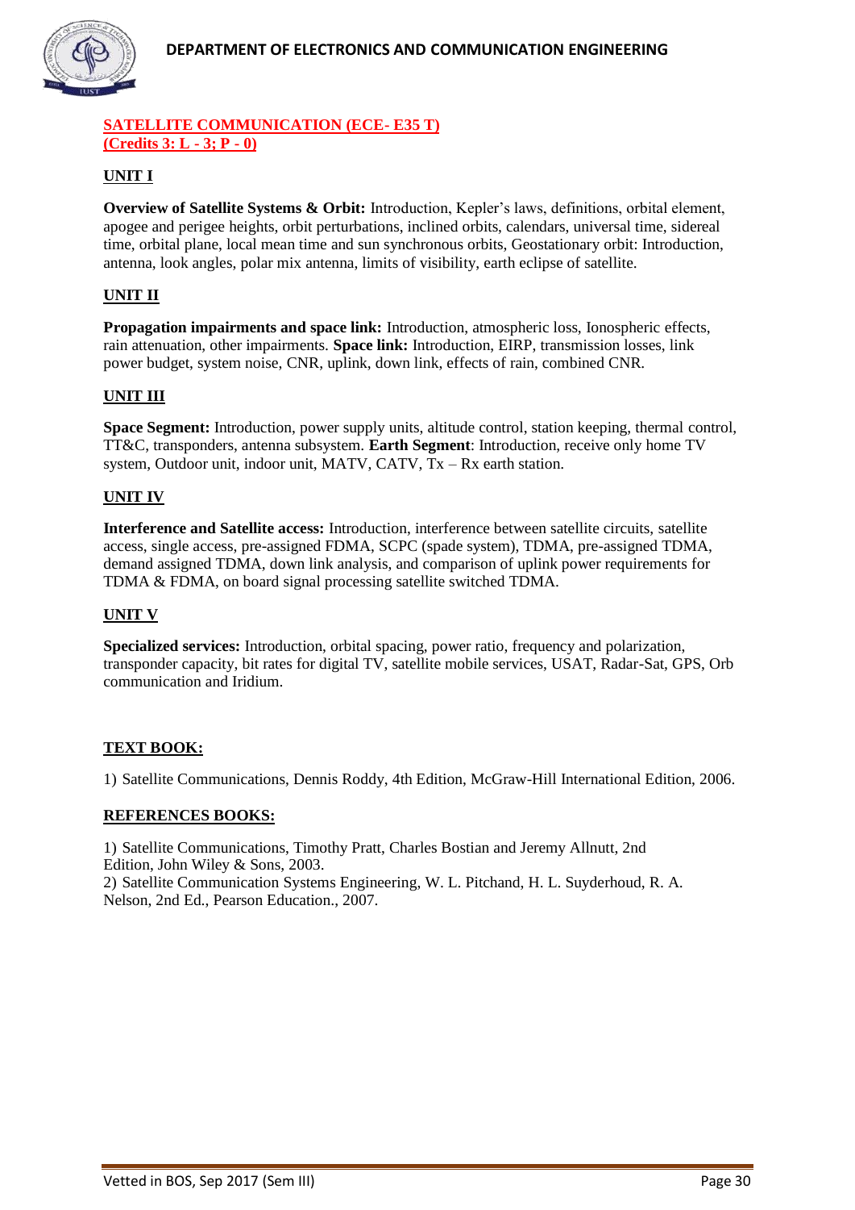## SATELLITE COMMUNICATION (ECE- E35 T)
**(Credits 3: L - 3; P - 0)**

### UNIT I

**Overview of Satellite Systems & Orbit:** Introduction, Kepler's laws, definitions, orbital element, apogee and perigee heights, orbit perturbations, inclined orbits, calendars, universal time, sidereal time, orbital plane, local mean time and sun synchronous orbits, Geostationary orbit: Introduction, antenna, look angles, polar mix antenna, limits of visibility, earth eclipse of satellite.

### UNIT II

**Propagation impairments and space link:** Introduction, atmospheric loss, Ionospheric effects, rain attenuation, other impairments. **Space link:** Introduction, EIRP, transmission losses, link power budget, system noise, CNR, uplink, down link, effects of rain, combined CNR.

### UNIT III

**Space Segment:** Introduction, power supply units, altitude control, station keeping, thermal control, TT&C, transponders, antenna subsystem. **Earth Segment**: Introduction, receive only home TV system, Outdoor unit, indoor unit, MATV, CATV, Tx – Rx earth station.

### UNIT IV

**Interference and Satellite access:** Introduction, interference between satellite circuits, satellite access, single access, pre-assigned FDMA, SCPC (spade system), TDMA, pre-assigned TDMA, demand assigned TDMA, down link analysis, and comparison of uplink power requirements for TDMA & FDMA, on board signal processing satellite switched TDMA.

### UNIT V

**Specialized services:** Introduction, orbital spacing, power ratio, frequency and polarization, transponder capacity, bit rates for digital TV, satellite mobile services, USAT, Radar-Sat, GPS, Orb communication and Iridium.

### TEXT BOOK:

1) Satellite Communications, Dennis Roddy, 4th Edition, McGraw-Hill International Edition, 2006.

### REFERENCES BOOKS:

1) Satellite Communications, Timothy Pratt, Charles Bostian and Jeremy Allnutt, 2nd Edition, John Wiley & Sons, 2003.
2) Satellite Communication Systems Engineering, W. L. Pitchand, H. L. Suyderhoud, R. A. Nelson, 2nd Ed., Pearson Education., 2007.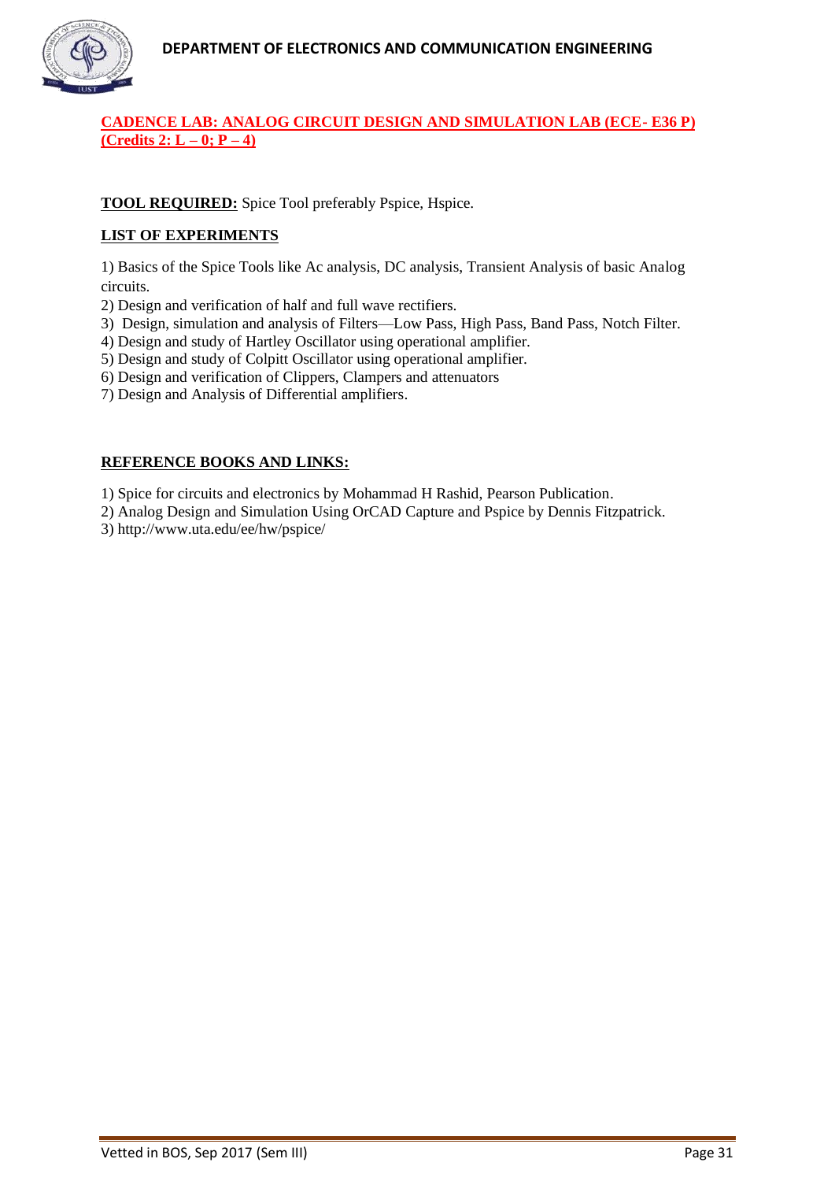## CADENCE LAB: ANALOG CIRCUIT DESIGN AND SIMULATION LAB (ECE- E36 P) (Credits 2: L – 0; P – 4)

**TOOL REQUIRED:** Spice Tool preferably Pspice, Hspice.

**LIST OF EXPERIMENTS**

1) Basics of the Spice Tools like Ac analysis, DC analysis, Transient Analysis of basic Analog circuits.
2) Design and verification of half and full wave rectifiers.
3) Design, simulation and analysis of Filters—Low Pass, High Pass, Band Pass, Notch Filter.
4) Design and study of Hartley Oscillator using operational amplifier.
5) Design and study of Colpitt Oscillator using operational amplifier.
6) Design and verification of Clippers, Clampers and attenuators
7) Design and Analysis of Differential amplifiers.

**REFERENCE BOOKS AND LINKS:**

1) Spice for circuits and electronics by Mohammad H Rashid, Pearson Publication.
2) Analog Design and Simulation Using OrCAD Capture and Pspice by Dennis Fitzpatrick.
3) http://www.uta.edu/ee/hw/pspice/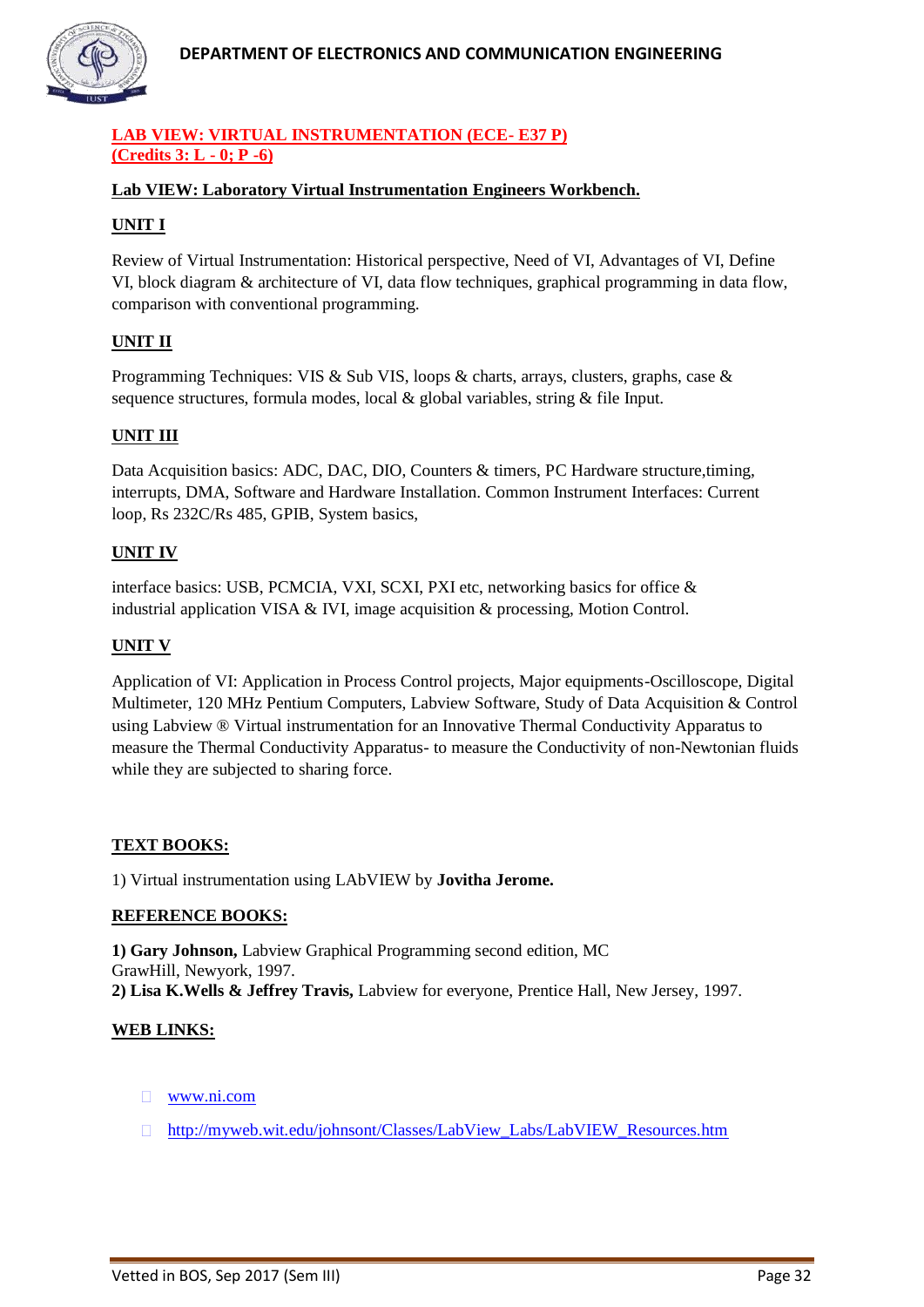## LAB VIEW: VIRTUAL INSTRUMENTATION (ECE- E37 P)
## (Credits 3: L - 0; P -6)

**Lab VIEW: Laboratory Virtual Instrumentation Engineers Workbench.**

### UNIT I

Review of Virtual Instrumentation: Historical perspective, Need of VI, Advantages of VI, Define VI, block diagram & architecture of VI, data flow techniques, graphical programming in data flow, comparison with conventional programming.

### UNIT II

Programming Techniques: VIS & Sub VIS, loops & charts, arrays, clusters, graphs, case & sequence structures, formula modes, local & global variables, string & file Input.

### UNIT III

Data Acquisition basics: ADC, DAC, DIO, Counters & timers, PC Hardware structure,timing, interrupts, DMA, Software and Hardware Installation. Common Instrument Interfaces: Current loop, Rs 232C/Rs 485, GPIB, System basics,

### UNIT IV

interface basics: USB, PCMCIA, VXI, SCXI, PXI etc, networking basics for office & industrial application VISA & IVI, image acquisition & processing, Motion Control.

### UNIT V

Application of VI: Application in Process Control projects, Major equipments-Oscilloscope, Digital Multimeter, 120 MHz Pentium Computers, Labview Software, Study of Data Acquisition & Control using Labview ® Virtual instrumentation for an Innovative Thermal Conductivity Apparatus to measure the Thermal Conductivity Apparatus- to measure the Conductivity of non-Newtonian fluids while they are subjected to sharing force.

### TEXT BOOKS:

1) Virtual instrumentation using LAbVIEW by **Jovitha Jerome.**

### REFERENCE BOOKS:

**1) Gary Johnson,** Labview Graphical Programming second edition, MC GrawHill, Newyork, 1997.
**2) Lisa K.Wells & Jeffrey Travis,** Labview for everyone, Prentice Hall, New Jersey, 1997.

### WEB LINKS:

- www.ni.com
- http://myweb.wit.edu/johnsont/Classes/LabView_Labs/LabVIEW_Resources.htm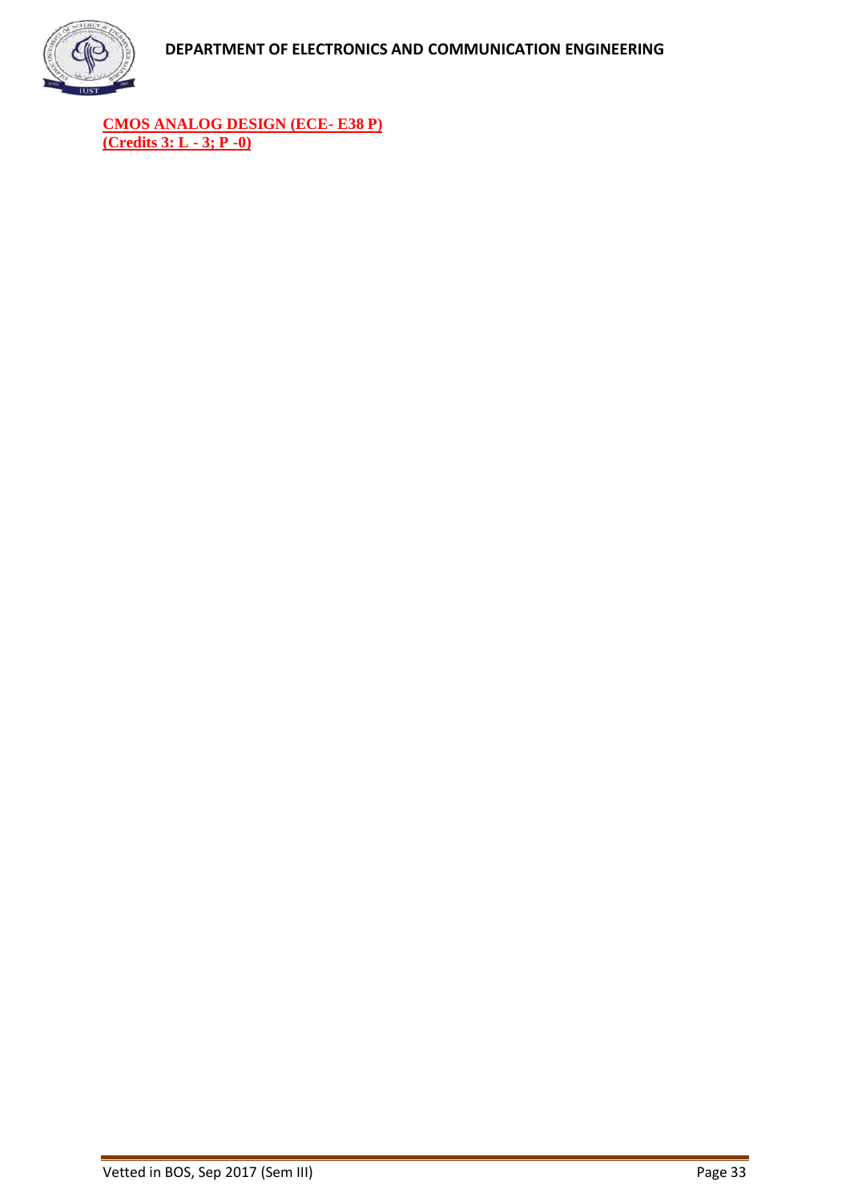**CMOS ANALOG DESIGN (ECE- E38 P)**
**(Credits 3: L - 3; P -0)**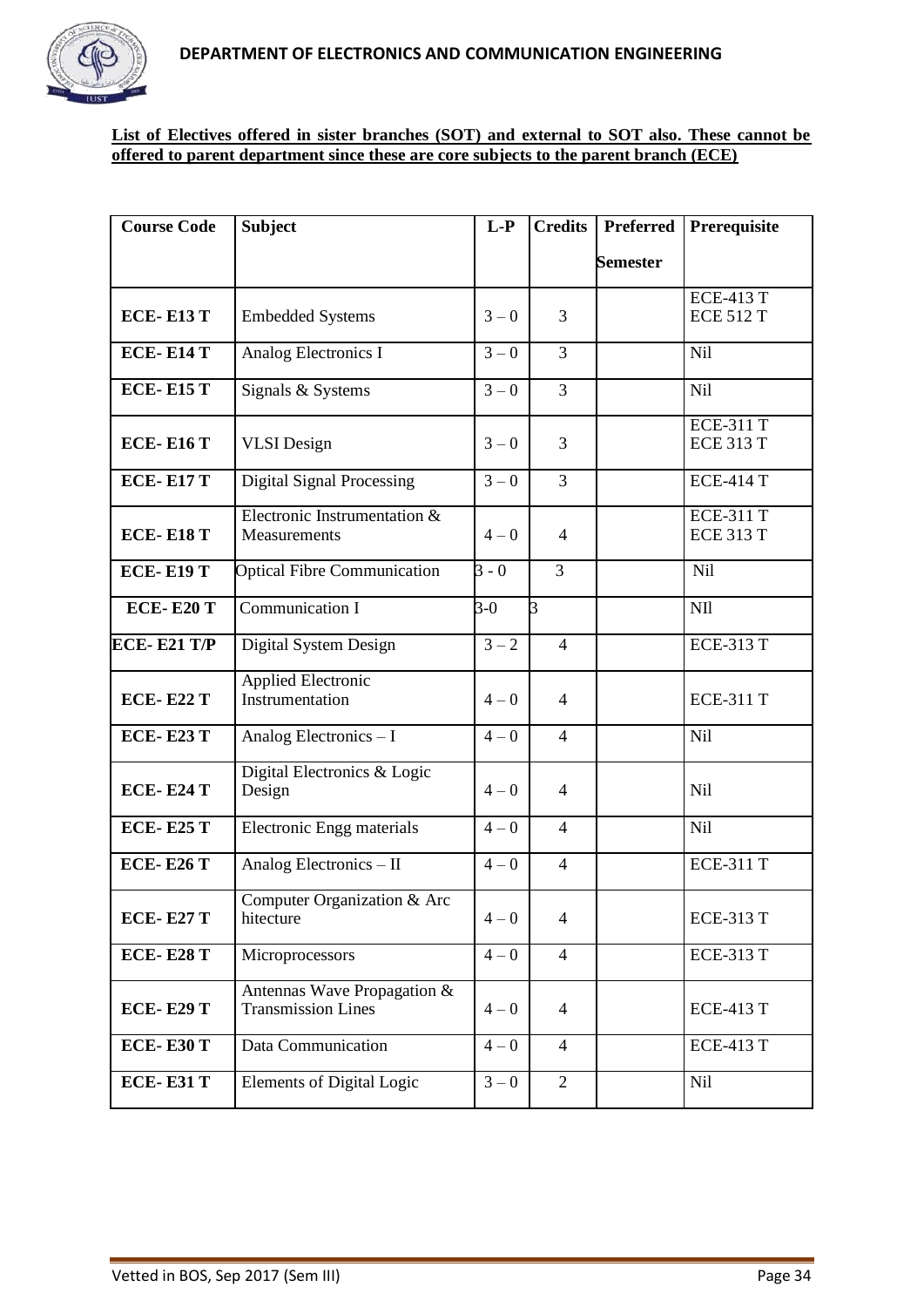**List of Electives offered in sister branches (SOT) and external to SOT also. These cannot be offered to parent department since these are core subjects to the parent branch (ECE)**

| Course Code | Subject | L-P | Credits | Preferred Semester | Prerequisite |
|---|---|---|---|---|---|
| ECE- E13 T | Embedded Systems | 3 – 0 | 3 | | ECE-413 T ECE 512 T |
| ECE- E14 T | Analog Electronics I | 3 – 0 | 3 | | Nil |
| ECE- E15 T | Signals & Systems | 3 – 0 | 3 | | Nil |
| ECE- E16 T | VLSI Design | 3 – 0 | 3 | | ECE-311 T ECE 313 T |
| ECE- E17 T | Digital Signal Processing | 3 – 0 | 3 | | ECE-414 T |
| ECE- E18 T | Electronic Instrumentation & Measurements | 4 – 0 | 4 | | ECE-311 T ECE 313 T |
| ECE- E19 T | Optical Fibre Communication | 3 - 0 | 3 | | Nil |
| ECE- E20 T | Communication I | 3-0 | 3 | | NIl |
| ECE- E21 T/P | Digital System Design | 3 – 2 | 4 | | ECE-313 T |
| ECE- E22 T | Applied Electronic Instrumentation | 4 – 0 | 4 | | ECE-311 T |
| ECE- E23 T | Analog Electronics – I | 4 – 0 | 4 | | Nil |
| ECE- E24 T | Digital Electronics & Logic Design | 4 – 0 | 4 | | Nil |
| ECE- E25 T | Electronic Engg materials | 4 – 0 | 4 | | Nil |
| ECE- E26 T | Analog Electronics – II | 4 – 0 | 4 | | ECE-311 T |
| ECE- E27 T | Computer Organization & Arc hitecture | 4 – 0 | 4 | | ECE-313 T |
| ECE- E28 T | Microprocessors | 4 – 0 | 4 | | ECE-313 T |
| ECE- E29 T | Antennas Wave Propagation & Transmission Lines | 4 – 0 | 4 | | ECE-413 T |
| ECE- E30 T | Data Communication | 4 – 0 | 4 | | ECE-413 T |
| ECE- E31 T | Elements of Digital Logic | 3 – 0 | 2 | | Nil |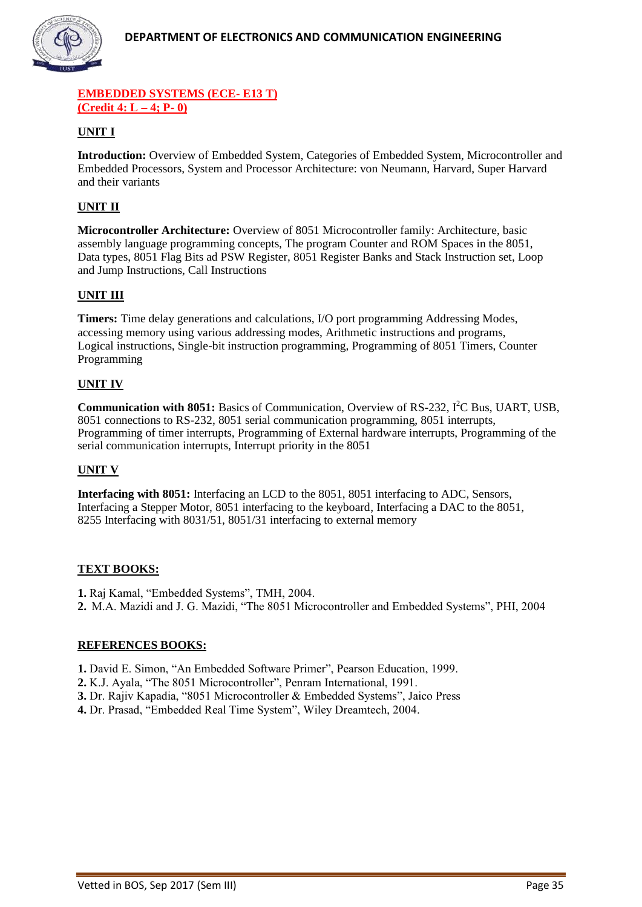**EMBEDDED SYSTEMS (ECE- E13 T)**
**(Credit 4: L – 4; P- 0)**

## UNIT I

**Introduction:** Overview of Embedded System, Categories of Embedded System, Microcontroller and Embedded Processors, System and Processor Architecture: von Neumann, Harvard, Super Harvard and their variants

## UNIT II

**Microcontroller Architecture:** Overview of 8051 Microcontroller family: Architecture, basic assembly language programming concepts, The program Counter and ROM Spaces in the 8051, Data types, 8051 Flag Bits ad PSW Register, 8051 Register Banks and Stack Instruction set, Loop and Jump Instructions, Call Instructions

## UNIT III

**Timers:** Time delay generations and calculations, I/O port programming Addressing Modes, accessing memory using various addressing modes, Arithmetic instructions and programs, Logical instructions, Single-bit instruction programming, Programming of 8051 Timers, Counter Programming

## UNIT IV

**Communication with 8051:** Basics of Communication, Overview of RS-232, $I^2C$ Bus, UART, USB, 8051 connections to RS-232, 8051 serial communication programming, 8051 interrupts, Programming of timer interrupts, Programming of External hardware interrupts, Programming of the serial communication interrupts, Interrupt priority in the 8051

## UNIT V

**Interfacing with 8051:** Interfacing an LCD to the 8051, 8051 interfacing to ADC, Sensors, Interfacing a Stepper Motor, 8051 interfacing to the keyboard, Interfacing a DAC to the 8051, 8255 Interfacing with 8031/51, 8051/31 interfacing to external memory

## TEXT BOOKS:

**1.** Raj Kamal, "Embedded Systems", TMH, 2004.
**2.** M.A. Mazidi and J. G. Mazidi, "The 8051 Microcontroller and Embedded Systems", PHI, 2004

## REFERENCES BOOKS:

**1.** David E. Simon, "An Embedded Software Primer", Pearson Education, 1999.
**2.** K.J. Ayala, "The 8051 Microcontroller", Penram International, 1991.
**3.** Dr. Rajiv Kapadia, "8051 Microcontroller & Embedded Systems", Jaico Press
**4.** Dr. Prasad, "Embedded Real Time System", Wiley Dreamtech, 2004.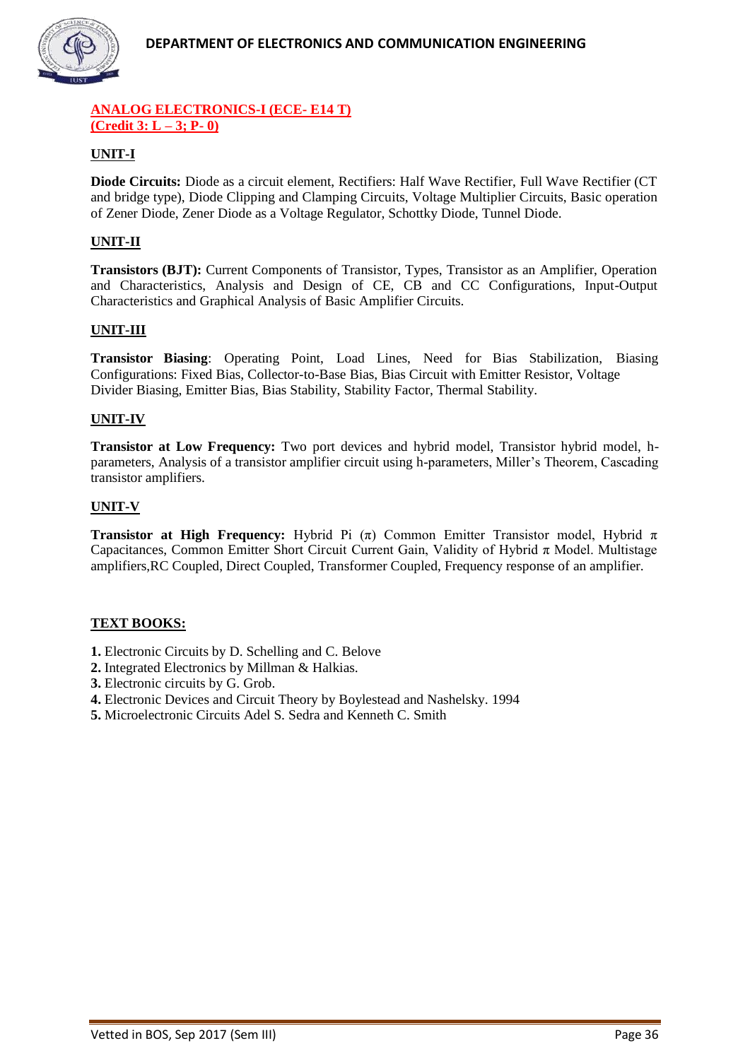## ANALOG ELECTRONICS-I (ECE- E14 T)
## (Credit 3: L – 3; P- 0)

### UNIT-I

**Diode Circuits:** Diode as a circuit element, Rectifiers: Half Wave Rectifier, Full Wave Rectifier (CT and bridge type), Diode Clipping and Clamping Circuits, Voltage Multiplier Circuits, Basic operation of Zener Diode, Zener Diode as a Voltage Regulator, Schottky Diode, Tunnel Diode.

### UNIT-II

**Transistors (BJT):** Current Components of Transistor, Types, Transistor as an Amplifier, Operation and Characteristics, Analysis and Design of CE, CB and CC Configurations, Input-Output Characteristics and Graphical Analysis of Basic Amplifier Circuits.

### UNIT-III

**Transistor Biasing**: Operating Point, Load Lines, Need for Bias Stabilization, Biasing Configurations: Fixed Bias, Collector-to-Base Bias, Bias Circuit with Emitter Resistor, Voltage Divider Biasing, Emitter Bias, Bias Stability, Stability Factor, Thermal Stability.

### UNIT-IV

**Transistor at Low Frequency:** Two port devices and hybrid model, Transistor hybrid model, h-parameters, Analysis of a transistor amplifier circuit using h-parameters, Miller's Theorem, Cascading transistor amplifiers.

### UNIT-V

**Transistor at High Frequency:** Hybrid Pi ($\pi$) Common Emitter Transistor model, Hybrid $\pi$ Capacitances, Common Emitter Short Circuit Current Gain, Validity of Hybrid $\pi$ Model. Multistage amplifiers,RC Coupled, Direct Coupled, Transformer Coupled, Frequency response of an amplifier.

### TEXT BOOKS:

1. Electronic Circuits by D. Schelling and C. Belove
2. Integrated Electronics by Millman & Halkias.
3. Electronic circuits by G. Grob.
4. Electronic Devices and Circuit Theory by Boylestead and Nashelsky. 1994
5. Microelectronic Circuits Adel S. Sedra and Kenneth C. Smith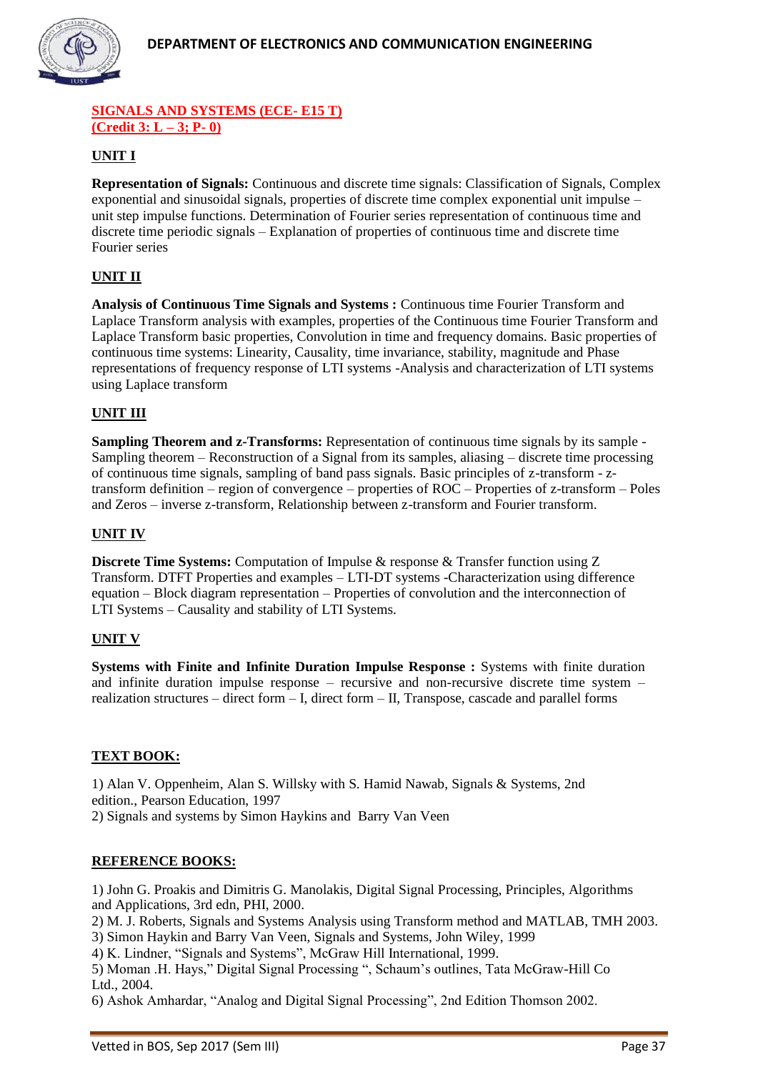**SIGNALS AND SYSTEMS (ECE- E15 T)**
**(Credit 3: L – 3; P- 0)**

## UNIT I

**Representation of Signals:** Continuous and discrete time signals: Classification of Signals, Complex exponential and sinusoidal signals, properties of discrete time complex exponential unit impulse – unit step impulse functions. Determination of Fourier series representation of continuous time and discrete time periodic signals – Explanation of properties of continuous time and discrete time Fourier series

## UNIT II

**Analysis of Continuous Time Signals and Systems :** Continuous time Fourier Transform and Laplace Transform analysis with examples, properties of the Continuous time Fourier Transform and Laplace Transform basic properties, Convolution in time and frequency domains. Basic properties of continuous time systems: Linearity, Causality, time invariance, stability, magnitude and Phase representations of frequency response of LTI systems -Analysis and characterization of LTI systems using Laplace transform

## UNIT III

**Sampling Theorem and z-Transforms:** Representation of continuous time signals by its sample - Sampling theorem – Reconstruction of a Signal from its samples, aliasing – discrete time processing of continuous time signals, sampling of band pass signals. Basic principles of z-transform - z-transform definition – region of convergence – properties of ROC – Properties of z-transform – Poles and Zeros – inverse z-transform, Relationship between z-transform and Fourier transform.

## UNIT IV

**Discrete Time Systems:** Computation of Impulse & response & Transfer function using Z Transform. DTFT Properties and examples – LTI-DT systems -Characterization using difference equation – Block diagram representation – Properties of convolution and the interconnection of LTI Systems – Causality and stability of LTI Systems.

## UNIT V

**Systems with Finite and Infinite Duration Impulse Response :** Systems with finite duration and infinite duration impulse response – recursive and non-recursive discrete time system – realization structures – direct form – I, direct form – II, Transpose, cascade and parallel forms

## TEXT BOOK:

1) Alan V. Oppenheim, Alan S. Willsky with S. Hamid Nawab, Signals & Systems, 2nd edition., Pearson Education, 1997
2) Signals and systems by Simon Haykins and Barry Van Veen

## REFERENCE BOOKS:

1) John G. Proakis and Dimitris G. Manolakis, Digital Signal Processing, Principles, Algorithms and Applications, 3rd edn, PHI, 2000.
2) M. J. Roberts, Signals and Systems Analysis using Transform method and MATLAB, TMH 2003.
3) Simon Haykin and Barry Van Veen, Signals and Systems, John Wiley, 1999
4) K. Lindner, "Signals and Systems", McGraw Hill International, 1999.
5) Moman .H. Hays," Digital Signal Processing ", Schaum's outlines, Tata McGraw-Hill Co Ltd., 2004.
6) Ashok Amhardar, "Analog and Digital Signal Processing", 2nd Edition Thomson 2002.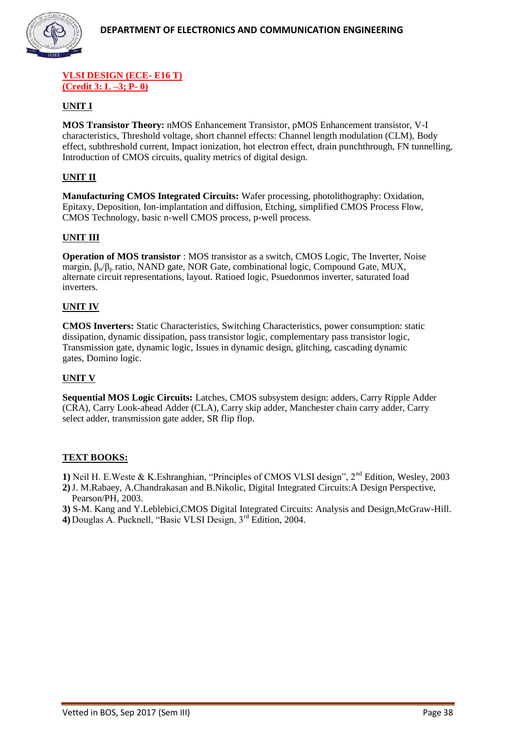**VLSI DESIGN (ECE- E16 T)**
**(Credit 3: L –3; P- 0)**

## UNIT I

**MOS Transistor Theory:** nMOS Enhancement Transistor, pMOS Enhancement transistor, V-I characteristics, Threshold voltage, short channel effects: Channel length modulation (CLM), Body effect, subthreshold current, Impact ionization, hot electron effect, drain punchthrough, FN tunnelling, Introduction of CMOS circuits, quality metrics of digital design.

## UNIT II

**Manufacturing CMOS Integrated Circuits:** Wafer processing, photolithography: Oxidation, Epitaxy, Deposition, Ion-implantation and diffusion, Etching, simplified CMOS Process Flow, CMOS Technology, basic n-well CMOS process, p-well process.

## UNIT III

**Operation of MOS transistor** : MOS transistor as a switch, CMOS Logic, The Inverter, Noise margin, $\beta_n/\beta_p$ ratio, NAND gate, NOR Gate, combinational logic, Compound Gate, MUX, alternate circuit representations, layout. Ratioed logic, Psuedonmos inverter, saturated load inverters.

## UNIT IV

**CMOS Inverters:** Static Characteristics, Switching Characteristics, power consumption: static dissipation, dynamic dissipation, pass transistor logic, complementary pass transistor logic, Transmission gate, dynamic logic, Issues in dynamic design, glitching, cascading dynamic gates, Domino logic.

## UNIT V

**Sequential MOS Logic Circuits:** Latches, CMOS subsystem design: adders, Carry Ripple Adder (CRA), Carry Look-ahead Adder (CLA), Carry skip adder, Manchester chain carry adder, Carry select adder, transmission gate adder, SR flip flop.

## TEXT BOOKS:

**1)** Neil H. E.Weste & K.Eshranghian, "Principles of CMOS VLSI design", 2nd Edition, Wesley, 2003
**2)** J. M.Rabaey, A.Chandrakasan and B.Nikolic, Digital Integrated Circuits:A Design Perspective, Pearson/PH, 2003.
**3)** S-M. Kang and Y.Leblebici,CMOS Digital Integrated Circuits: Analysis and Design,McGraw-Hill.
**4)** Douglas A. Pucknell, "Basic VLSI Design, 3rd Edition, 2004.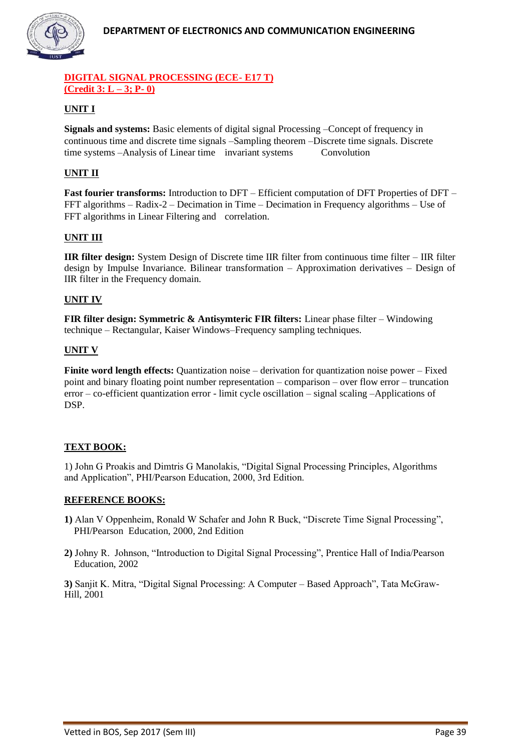## DIGITAL SIGNAL PROCESSING (ECE- E17 T)
**(Credit 3: L – 3; P- 0)**

### UNIT I

**Signals and systems:** Basic elements of digital signal Processing –Concept of frequency in continuous time and discrete time signals –Sampling theorem –Discrete time signals. Discrete time systems –Analysis of Linear time invariant systems Convolution

### UNIT II

**Fast fourier transforms:** Introduction to DFT – Efficient computation of DFT Properties of DFT – FFT algorithms – Radix-2 – Decimation in Time – Decimation in Frequency algorithms – Use of FFT algorithms in Linear Filtering and correlation.

### UNIT III

**IIR filter design:** System Design of Discrete time IIR filter from continuous time filter – IIR filter design by Impulse Invariance. Bilinear transformation – Approximation derivatives – Design of IIR filter in the Frequency domain.

### UNIT IV

**FIR filter design: Symmetric & Antisymteric FIR filters:** Linear phase filter – Windowing technique – Rectangular, Kaiser Windows–Frequency sampling techniques.

### UNIT V

**Finite word length effects:** Quantization noise – derivation for quantization noise power – Fixed point and binary floating point number representation – comparison – over flow error – truncation error – co-efficient quantization error - limit cycle oscillation – signal scaling –Applications of DSP.

### TEXT BOOK:

1) John G Proakis and Dimtris G Manolakis, "Digital Signal Processing Principles, Algorithms and Application", PHI/Pearson Education, 2000, 3rd Edition.

### REFERENCE BOOKS:

**1)** Alan V Oppenheim, Ronald W Schafer and John R Buck, "Discrete Time Signal Processing", PHI/Pearson Education, 2000, 2nd Edition

**2)** Johny R. Johnson, "Introduction to Digital Signal Processing", Prentice Hall of India/Pearson Education, 2002

**3)** Sanjit K. Mitra, "Digital Signal Processing: A Computer – Based Approach", Tata McGraw-Hill, 2001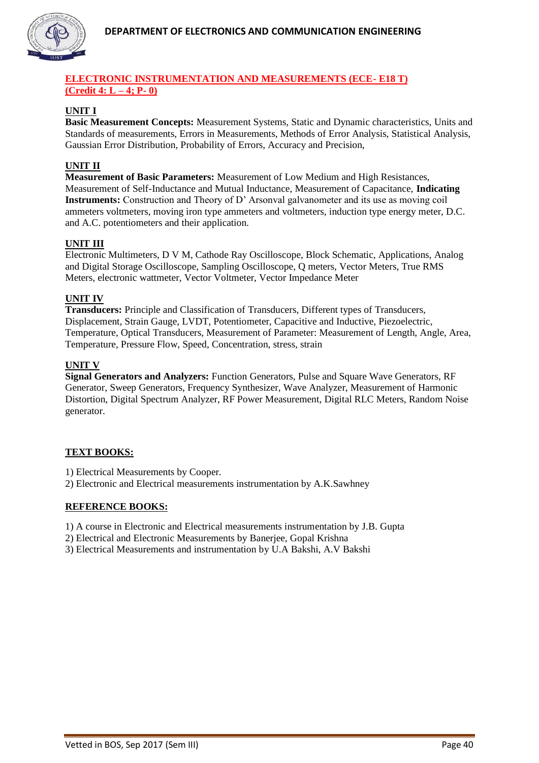## ELECTRONIC INSTRUMENTATION AND MEASUREMENTS (ECE- E18 T)
## (Credit 4: L – 4; P- 0)

### UNIT I

**Basic Measurement Concepts:** Measurement Systems, Static and Dynamic characteristics, Units and Standards of measurements, Errors in Measurements, Methods of Error Analysis, Statistical Analysis, Gaussian Error Distribution, Probability of Errors, Accuracy and Precision,

### UNIT II

**Measurement of Basic Parameters:** Measurement of Low Medium and High Resistances, Measurement of Self-Inductance and Mutual Inductance, Measurement of Capacitance, **Indicating Instruments:** Construction and Theory of D' Arsonval galvanometer and its use as moving coil ammeters voltmeters, moving iron type ammeters and voltmeters, induction type energy meter, D.C. and A.C. potentiometers and their application.

### UNIT III

Electronic Multimeters, D V M, Cathode Ray Oscilloscope, Block Schematic, Applications, Analog and Digital Storage Oscilloscope, Sampling Oscilloscope, Q meters, Vector Meters, True RMS Meters, electronic wattmeter, Vector Voltmeter, Vector Impedance Meter

### UNIT IV

**Transducers:** Principle and Classification of Transducers, Different types of Transducers, Displacement, Strain Gauge, LVDT, Potentiometer, Capacitive and Inductive, Piezoelectric, Temperature, Optical Transducers, Measurement of Parameter: Measurement of Length, Angle, Area, Temperature, Pressure Flow, Speed, Concentration, stress, strain

### UNIT V

**Signal Generators and Analyzers:** Function Generators, Pulse and Square Wave Generators, RF Generator, Sweep Generators, Frequency Synthesizer, Wave Analyzer, Measurement of Harmonic Distortion, Digital Spectrum Analyzer, RF Power Measurement, Digital RLC Meters, Random Noise generator.

### TEXT BOOKS:

1) Electrical Measurements by Cooper.
2) Electronic and Electrical measurements instrumentation by A.K.Sawhney

### REFERENCE BOOKS:

1) A course in Electronic and Electrical measurements instrumentation by J.B. Gupta
2) Electrical and Electronic Measurements by Banerjee, Gopal Krishna
3) Electrical Measurements and instrumentation by U.A Bakshi, A.V Bakshi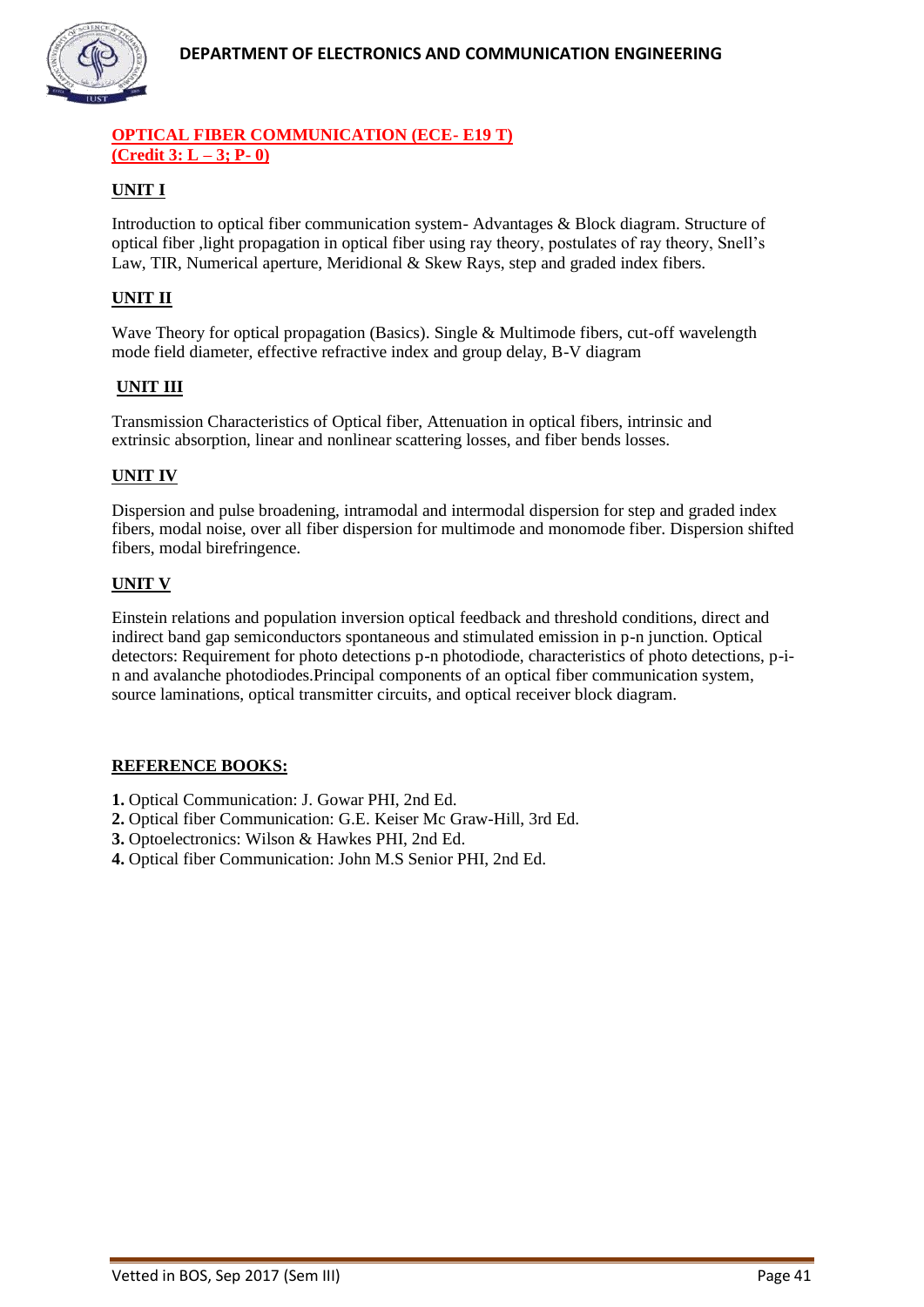## OPTICAL FIBER COMMUNICATION (ECE- E19 T)
**(Credit 3: L – 3; P- 0)**

### UNIT I

Introduction to optical fiber communication system- Advantages & Block diagram. Structure of optical fiber ,light propagation in optical fiber using ray theory, postulates of ray theory, Snell's Law, TIR, Numerical aperture, Meridional & Skew Rays, step and graded index fibers.

### UNIT II

Wave Theory for optical propagation (Basics). Single & Multimode fibers, cut-off wavelength mode field diameter, effective refractive index and group delay, B-V diagram

### UNIT III

Transmission Characteristics of Optical fiber, Attenuation in optical fibers, intrinsic and extrinsic absorption, linear and nonlinear scattering losses, and fiber bends losses.

### UNIT IV

Dispersion and pulse broadening, intramodal and intermodal dispersion for step and graded index fibers, modal noise, over all fiber dispersion for multimode and monomode fiber. Dispersion shifted fibers, modal birefringence.

### UNIT V

Einstein relations and population inversion optical feedback and threshold conditions, direct and indirect band gap semiconductors spontaneous and stimulated emission in p-n junction. Optical detectors: Requirement for photo detections p-n photodiode, characteristics of photo detections, p-i-n and avalanche photodiodes.Principal components of an optical fiber communication system, source laminations, optical transmitter circuits, and optical receiver block diagram.

### REFERENCE BOOKS:

**1.** Optical Communication: J. Gowar PHI, 2nd Ed.
**2.** Optical fiber Communication: G.E. Keiser Mc Graw-Hill, 3rd Ed.
**3.** Optoelectronics: Wilson & Hawkes PHI, 2nd Ed.
**4.** Optical fiber Communication: John M.S Senior PHI, 2nd Ed.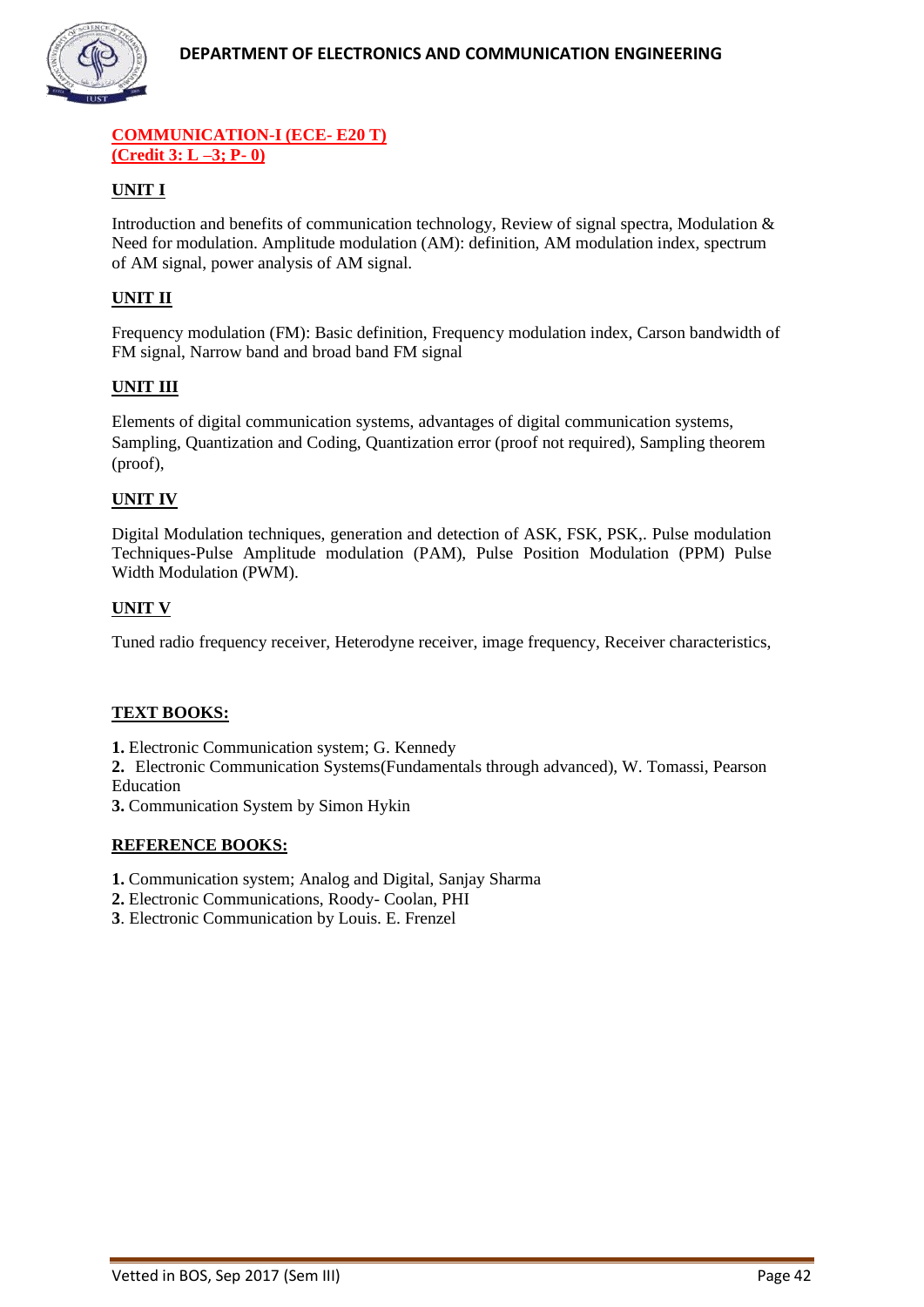## COMMUNICATION-I (ECE- E20 T)
**(Credit 3: L –3; P- 0)**

### UNIT I

Introduction and benefits of communication technology, Review of signal spectra, Modulation & Need for modulation. Amplitude modulation (AM): definition, AM modulation index, spectrum of AM signal, power analysis of AM signal.

### UNIT II

Frequency modulation (FM): Basic definition, Frequency modulation index, Carson bandwidth of FM signal, Narrow band and broad band FM signal

### UNIT III

Elements of digital communication systems, advantages of digital communication systems, Sampling, Quantization and Coding, Quantization error (proof not required), Sampling theorem (proof),

### UNIT IV

Digital Modulation techniques, generation and detection of ASK, FSK, PSK,. Pulse modulation Techniques-Pulse Amplitude modulation (PAM), Pulse Position Modulation (PPM) Pulse Width Modulation (PWM).

### UNIT V

Tuned radio frequency receiver, Heterodyne receiver, image frequency, Receiver characteristics,

### TEXT BOOKS:

**1.** Electronic Communication system; G. Kennedy
**2.** Electronic Communication Systems(Fundamentals through advanced), W. Tomassi, Pearson Education
**3.** Communication System by Simon Hykin

### REFERENCE BOOKS:

**1.** Communication system; Analog and Digital, Sanjay Sharma
**2.** Electronic Communications, Roody- Coolan, PHI
**3**. Electronic Communication by Louis. E. Frenzel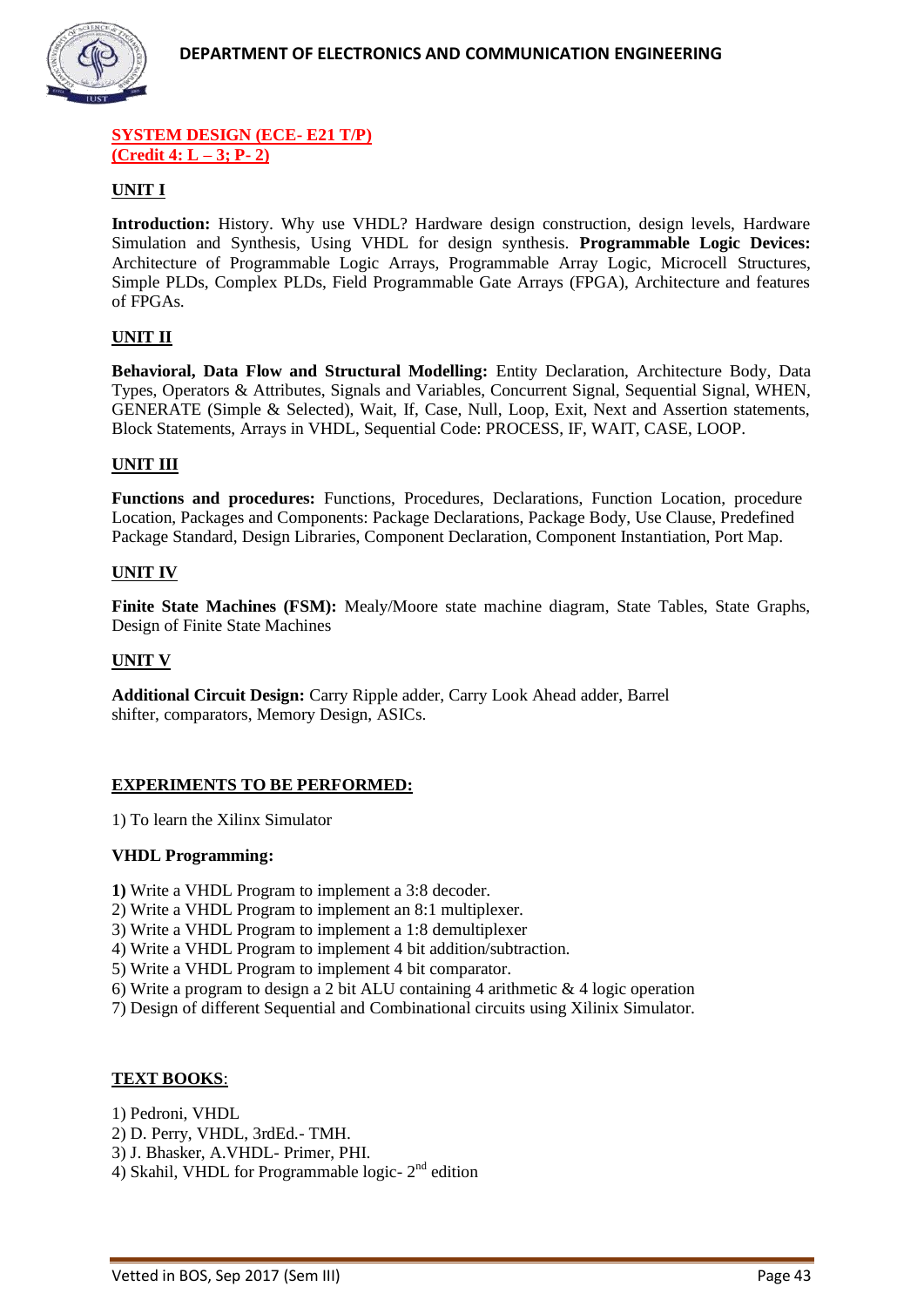**SYSTEM DESIGN (ECE- E21 T/P)**
**(Credit 4: L – 3; P- 2)**

## UNIT I

**Introduction:** History. Why use VHDL? Hardware design construction, design levels, Hardware Simulation and Synthesis, Using VHDL for design synthesis. **Programmable Logic Devices:** Architecture of Programmable Logic Arrays, Programmable Array Logic, Microcell Structures, Simple PLDs, Complex PLDs, Field Programmable Gate Arrays (FPGA), Architecture and features of FPGAs.

## UNIT II

**Behavioral, Data Flow and Structural Modelling:** Entity Declaration, Architecture Body, Data Types, Operators & Attributes, Signals and Variables, Concurrent Signal, Sequential Signal, WHEN, GENERATE (Simple & Selected), Wait, If, Case, Null, Loop, Exit, Next and Assertion statements, Block Statements, Arrays in VHDL, Sequential Code: PROCESS, IF, WAIT, CASE, LOOP.

## UNIT III

**Functions and procedures:** Functions, Procedures, Declarations, Function Location, procedure Location, Packages and Components: Package Declarations, Package Body, Use Clause, Predefined Package Standard, Design Libraries, Component Declaration, Component Instantiation, Port Map.

## UNIT IV

**Finite State Machines (FSM):** Mealy/Moore state machine diagram, State Tables, State Graphs, Design of Finite State Machines

## UNIT V

**Additional Circuit Design:** Carry Ripple adder, Carry Look Ahead adder, Barrel shifter, comparators, Memory Design, ASICs.

## EXPERIMENTS TO BE PERFORMED:

1) To learn the Xilinx Simulator

**VHDL Programming:**

**1)** Write a VHDL Program to implement a 3:8 decoder.
2) Write a VHDL Program to implement an 8:1 multiplexer.
3) Write a VHDL Program to implement a 1:8 demultiplexer
4) Write a VHDL Program to implement 4 bit addition/subtraction.
5) Write a VHDL Program to implement 4 bit comparator.
6) Write a program to design a 2 bit ALU containing 4 arithmetic & 4 logic operation
7) Design of different Sequential and Combinational circuits using Xilinix Simulator.

## TEXT BOOKS:

1) Pedroni, VHDL
2) D. Perry, VHDL, 3rdEd.- TMH.
3) J. Bhasker, A.VHDL- Primer, PHI.
4) Skahil, VHDL for Programmable logic- 2nd edition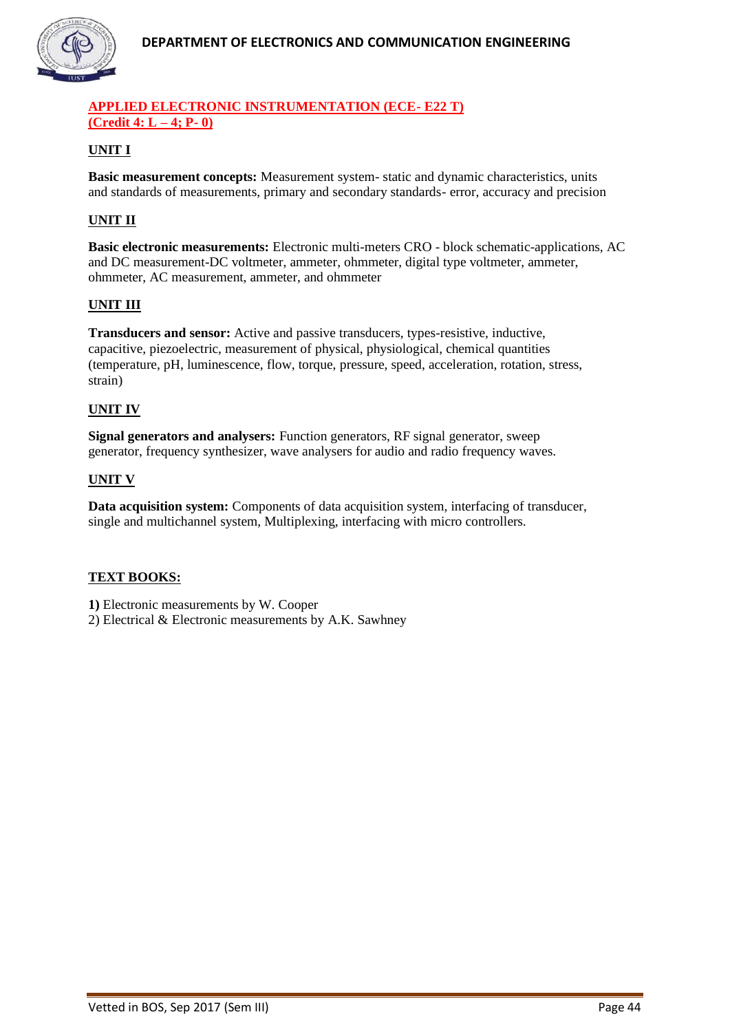## APPLIED ELECTRONIC INSTRUMENTATION (ECE- E22 T)
## (Credit 4: L – 4; P- 0)

### UNIT I

**Basic measurement concepts:** Measurement system- static and dynamic characteristics, units and standards of measurements, primary and secondary standards- error, accuracy and precision

### UNIT II

**Basic electronic measurements:** Electronic multi-meters CRO - block schematic-applications, AC and DC measurement-DC voltmeter, ammeter, ohmmeter, digital type voltmeter, ammeter, ohmmeter, AC measurement, ammeter, and ohmmeter

### UNIT III

**Transducers and sensor:** Active and passive transducers, types-resistive, inductive, capacitive, piezoelectric, measurement of physical, physiological, chemical quantities (temperature, pH, luminescence, flow, torque, pressure, speed, acceleration, rotation, stress, strain)

### UNIT IV

**Signal generators and analysers:** Function generators, RF signal generator, sweep generator, frequency synthesizer, wave analysers for audio and radio frequency waves.

### UNIT V

**Data acquisition system:** Components of data acquisition system, interfacing of transducer, single and multichannel system, Multiplexing, interfacing with micro controllers.

### TEXT BOOKS:

**1)** Electronic measurements by W. Cooper
2) Electrical & Electronic measurements by A.K. Sawhney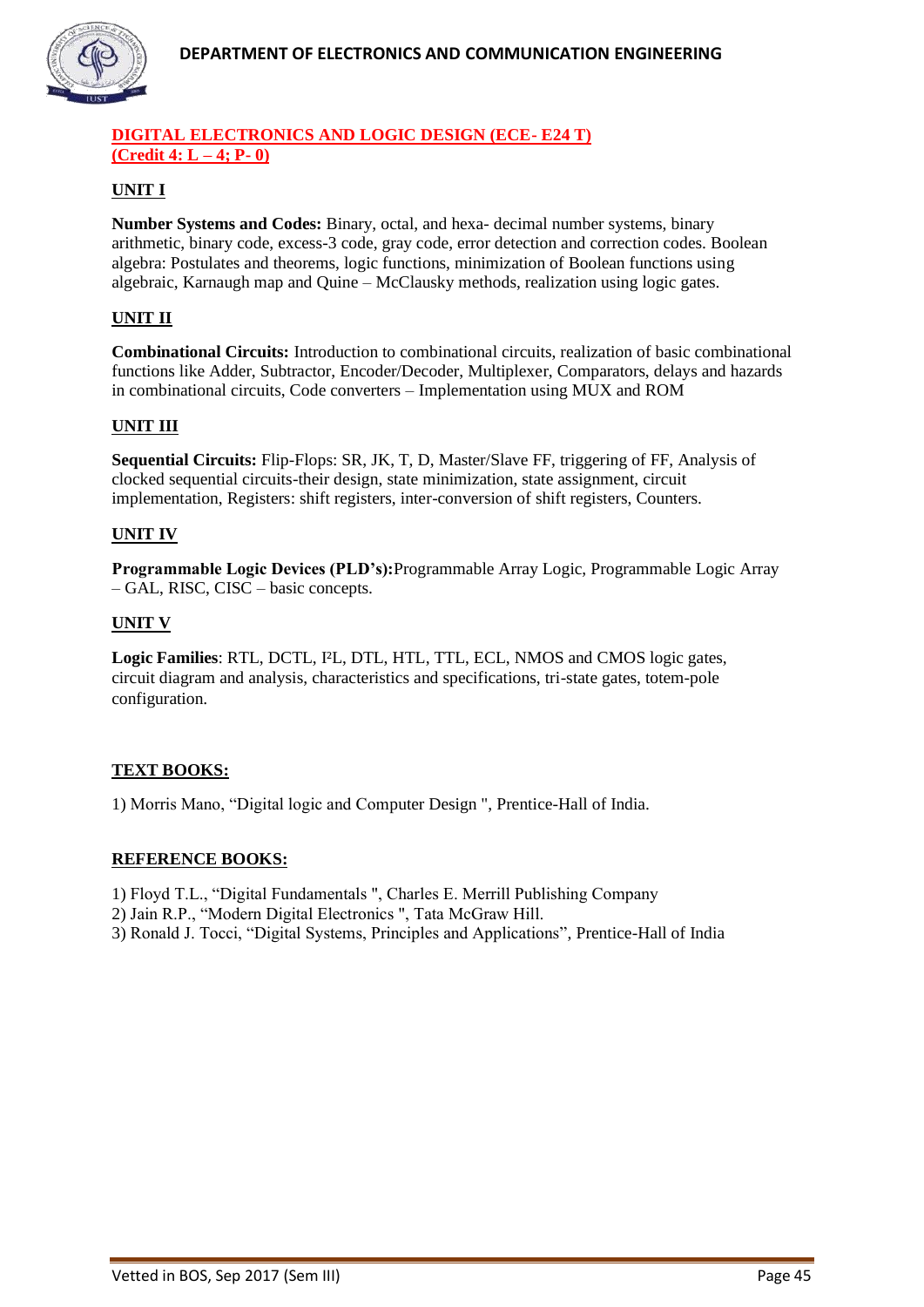## DIGITAL ELECTRONICS AND LOGIC DESIGN (ECE- E24 T)
**(Credit 4: L – 4; P- 0)**

### UNIT I

**Number Systems and Codes:** Binary, octal, and hexa- decimal number systems, binary arithmetic, binary code, excess-3 code, gray code, error detection and correction codes. Boolean algebra: Postulates and theorems, logic functions, minimization of Boolean functions using algebraic, Karnaugh map and Quine – McClausky methods, realization using logic gates.

### UNIT II

**Combinational Circuits:** Introduction to combinational circuits, realization of basic combinational functions like Adder, Subtractor, Encoder/Decoder, Multiplexer, Comparators, delays and hazards in combinational circuits, Code converters – Implementation using MUX and ROM

### UNIT III

**Sequential Circuits:** Flip-Flops: SR, JK, T, D, Master/Slave FF, triggering of FF, Analysis of clocked sequential circuits-their design, state minimization, state assignment, circuit implementation, Registers: shift registers, inter-conversion of shift registers, Counters.

### UNIT IV

**Programmable Logic Devices (PLD's):**Programmable Array Logic, Programmable Logic Array – GAL, RISC, CISC – basic concepts.

### UNIT V

**Logic Families**: RTL, DCTL, $I^2L$, DTL, HTL, TTL, ECL, NMOS and CMOS logic gates, circuit diagram and analysis, characteristics and specifications, tri-state gates, totem-pole configuration.

### TEXT BOOKS:

1) Morris Mano, "Digital logic and Computer Design ", Prentice-Hall of India.

### REFERENCE BOOKS:

1) Floyd T.L., "Digital Fundamentals ", Charles E. Merrill Publishing Company
2) Jain R.P., "Modern Digital Electronics ", Tata McGraw Hill.
3) Ronald J. Tocci, "Digital Systems, Principles and Applications", Prentice-Hall of India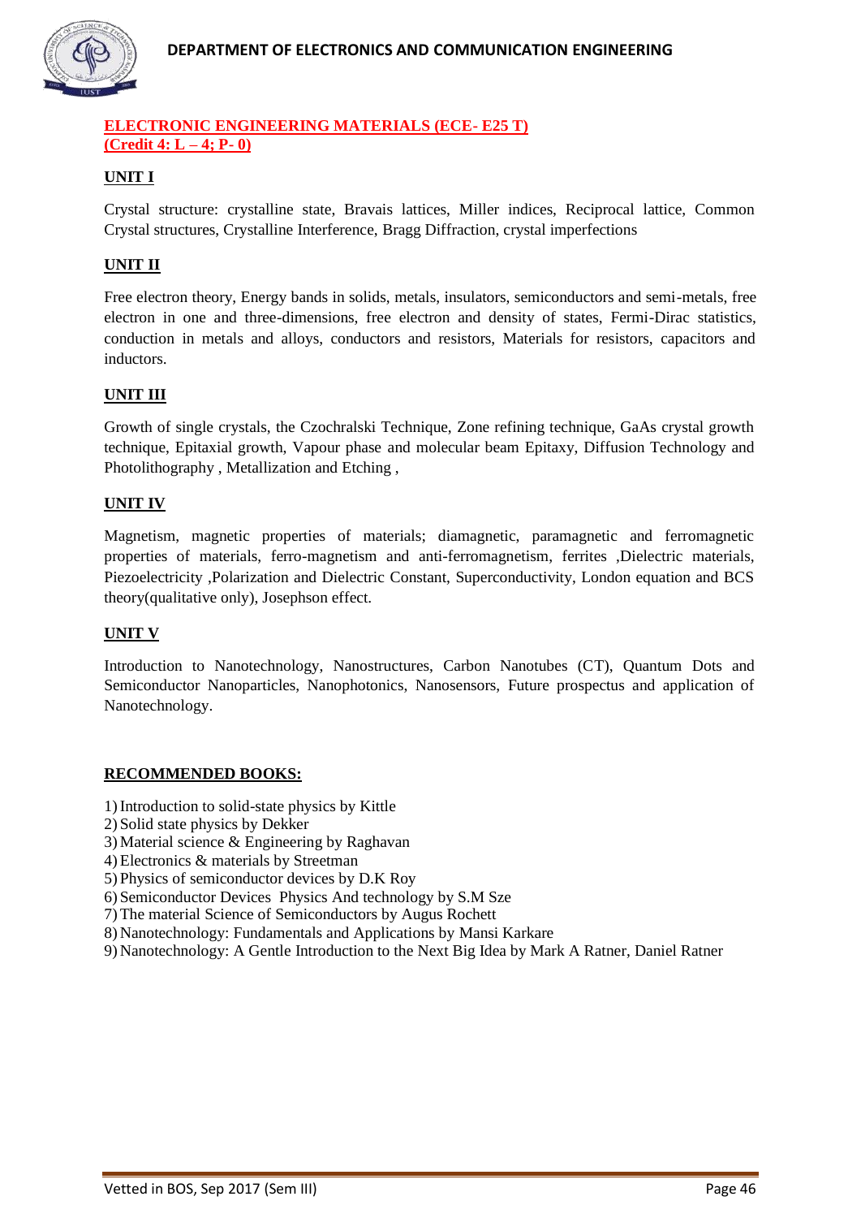**ELECTRONIC ENGINEERING MATERIALS (ECE- E25 T)**
**(Credit 4: L – 4; P- 0)**

**UNIT I**

Crystal structure: crystalline state, Bravais lattices, Miller indices, Reciprocal lattice, Common Crystal structures, Crystalline Interference, Bragg Diffraction, crystal imperfections

**UNIT II**

Free electron theory, Energy bands in solids, metals, insulators, semiconductors and semi-metals, free electron in one and three-dimensions, free electron and density of states, Fermi-Dirac statistics, conduction in metals and alloys, conductors and resistors, Materials for resistors, capacitors and inductors.

**UNIT III**

Growth of single crystals, the Czochralski Technique, Zone refining technique, GaAs crystal growth technique, Epitaxial growth, Vapour phase and molecular beam Epitaxy, Diffusion Technology and Photolithography , Metallization and Etching ,

**UNIT IV**

Magnetism, magnetic properties of materials; diamagnetic, paramagnetic and ferromagnetic properties of materials, ferro-magnetism and anti-ferromagnetism, ferrites ,Dielectric materials, Piezoelectricity ,Polarization and Dielectric Constant, Superconductivity, London equation and BCS theory(qualitative only), Josephson effect.

**UNIT V**

Introduction to Nanotechnology, Nanostructures, Carbon Nanotubes (CT), Quantum Dots and Semiconductor Nanoparticles, Nanophotonics, Nanosensors, Future prospectus and application of Nanotechnology.

**RECOMMENDED BOOKS:**

1) Introduction to solid-state physics by Kittle
2) Solid state physics by Dekker
3) Material science & Engineering by Raghavan
4) Electronics & materials by Streetman
5) Physics of semiconductor devices by D.K Roy
6) Semiconductor Devices Physics And technology by S.M Sze
7) The material Science of Semiconductors by Augus Rochett
8) Nanotechnology: Fundamentals and Applications by Mansi Karkare
9) Nanotechnology: A Gentle Introduction to the Next Big Idea by Mark A Ratner, Daniel Ratner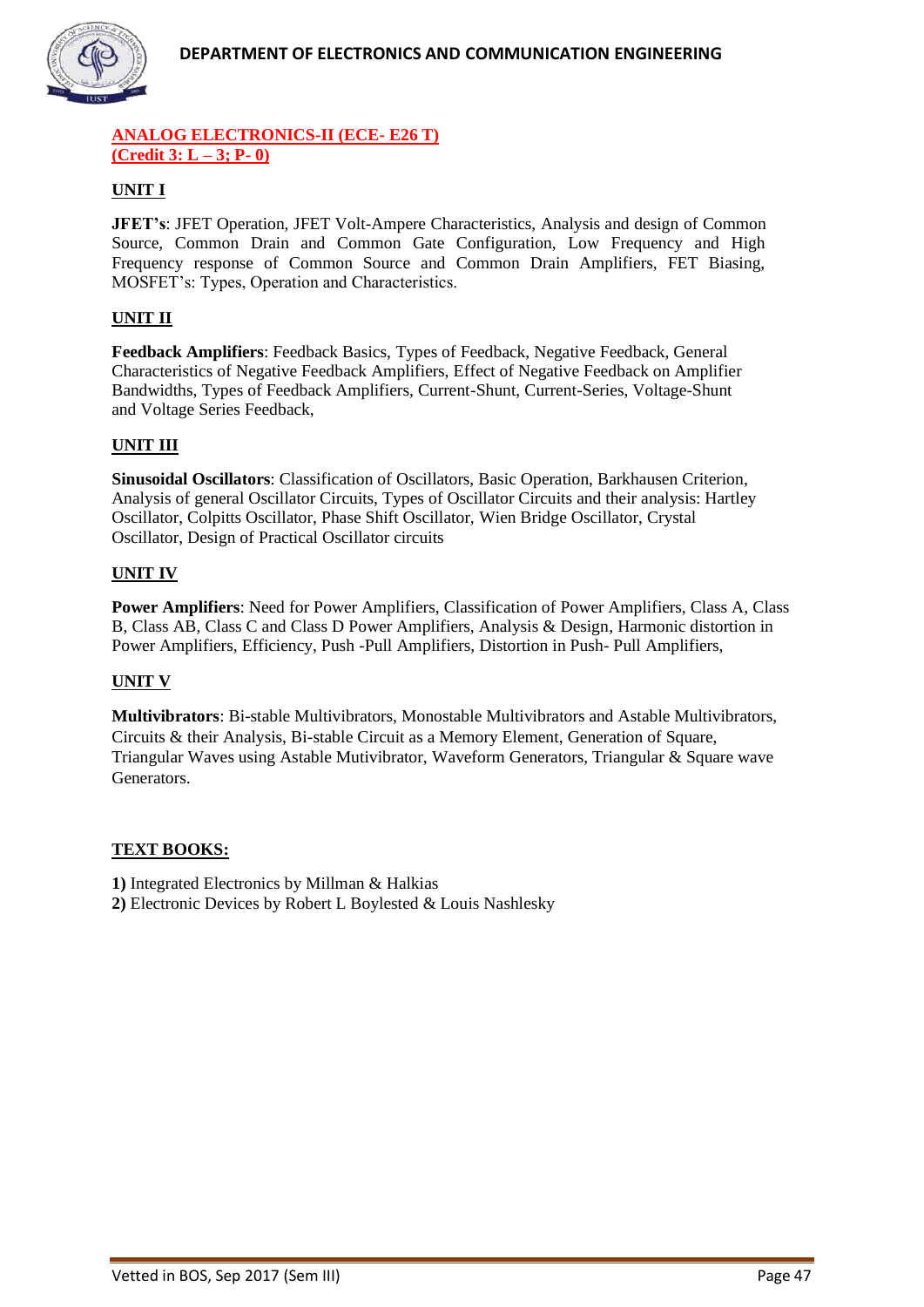**ANALOG ELECTRONICS-II (ECE- E26 T)**
**(Credit 3: L – 3; P- 0)**

## UNIT I

**JFET's**: JFET Operation, JFET Volt-Ampere Characteristics, Analysis and design of Common Source, Common Drain and Common Gate Configuration, Low Frequency and High Frequency response of Common Source and Common Drain Amplifiers, FET Biasing, MOSFET's: Types, Operation and Characteristics.

## UNIT II

**Feedback Amplifiers**: Feedback Basics, Types of Feedback, Negative Feedback, General Characteristics of Negative Feedback Amplifiers, Effect of Negative Feedback on Amplifier Bandwidths, Types of Feedback Amplifiers, Current-Shunt, Current-Series, Voltage-Shunt and Voltage Series Feedback,

## UNIT III

**Sinusoidal Oscillators**: Classification of Oscillators, Basic Operation, Barkhausen Criterion, Analysis of general Oscillator Circuits, Types of Oscillator Circuits and their analysis: Hartley Oscillator, Colpitts Oscillator, Phase Shift Oscillator, Wien Bridge Oscillator, Crystal Oscillator, Design of Practical Oscillator circuits

## UNIT IV

**Power Amplifiers**: Need for Power Amplifiers, Classification of Power Amplifiers, Class A, Class B, Class AB, Class C and Class D Power Amplifiers, Analysis & Design, Harmonic distortion in Power Amplifiers, Efficiency, Push -Pull Amplifiers, Distortion in Push- Pull Amplifiers,

## UNIT V

**Multivibrators**: Bi-stable Multivibrators, Monostable Multivibrators and Astable Multivibrators, Circuits & their Analysis, Bi-stable Circuit as a Memory Element, Generation of Square, Triangular Waves using Astable Mutivibrator, Waveform Generators, Triangular & Square wave Generators.

## TEXT BOOKS:

**1)** Integrated Electronics by Millman & Halkias
**2)** Electronic Devices by Robert L Boylested & Louis Nashlesky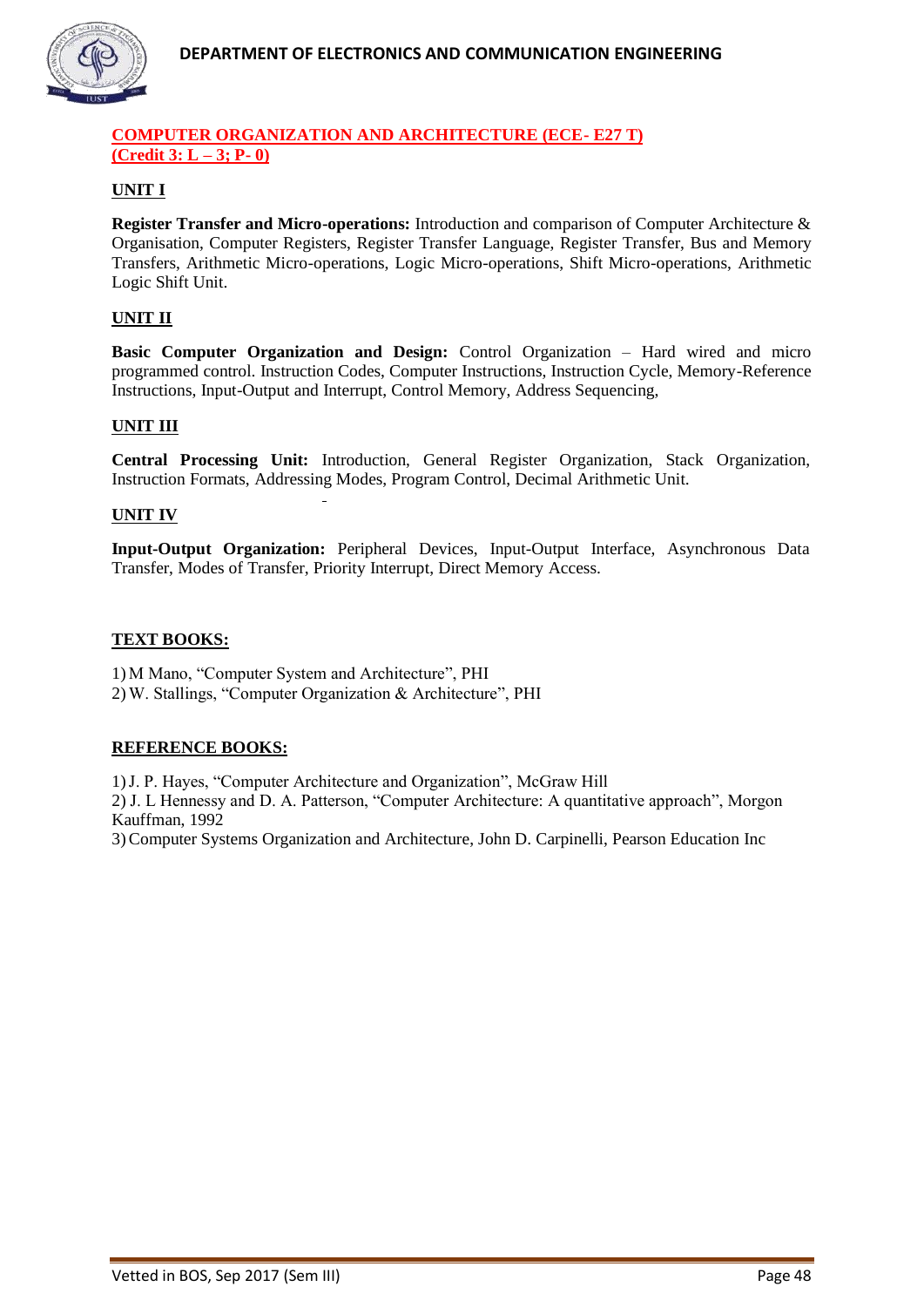## COMPUTER ORGANIZATION AND ARCHITECTURE (ECE- E27 T)
**(Credit 3: L – 3; P- 0)**

### UNIT I

**Register Transfer and Micro-operations:** Introduction and comparison of Computer Architecture & Organisation, Computer Registers, Register Transfer Language, Register Transfer, Bus and Memory Transfers, Arithmetic Micro-operations, Logic Micro-operations, Shift Micro-operations, Arithmetic Logic Shift Unit.

### UNIT II

**Basic Computer Organization and Design:** Control Organization – Hard wired and micro programmed control. Instruction Codes, Computer Instructions, Instruction Cycle, Memory-Reference Instructions, Input-Output and Interrupt, Control Memory, Address Sequencing,

### UNIT III

**Central Processing Unit:** Introduction, General Register Organization, Stack Organization, Instruction Formats, Addressing Modes, Program Control, Decimal Arithmetic Unit.

### UNIT IV

**Input-Output Organization:** Peripheral Devices, Input-Output Interface, Asynchronous Data Transfer, Modes of Transfer, Priority Interrupt, Direct Memory Access.

### TEXT BOOKS:

1) M Mano, "Computer System and Architecture", PHI
2) W. Stallings, "Computer Organization & Architecture", PHI

### REFERENCE BOOKS:

1) J. P. Hayes, "Computer Architecture and Organization", McGraw Hill
2) J. L Hennessy and D. A. Patterson, "Computer Architecture: A quantitative approach", Morgon Kauffman, 1992
3) Computer Systems Organization and Architecture, John D. Carpinelli, Pearson Education Inc

Vetted in BOS, Sep 2017 (Sem III)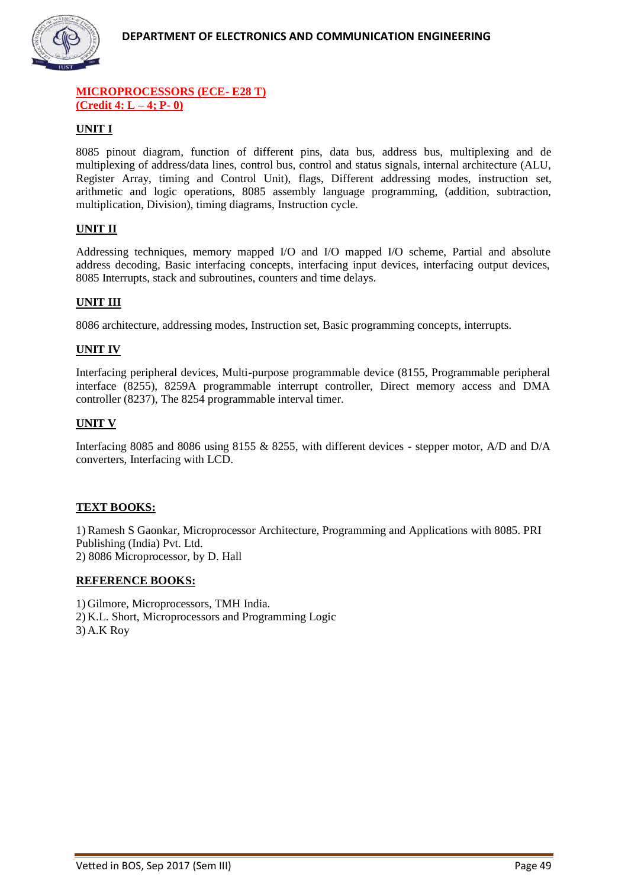**MICROPROCESSORS (ECE- E28 T)**
**(Credit 4: L – 4; P- 0)**

**UNIT I**

8085 pinout diagram, function of different pins, data bus, address bus, multiplexing and de multiplexing of address/data lines, control bus, control and status signals, internal architecture (ALU, Register Array, timing and Control Unit), flags, Different addressing modes, instruction set, arithmetic and logic operations, 8085 assembly language programming, (addition, subtraction, multiplication, Division), timing diagrams, Instruction cycle.

**UNIT II**

Addressing techniques, memory mapped I/O and I/O mapped I/O scheme, Partial and absolute address decoding, Basic interfacing concepts, interfacing input devices, interfacing output devices, 8085 Interrupts, stack and subroutines, counters and time delays.

**UNIT III**

8086 architecture, addressing modes, Instruction set, Basic programming concepts, interrupts.

**UNIT IV**

Interfacing peripheral devices, Multi-purpose programmable device (8155, Programmable peripheral interface (8255), 8259A programmable interrupt controller, Direct memory access and DMA controller (8237), The 8254 programmable interval timer.

**UNIT V**

Interfacing 8085 and 8086 using 8155 & 8255, with different devices - stepper motor, A/D and D/A converters, Interfacing with LCD.

**TEXT BOOKS:**

1) Ramesh S Gaonkar, Microprocessor Architecture, Programming and Applications with 8085. PRI Publishing (India) Pvt. Ltd.
2) 8086 Microprocessor, by D. Hall

**REFERENCE BOOKS:**

1) Gilmore, Microprocessors, TMH India.
2) K.L. Short, Microprocessors and Programming Logic
3) A.K Roy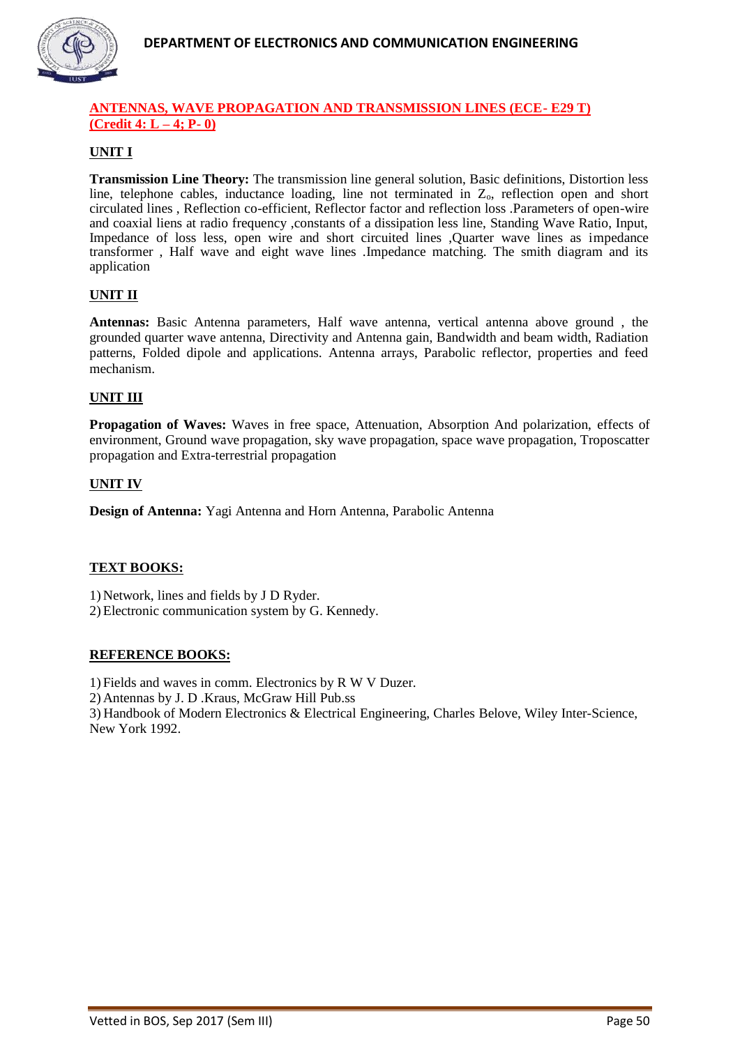## ANTENNAS, WAVE PROPAGATION AND TRANSMISSION LINES (ECE- E29 T) (Credit 4: L – 4; P- 0)

### UNIT I

**Transmission Line Theory:** The transmission line general solution, Basic definitions, Distortion less line, telephone cables, inductance loading, line not terminated in $Z_o$, reflection open and short circulated lines , Reflection co-efficient, Reflector factor and reflection loss .Parameters of open-wire and coaxial liens at radio frequency ,constants of a dissipation less line, Standing Wave Ratio, Input, Impedance of loss less, open wire and short circuited lines ,Quarter wave lines as impedance transformer , Half wave and eight wave lines .Impedance matching. The smith diagram and its application

### UNIT II

**Antennas:** Basic Antenna parameters, Half wave antenna, vertical antenna above ground , the grounded quarter wave antenna, Directivity and Antenna gain, Bandwidth and beam width, Radiation patterns, Folded dipole and applications. Antenna arrays, Parabolic reflector, properties and feed mechanism.

### UNIT III

**Propagation of Waves:** Waves in free space, Attenuation, Absorption And polarization, effects of environment, Ground wave propagation, sky wave propagation, space wave propagation, Troposcatter propagation and Extra-terrestrial propagation

### UNIT IV

**Design of Antenna:** Yagi Antenna and Horn Antenna, Parabolic Antenna

### TEXT BOOKS:

1) Network, lines and fields by J D Ryder.
2) Electronic communication system by G. Kennedy.

### REFERENCE BOOKS:

1) Fields and waves in comm. Electronics by R W V Duzer.
2) Antennas by J. D .Kraus, McGraw Hill Pub.ss
3) Handbook of Modern Electronics & Electrical Engineering, Charles Belove, Wiley Inter-Science, New York 1992.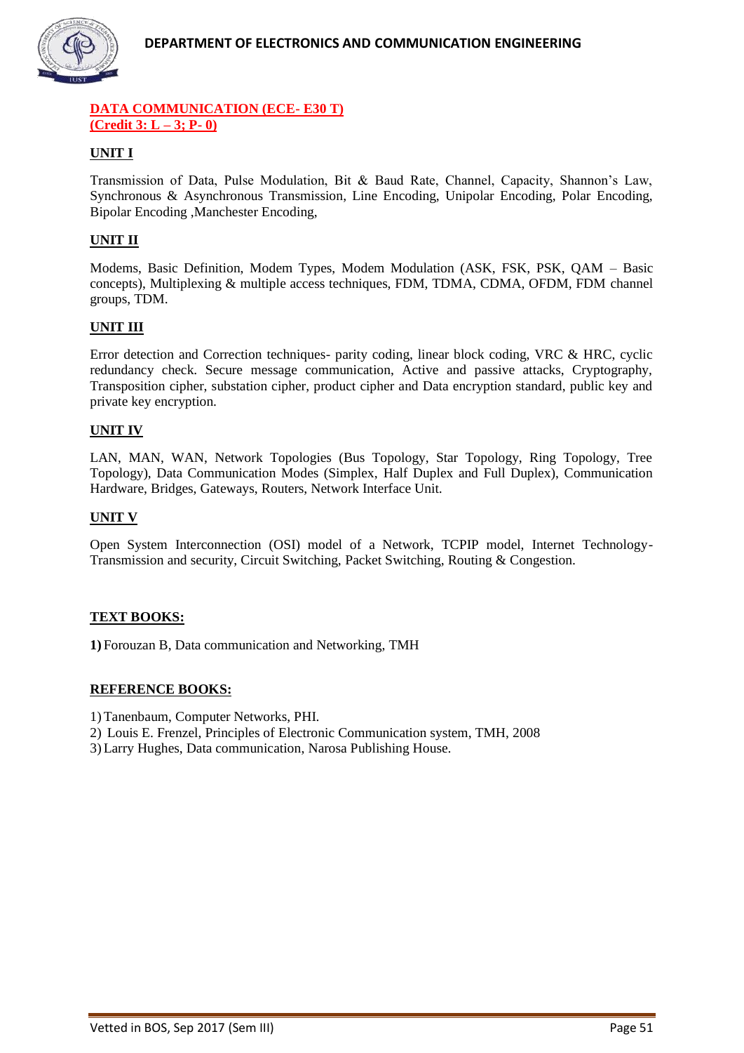**DATA COMMUNICATION (ECE- E30 T)**
**(Credit 3: L – 3; P- 0)**

**UNIT I**

Transmission of Data, Pulse Modulation, Bit & Baud Rate, Channel, Capacity, Shannon's Law, Synchronous & Asynchronous Transmission, Line Encoding, Unipolar Encoding, Polar Encoding, Bipolar Encoding ,Manchester Encoding,

**UNIT II**

Modems, Basic Definition, Modem Types, Modem Modulation (ASK, FSK, PSK, QAM – Basic concepts), Multiplexing & multiple access techniques, FDM, TDMA, CDMA, OFDM, FDM channel groups, TDM.

**UNIT III**

Error detection and Correction techniques- parity coding, linear block coding, VRC & HRC, cyclic redundancy check. Secure message communication, Active and passive attacks, Cryptography, Transposition cipher, substation cipher, product cipher and Data encryption standard, public key and private key encryption.

**UNIT IV**

LAN, MAN, WAN, Network Topologies (Bus Topology, Star Topology, Ring Topology, Tree Topology), Data Communication Modes (Simplex, Half Duplex and Full Duplex), Communication Hardware, Bridges, Gateways, Routers, Network Interface Unit.

**UNIT V**

Open System Interconnection (OSI) model of a Network, TCPIP model, Internet Technology-Transmission and security, Circuit Switching, Packet Switching, Routing & Congestion.

**TEXT BOOKS:**

**1)** Forouzan B, Data communication and Networking, TMH

**REFERENCE BOOKS:**

1) Tanenbaum, Computer Networks, PHI.
2) Louis E. Frenzel, Principles of Electronic Communication system, TMH, 2008
3) Larry Hughes, Data communication, Narosa Publishing House.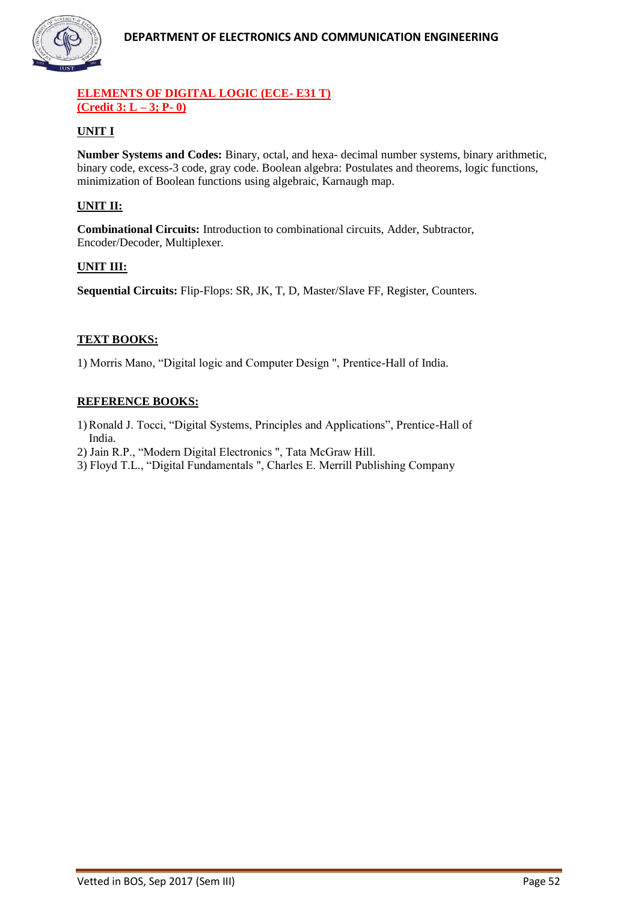## ELEMENTS OF DIGITAL LOGIC (ECE- E31 T)
**(Credit 3: L – 3; P- 0)**

### UNIT I

**Number Systems and Codes:** Binary, octal, and hexa- decimal number systems, binary arithmetic, binary code, excess-3 code, gray code. Boolean algebra: Postulates and theorems, logic functions, minimization of Boolean functions using algebraic, Karnaugh map.

### UNIT II:

**Combinational Circuits:** Introduction to combinational circuits, Adder, Subtractor, Encoder/Decoder, Multiplexer.

### UNIT III:

**Sequential Circuits:** Flip-Flops: SR, JK, T, D, Master/Slave FF, Register, Counters.

### TEXT BOOKS:

1) Morris Mano, "Digital logic and Computer Design ", Prentice-Hall of India.

### REFERENCE BOOKS:

1) Ronald J. Tocci, "Digital Systems, Principles and Applications", Prentice-Hall of India.
2) Jain R.P., "Modern Digital Electronics ", Tata McGraw Hill.
3) Floyd T.L., "Digital Fundamentals ", Charles E. Merrill Publishing Company